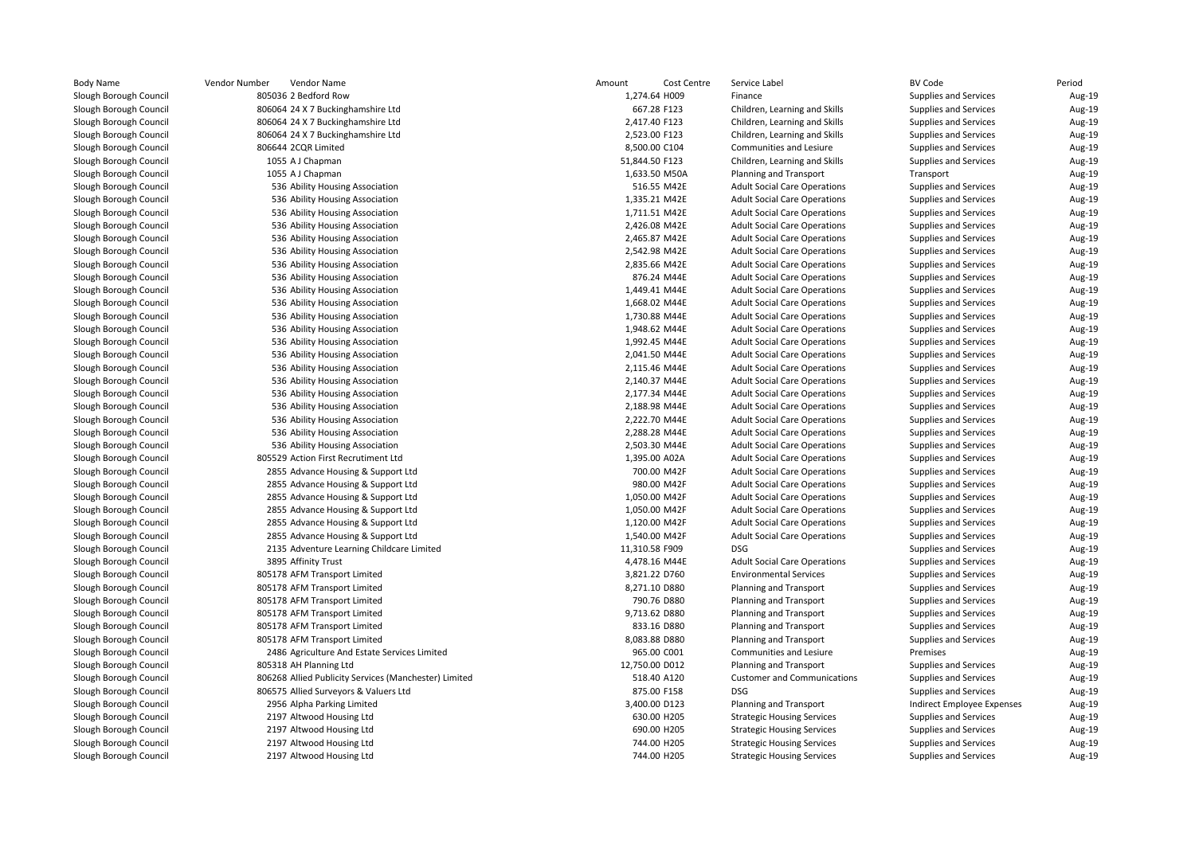| Body Name | Vendor Number | Vendor Name | Amount | Cost Centre | Service Label | BV Code | Period |
|---|---|---|---|---|---|---|---|
| Slough Borough Council | 805036 | 2 Bedford Row | 1,274.64 | H009 | Finance | Supplies and Services | Aug-19 |
| Slough Borough Council | 806064 | 24 X 7 Buckinghamshire Ltd | 667.28 | F123 | Children, Learning and Skills | Supplies and Services | Aug-19 |
| Slough Borough Council | 806064 | 24 X 7 Buckinghamshire Ltd | 2,417.40 | F123 | Children, Learning and Skills | Supplies and Services | Aug-19 |
| Slough Borough Council | 806064 | 24 X 7 Buckinghamshire Ltd | 2,523.00 | F123 | Children, Learning and Skills | Supplies and Services | Aug-19 |
| Slough Borough Council | 806644 | 2CQR Limited | 8,500.00 | C104 | Communities and Lesiure | Supplies and Services | Aug-19 |
| Slough Borough Council | 1055 | A J Chapman | 51,844.50 | F123 | Children, Learning and Skills | Supplies and Services | Aug-19 |
| Slough Borough Council | 1055 | A J Chapman | 1,633.50 | M50A | Planning and Transport | Transport | Aug-19 |
| Slough Borough Council | 536 | Ability Housing Association | 516.55 | M42E | Adult Social Care Operations | Supplies and Services | Aug-19 |
| Slough Borough Council | 536 | Ability Housing Association | 1,335.21 | M42E | Adult Social Care Operations | Supplies and Services | Aug-19 |
| Slough Borough Council | 536 | Ability Housing Association | 1,711.51 | M42E | Adult Social Care Operations | Supplies and Services | Aug-19 |
| Slough Borough Council | 536 | Ability Housing Association | 2,426.08 | M42E | Adult Social Care Operations | Supplies and Services | Aug-19 |
| Slough Borough Council | 536 | Ability Housing Association | 2,465.87 | M42E | Adult Social Care Operations | Supplies and Services | Aug-19 |
| Slough Borough Council | 536 | Ability Housing Association | 2,542.98 | M42E | Adult Social Care Operations | Supplies and Services | Aug-19 |
| Slough Borough Council | 536 | Ability Housing Association | 2,835.66 | M42E | Adult Social Care Operations | Supplies and Services | Aug-19 |
| Slough Borough Council | 536 | Ability Housing Association | 876.24 | M44E | Adult Social Care Operations | Supplies and Services | Aug-19 |
| Slough Borough Council | 536 | Ability Housing Association | 1,449.41 | M44E | Adult Social Care Operations | Supplies and Services | Aug-19 |
| Slough Borough Council | 536 | Ability Housing Association | 1,668.02 | M44E | Adult Social Care Operations | Supplies and Services | Aug-19 |
| Slough Borough Council | 536 | Ability Housing Association | 1,730.88 | M44E | Adult Social Care Operations | Supplies and Services | Aug-19 |
| Slough Borough Council | 536 | Ability Housing Association | 1,948.62 | M44E | Adult Social Care Operations | Supplies and Services | Aug-19 |
| Slough Borough Council | 536 | Ability Housing Association | 1,992.45 | M44E | Adult Social Care Operations | Supplies and Services | Aug-19 |
| Slough Borough Council | 536 | Ability Housing Association | 2,041.50 | M44E | Adult Social Care Operations | Supplies and Services | Aug-19 |
| Slough Borough Council | 536 | Ability Housing Association | 2,115.46 | M44E | Adult Social Care Operations | Supplies and Services | Aug-19 |
| Slough Borough Council | 536 | Ability Housing Association | 2,140.37 | M44E | Adult Social Care Operations | Supplies and Services | Aug-19 |
| Slough Borough Council | 536 | Ability Housing Association | 2,177.34 | M44E | Adult Social Care Operations | Supplies and Services | Aug-19 |
| Slough Borough Council | 536 | Ability Housing Association | 2,188.98 | M44E | Adult Social Care Operations | Supplies and Services | Aug-19 |
| Slough Borough Council | 536 | Ability Housing Association | 2,222.70 | M44E | Adult Social Care Operations | Supplies and Services | Aug-19 |
| Slough Borough Council | 536 | Ability Housing Association | 2,288.28 | M44E | Adult Social Care Operations | Supplies and Services | Aug-19 |
| Slough Borough Council | 536 | Ability Housing Association | 2,503.30 | M44E | Adult Social Care Operations | Supplies and Services | Aug-19 |
| Slough Borough Council | 805529 | Action First Recrutiment Ltd | 1,395.00 | A02A | Adult Social Care Operations | Supplies and Services | Aug-19 |
| Slough Borough Council | 2855 | Advance Housing & Support Ltd | 700.00 | M42F | Adult Social Care Operations | Supplies and Services | Aug-19 |
| Slough Borough Council | 2855 | Advance Housing & Support Ltd | 980.00 | M42F | Adult Social Care Operations | Supplies and Services | Aug-19 |
| Slough Borough Council | 2855 | Advance Housing & Support Ltd | 1,050.00 | M42F | Adult Social Care Operations | Supplies and Services | Aug-19 |
| Slough Borough Council | 2855 | Advance Housing & Support Ltd | 1,050.00 | M42F | Adult Social Care Operations | Supplies and Services | Aug-19 |
| Slough Borough Council | 2855 | Advance Housing & Support Ltd | 1,120.00 | M42F | Adult Social Care Operations | Supplies and Services | Aug-19 |
| Slough Borough Council | 2855 | Advance Housing & Support Ltd | 1,540.00 | M42F | Adult Social Care Operations | Supplies and Services | Aug-19 |
| Slough Borough Council | 2135 | Adventure Learning Childcare Limited | 11,310.58 | F909 | DSG | Supplies and Services | Aug-19 |
| Slough Borough Council | 3895 | Affinity Trust | 4,478.16 | M44E | Adult Social Care Operations | Supplies and Services | Aug-19 |
| Slough Borough Council | 805178 | AFM Transport Limited | 3,821.22 | D760 | Environmental Services | Supplies and Services | Aug-19 |
| Slough Borough Council | 805178 | AFM Transport Limited | 8,271.10 | D880 | Planning and Transport | Supplies and Services | Aug-19 |
| Slough Borough Council | 805178 | AFM Transport Limited | 790.76 | D880 | Planning and Transport | Supplies and Services | Aug-19 |
| Slough Borough Council | 805178 | AFM Transport Limited | 9,713.62 | D880 | Planning and Transport | Supplies and Services | Aug-19 |
| Slough Borough Council | 805178 | AFM Transport Limited | 833.16 | D880 | Planning and Transport | Supplies and Services | Aug-19 |
| Slough Borough Council | 805178 | AFM Transport Limited | 8,083.88 | D880 | Planning and Transport | Supplies and Services | Aug-19 |
| Slough Borough Council | 2486 | Agriculture And Estate Services Limited | 965.00 | C001 | Communities and Lesiure | Premises | Aug-19 |
| Slough Borough Council | 805318 | AH Planning Ltd | 12,750.00 | D012 | Planning and Transport | Supplies and Services | Aug-19 |
| Slough Borough Council | 806268 | Allied Publicity Services (Manchester) Limited | 518.40 | A120 | Customer and Communications | Supplies and Services | Aug-19 |
| Slough Borough Council | 806575 | Allied Surveyors & Valuers Ltd | 875.00 | F158 | DSG | Supplies and Services | Aug-19 |
| Slough Borough Council | 2956 | Alpha Parking Limited | 3,400.00 | D123 | Planning and Transport | Indirect Employee Expenses | Aug-19 |
| Slough Borough Council | 2197 | Altwood Housing Ltd | 630.00 | H205 | Strategic Housing Services | Supplies and Services | Aug-19 |
| Slough Borough Council | 2197 | Altwood Housing Ltd | 690.00 | H205 | Strategic Housing Services | Supplies and Services | Aug-19 |
| Slough Borough Council | 2197 | Altwood Housing Ltd | 744.00 | H205 | Strategic Housing Services | Supplies and Services | Aug-19 |
| Slough Borough Council | 2197 | Altwood Housing Ltd | 744.00 | H205 | Strategic Housing Services | Supplies and Services | Aug-19 |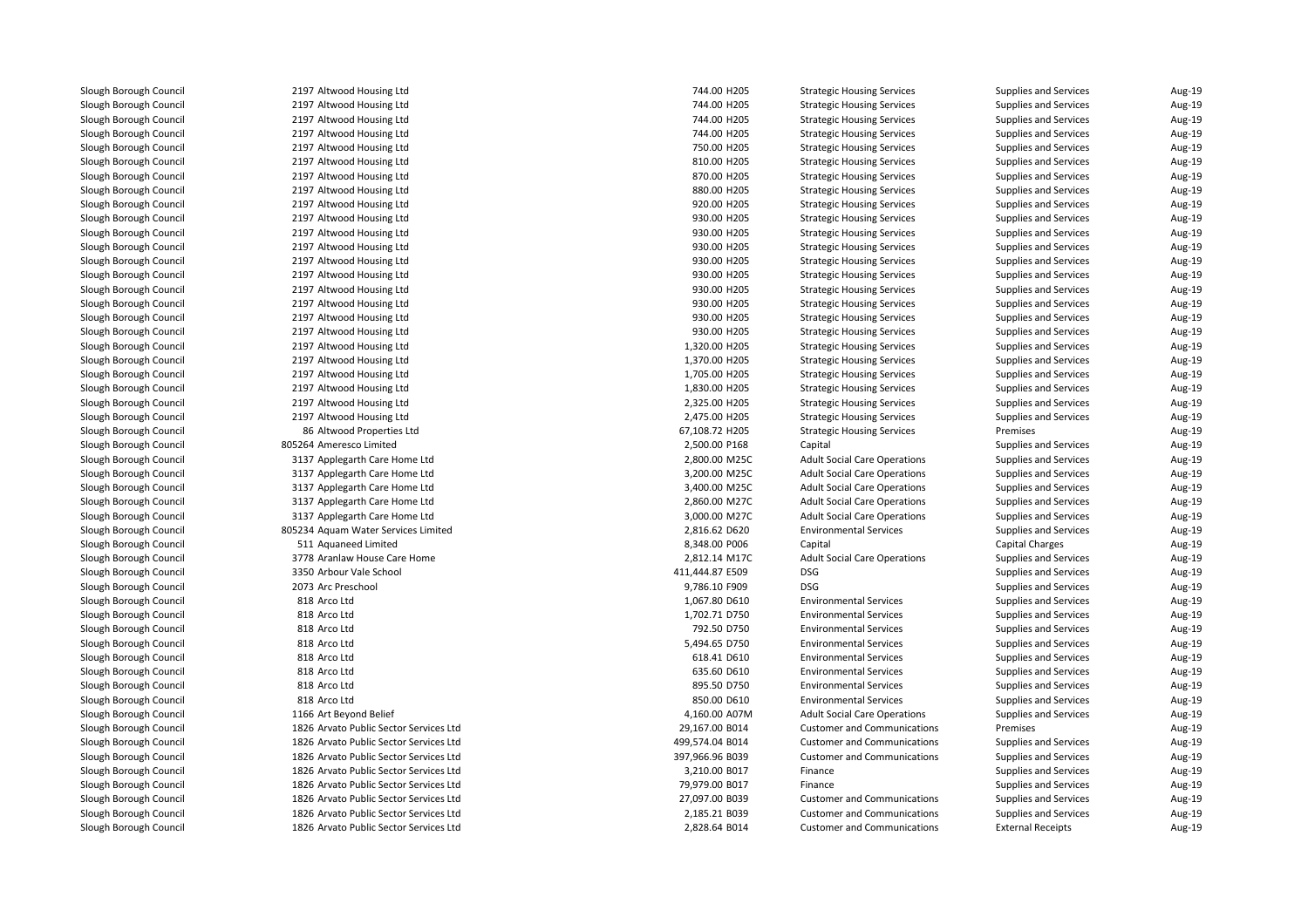| | | | | | | |
|---|---|---|---|---|---|---|
| Slough Borough Council | 2197 Altwood Housing Ltd | 744.00 H205 | Strategic Housing Services | Supplies and Services | Aug-19 |
| Slough Borough Council | 2197 Altwood Housing Ltd | 744.00 H205 | Strategic Housing Services | Supplies and Services | Aug-19 |
| Slough Borough Council | 2197 Altwood Housing Ltd | 744.00 H205 | Strategic Housing Services | Supplies and Services | Aug-19 |
| Slough Borough Council | 2197 Altwood Housing Ltd | 744.00 H205 | Strategic Housing Services | Supplies and Services | Aug-19 |
| Slough Borough Council | 2197 Altwood Housing Ltd | 750.00 H205 | Strategic Housing Services | Supplies and Services | Aug-19 |
| Slough Borough Council | 2197 Altwood Housing Ltd | 810.00 H205 | Strategic Housing Services | Supplies and Services | Aug-19 |
| Slough Borough Council | 2197 Altwood Housing Ltd | 870.00 H205 | Strategic Housing Services | Supplies and Services | Aug-19 |
| Slough Borough Council | 2197 Altwood Housing Ltd | 880.00 H205 | Strategic Housing Services | Supplies and Services | Aug-19 |
| Slough Borough Council | 2197 Altwood Housing Ltd | 920.00 H205 | Strategic Housing Services | Supplies and Services | Aug-19 |
| Slough Borough Council | 2197 Altwood Housing Ltd | 930.00 H205 | Strategic Housing Services | Supplies and Services | Aug-19 |
| Slough Borough Council | 2197 Altwood Housing Ltd | 930.00 H205 | Strategic Housing Services | Supplies and Services | Aug-19 |
| Slough Borough Council | 2197 Altwood Housing Ltd | 930.00 H205 | Strategic Housing Services | Supplies and Services | Aug-19 |
| Slough Borough Council | 2197 Altwood Housing Ltd | 930.00 H205 | Strategic Housing Services | Supplies and Services | Aug-19 |
| Slough Borough Council | 2197 Altwood Housing Ltd | 930.00 H205 | Strategic Housing Services | Supplies and Services | Aug-19 |
| Slough Borough Council | 2197 Altwood Housing Ltd | 930.00 H205 | Strategic Housing Services | Supplies and Services | Aug-19 |
| Slough Borough Council | 2197 Altwood Housing Ltd | 930.00 H205 | Strategic Housing Services | Supplies and Services | Aug-19 |
| Slough Borough Council | 2197 Altwood Housing Ltd | 930.00 H205 | Strategic Housing Services | Supplies and Services | Aug-19 |
| Slough Borough Council | 2197 Altwood Housing Ltd | 930.00 H205 | Strategic Housing Services | Supplies and Services | Aug-19 |
| Slough Borough Council | 2197 Altwood Housing Ltd | 1,320.00 H205 | Strategic Housing Services | Supplies and Services | Aug-19 |
| Slough Borough Council | 2197 Altwood Housing Ltd | 1,370.00 H205 | Strategic Housing Services | Supplies and Services | Aug-19 |
| Slough Borough Council | 2197 Altwood Housing Ltd | 1,705.00 H205 | Strategic Housing Services | Supplies and Services | Aug-19 |
| Slough Borough Council | 2197 Altwood Housing Ltd | 1,830.00 H205 | Strategic Housing Services | Supplies and Services | Aug-19 |
| Slough Borough Council | 2197 Altwood Housing Ltd | 2,325.00 H205 | Strategic Housing Services | Supplies and Services | Aug-19 |
| Slough Borough Council | 2197 Altwood Housing Ltd | 2,475.00 H205 | Strategic Housing Services | Supplies and Services | Aug-19 |
| Slough Borough Council | 86 Altwood Properties Ltd | 67,108.72 H205 | Strategic Housing Services | Premises | Aug-19 |
| Slough Borough Council | 805264 Ameresco Limited | 2,500.00 P168 | Capital | Supplies and Services | Aug-19 |
| Slough Borough Council | 3137 Applegarth Care Home Ltd | 2,800.00 M25C | Adult Social Care Operations | Supplies and Services | Aug-19 |
| Slough Borough Council | 3137 Applegarth Care Home Ltd | 3,200.00 M25C | Adult Social Care Operations | Supplies and Services | Aug-19 |
| Slough Borough Council | 3137 Applegarth Care Home Ltd | 3,400.00 M25C | Adult Social Care Operations | Supplies and Services | Aug-19 |
| Slough Borough Council | 3137 Applegarth Care Home Ltd | 2,860.00 M27C | Adult Social Care Operations | Supplies and Services | Aug-19 |
| Slough Borough Council | 3137 Applegarth Care Home Ltd | 3,000.00 M27C | Adult Social Care Operations | Supplies and Services | Aug-19 |
| Slough Borough Council | 805234 Aquam Water Services Limited | 2,816.62 D620 | Environmental Services | Supplies and Services | Aug-19 |
| Slough Borough Council | 511 Aquaneed Limited | 8,348.00 P006 | Capital | Capital Charges | Aug-19 |
| Slough Borough Council | 3778 Aranlaw House Care Home | 2,812.14 M17C | Adult Social Care Operations | Supplies and Services | Aug-19 |
| Slough Borough Council | 3350 Arbour Vale School | 411,444.87 E509 | DSG | Supplies and Services | Aug-19 |
| Slough Borough Council | 2073 Arc Preschool | 9,786.10 F909 | DSG | Supplies and Services | Aug-19 |
| Slough Borough Council | 818 Arco Ltd | 1,067.80 D610 | Environmental Services | Supplies and Services | Aug-19 |
| Slough Borough Council | 818 Arco Ltd | 1,702.71 D750 | Environmental Services | Supplies and Services | Aug-19 |
| Slough Borough Council | 818 Arco Ltd | 792.50 D750 | Environmental Services | Supplies and Services | Aug-19 |
| Slough Borough Council | 818 Arco Ltd | 5,494.65 D750 | Environmental Services | Supplies and Services | Aug-19 |
| Slough Borough Council | 818 Arco Ltd | 618.41 D610 | Environmental Services | Supplies and Services | Aug-19 |
| Slough Borough Council | 818 Arco Ltd | 635.60 D610 | Environmental Services | Supplies and Services | Aug-19 |
| Slough Borough Council | 818 Arco Ltd | 895.50 D750 | Environmental Services | Supplies and Services | Aug-19 |
| Slough Borough Council | 818 Arco Ltd | 850.00 D610 | Environmental Services | Supplies and Services | Aug-19 |
| Slough Borough Council | 1166 Art Beyond Belief | 4,160.00 A07M | Adult Social Care Operations | Supplies and Services | Aug-19 |
| Slough Borough Council | 1826 Arvato Public Sector Services Ltd | 29,167.00 B014 | Customer and Communications | Premises | Aug-19 |
| Slough Borough Council | 1826 Arvato Public Sector Services Ltd | 499,574.04 B014 | Customer and Communications | Supplies and Services | Aug-19 |
| Slough Borough Council | 1826 Arvato Public Sector Services Ltd | 397,966.96 B039 | Customer and Communications | Supplies and Services | Aug-19 |
| Slough Borough Council | 1826 Arvato Public Sector Services Ltd | 3,210.00 B017 | Finance | Supplies and Services | Aug-19 |
| Slough Borough Council | 1826 Arvato Public Sector Services Ltd | 79,979.00 B017 | Finance | Supplies and Services | Aug-19 |
| Slough Borough Council | 1826 Arvato Public Sector Services Ltd | 27,097.00 B039 | Customer and Communications | Supplies and Services | Aug-19 |
| Slough Borough Council | 1826 Arvato Public Sector Services Ltd | 2,185.21 B039 | Customer and Communications | Supplies and Services | Aug-19 |
| Slough Borough Council | 1826 Arvato Public Sector Services Ltd | 2,828.64 B014 | Customer and Communications | External Receipts | Aug-19 |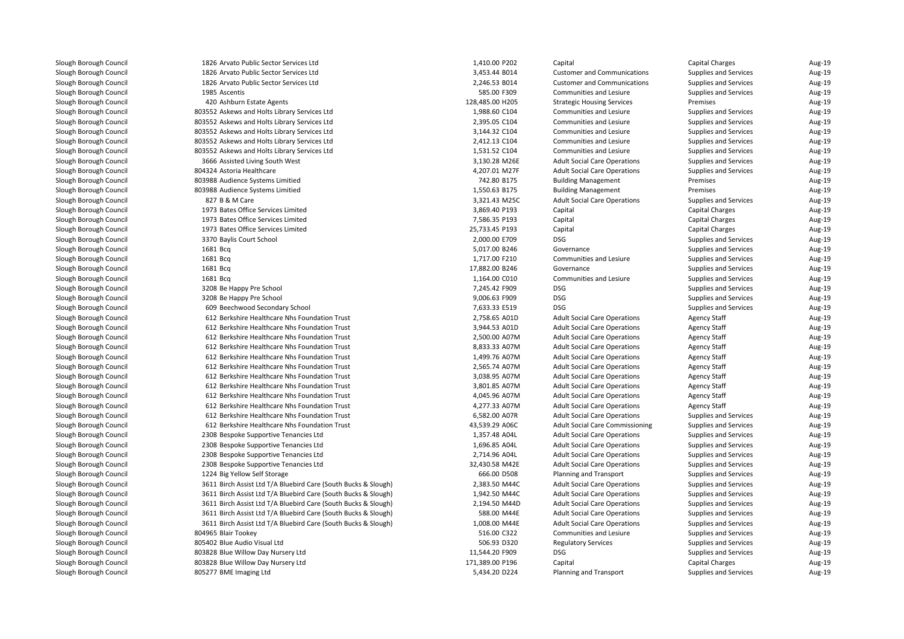| | | | | | | | |
|---|---|---|---|---|---|---|---|
| Slough Borough Council | 1826 | Arvato Public Sector Services Ltd | 1,410.00 | P202 | Capital | Capital Charges | Aug-19 |
| Slough Borough Council | 1826 | Arvato Public Sector Services Ltd | 3,453.44 | B014 | Customer and Communications | Supplies and Services | Aug-19 |
| Slough Borough Council | 1826 | Arvato Public Sector Services Ltd | 2,246.53 | B014 | Customer and Communications | Supplies and Services | Aug-19 |
| Slough Borough Council | 1985 | Ascentis | 585.00 | F309 | Communities and Lesiure | Supplies and Services | Aug-19 |
| Slough Borough Council | 420 | Ashburn Estate Agents | 128,485.00 | H205 | Strategic Housing Services | Premises | Aug-19 |
| Slough Borough Council | 803552 | Askews and Holts Library Services Ltd | 1,988.60 | C104 | Communities and Lesiure | Supplies and Services | Aug-19 |
| Slough Borough Council | 803552 | Askews and Holts Library Services Ltd | 2,395.05 | C104 | Communities and Lesiure | Supplies and Services | Aug-19 |
| Slough Borough Council | 803552 | Askews and Holts Library Services Ltd | 3,144.32 | C104 | Communities and Lesiure | Supplies and Services | Aug-19 |
| Slough Borough Council | 803552 | Askews and Holts Library Services Ltd | 2,412.13 | C104 | Communities and Lesiure | Supplies and Services | Aug-19 |
| Slough Borough Council | 803552 | Askews and Holts Library Services Ltd | 1,531.52 | C104 | Communities and Lesiure | Supplies and Services | Aug-19 |
| Slough Borough Council | 3666 | Assisted Living South West | 3,130.28 | M26E | Adult Social Care Operations | Supplies and Services | Aug-19 |
| Slough Borough Council | 804324 | Astoria Healthcare | 4,207.01 | M27F | Adult Social Care Operations | Supplies and Services | Aug-19 |
| Slough Borough Council | 803988 | Audience Systems Limitied | 742.80 | B175 | Building Management | Premises | Aug-19 |
| Slough Borough Council | 803988 | Audience Systems Limitied | 1,550.63 | B175 | Building Management | Premises | Aug-19 |
| Slough Borough Council | 827 | B & M Care | 3,321.43 | M25C | Adult Social Care Operations | Supplies and Services | Aug-19 |
| Slough Borough Council | 1973 | Bates Office Services Limited | 3,869.40 | P193 | Capital | Capital Charges | Aug-19 |
| Slough Borough Council | 1973 | Bates Office Services Limited | 7,586.35 | P193 | Capital | Capital Charges | Aug-19 |
| Slough Borough Council | 1973 | Bates Office Services Limited | 25,733.45 | P193 | Capital | Capital Charges | Aug-19 |
| Slough Borough Council | 3370 | Baylis Court School | 2,000.00 | E709 | DSG | Supplies and Services | Aug-19 |
| Slough Borough Council | 1681 | Bcq | 5,017.00 | B246 | Governance | Supplies and Services | Aug-19 |
| Slough Borough Council | 1681 | Bcq | 1,717.00 | F210 | Communities and Lesiure | Supplies and Services | Aug-19 |
| Slough Borough Council | 1681 | Bcq | 17,882.00 | B246 | Governance | Supplies and Services | Aug-19 |
| Slough Borough Council | 1681 | Bcq | 1,164.00 | C010 | Communities and Lesiure | Supplies and Services | Aug-19 |
| Slough Borough Council | 3208 | Be Happy Pre School | 7,245.42 | F909 | DSG | Supplies and Services | Aug-19 |
| Slough Borough Council | 3208 | Be Happy Pre School | 9,006.63 | F909 | DSG | Supplies and Services | Aug-19 |
| Slough Borough Council | 609 | Beechwood Secondary School | 7,633.33 | E519 | DSG | Supplies and Services | Aug-19 |
| Slough Borough Council | 612 | Berkshire Healthcare Nhs Foundation Trust | 2,758.65 | A01D | Adult Social Care Operations | Agency Staff | Aug-19 |
| Slough Borough Council | 612 | Berkshire Healthcare Nhs Foundation Trust | 3,944.53 | A01D | Adult Social Care Operations | Agency Staff | Aug-19 |
| Slough Borough Council | 612 | Berkshire Healthcare Nhs Foundation Trust | 2,500.00 | A07M | Adult Social Care Operations | Agency Staff | Aug-19 |
| Slough Borough Council | 612 | Berkshire Healthcare Nhs Foundation Trust | 8,833.33 | A07M | Adult Social Care Operations | Agency Staff | Aug-19 |
| Slough Borough Council | 612 | Berkshire Healthcare Nhs Foundation Trust | 1,499.76 | A07M | Adult Social Care Operations | Agency Staff | Aug-19 |
| Slough Borough Council | 612 | Berkshire Healthcare Nhs Foundation Trust | 2,565.74 | A07M | Adult Social Care Operations | Agency Staff | Aug-19 |
| Slough Borough Council | 612 | Berkshire Healthcare Nhs Foundation Trust | 3,038.95 | A07M | Adult Social Care Operations | Agency Staff | Aug-19 |
| Slough Borough Council | 612 | Berkshire Healthcare Nhs Foundation Trust | 3,801.85 | A07M | Adult Social Care Operations | Agency Staff | Aug-19 |
| Slough Borough Council | 612 | Berkshire Healthcare Nhs Foundation Trust | 4,045.96 | A07M | Adult Social Care Operations | Agency Staff | Aug-19 |
| Slough Borough Council | 612 | Berkshire Healthcare Nhs Foundation Trust | 4,277.33 | A07M | Adult Social Care Operations | Agency Staff | Aug-19 |
| Slough Borough Council | 612 | Berkshire Healthcare Nhs Foundation Trust | 6,582.00 | A07R | Adult Social Care Operations | Supplies and Services | Aug-19 |
| Slough Borough Council | 612 | Berkshire Healthcare Nhs Foundation Trust | 43,539.29 | A06C | Adult Social Care Commissioning | Supplies and Services | Aug-19 |
| Slough Borough Council | 2308 | Bespoke Supportive Tenancies Ltd | 1,357.48 | A04L | Adult Social Care Operations | Supplies and Services | Aug-19 |
| Slough Borough Council | 2308 | Bespoke Supportive Tenancies Ltd | 1,696.85 | A04L | Adult Social Care Operations | Supplies and Services | Aug-19 |
| Slough Borough Council | 2308 | Bespoke Supportive Tenancies Ltd | 2,714.96 | A04L | Adult Social Care Operations | Supplies and Services | Aug-19 |
| Slough Borough Council | 2308 | Bespoke Supportive Tenancies Ltd | 32,430.58 | M42E | Adult Social Care Operations | Supplies and Services | Aug-19 |
| Slough Borough Council | 1224 | Big Yellow Self Storage | 666.00 | D508 | Planning and Transport | Supplies and Services | Aug-19 |
| Slough Borough Council | 3611 | Birch Assist Ltd T/A Bluebird Care (South Bucks & Slough) | 2,383.50 | M44C | Adult Social Care Operations | Supplies and Services | Aug-19 |
| Slough Borough Council | 3611 | Birch Assist Ltd T/A Bluebird Care (South Bucks & Slough) | 1,942.50 | M44C | Adult Social Care Operations | Supplies and Services | Aug-19 |
| Slough Borough Council | 3611 | Birch Assist Ltd T/A Bluebird Care (South Bucks & Slough) | 2,194.50 | M44D | Adult Social Care Operations | Supplies and Services | Aug-19 |
| Slough Borough Council | 3611 | Birch Assist Ltd T/A Bluebird Care (South Bucks & Slough) | 588.00 | M44E | Adult Social Care Operations | Supplies and Services | Aug-19 |
| Slough Borough Council | 3611 | Birch Assist Ltd T/A Bluebird Care (South Bucks & Slough) | 1,008.00 | M44E | Adult Social Care Operations | Supplies and Services | Aug-19 |
| Slough Borough Council | 804965 | Blair Tookey | 516.00 | C322 | Communities and Lesiure | Supplies and Services | Aug-19 |
| Slough Borough Council | 805402 | Blue Audio Visual Ltd | 506.93 | D320 | Regulatory Services | Supplies and Services | Aug-19 |
| Slough Borough Council | 803828 | Blue Willow Day Nursery Ltd | 11,544.20 | F909 | DSG | Supplies and Services | Aug-19 |
| Slough Borough Council | 803828 | Blue Willow Day Nursery Ltd | 171,389.00 | P196 | Capital | Capital Charges | Aug-19 |
| Slough Borough Council | 805277 | BME Imaging Ltd | 5,434.20 | D224 | Planning and Transport | Supplies and Services | Aug-19 |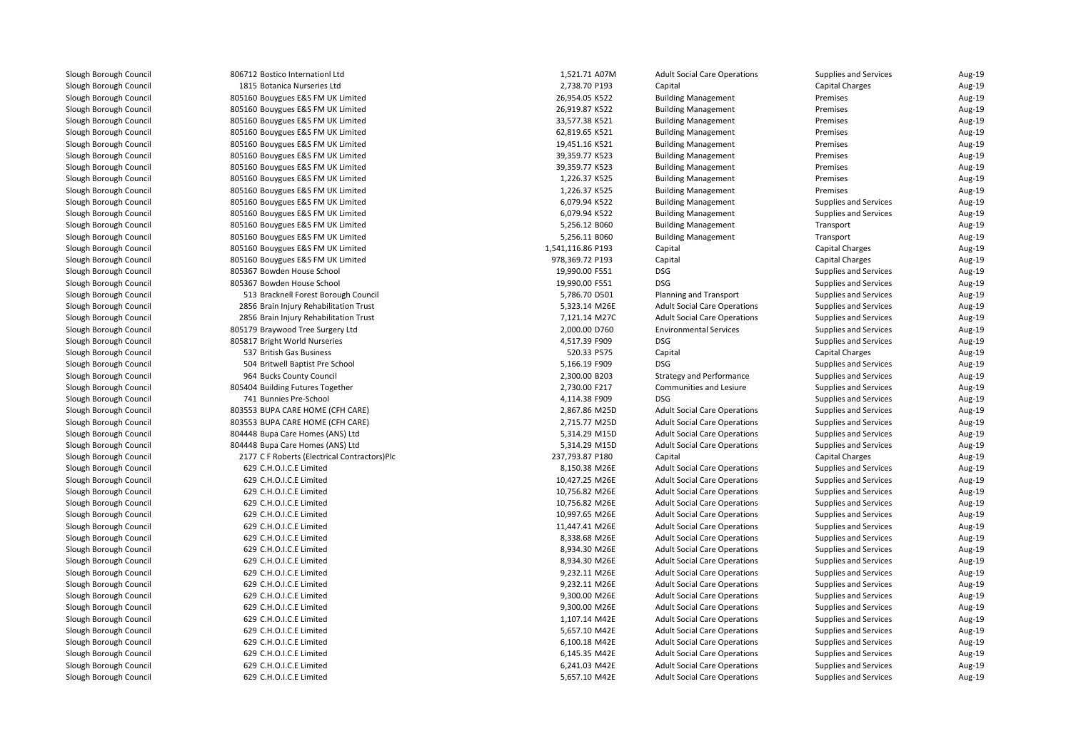| | | | | | | | |
|---|---|---|---|---|---|---|---|
| Slough Borough Council | 806712 Bostico Internationl Ltd | 1,521.71 | A07M | Adult Social Care Operations | Supplies and Services | Aug-19 |
| Slough Borough Council | 1815 Botanica Nurseries Ltd | 2,738.70 | P193 | Capital | Capital Charges | Aug-19 |
| Slough Borough Council | 805160 Bouygues E&S FM UK Limited | 26,954.05 | K522 | Building Management | Premises | Aug-19 |
| Slough Borough Council | 805160 Bouygues E&S FM UK Limited | 26,919.87 | K522 | Building Management | Premises | Aug-19 |
| Slough Borough Council | 805160 Bouygues E&S FM UK Limited | 33,577.38 | K521 | Building Management | Premises | Aug-19 |
| Slough Borough Council | 805160 Bouygues E&S FM UK Limited | 62,819.65 | K521 | Building Management | Premises | Aug-19 |
| Slough Borough Council | 805160 Bouygues E&S FM UK Limited | 19,451.16 | K521 | Building Management | Premises | Aug-19 |
| Slough Borough Council | 805160 Bouygues E&S FM UK Limited | 39,359.77 | K523 | Building Management | Premises | Aug-19 |
| Slough Borough Council | 805160 Bouygues E&S FM UK Limited | 39,359.77 | K523 | Building Management | Premises | Aug-19 |
| Slough Borough Council | 805160 Bouygues E&S FM UK Limited | 1,226.37 | K525 | Building Management | Premises | Aug-19 |
| Slough Borough Council | 805160 Bouygues E&S FM UK Limited | 1,226.37 | K525 | Building Management | Premises | Aug-19 |
| Slough Borough Council | 805160 Bouygues E&S FM UK Limited | 6,079.94 | K522 | Building Management | Supplies and Services | Aug-19 |
| Slough Borough Council | 805160 Bouygues E&S FM UK Limited | 6,079.94 | K522 | Building Management | Supplies and Services | Aug-19 |
| Slough Borough Council | 805160 Bouygues E&S FM UK Limited | 5,256.12 | B060 | Building Management | Transport | Aug-19 |
| Slough Borough Council | 805160 Bouygues E&S FM UK Limited | 5,256.11 | B060 | Building Management | Transport | Aug-19 |
| Slough Borough Council | 805160 Bouygues E&S FM UK Limited | 1,541,116.86 | P193 | Capital | Capital Charges | Aug-19 |
| Slough Borough Council | 805160 Bouygues E&S FM UK Limited | 978,369.72 | P193 | Capital | Capital Charges | Aug-19 |
| Slough Borough Council | 805367 Bowden House School | 19,990.00 | F551 | DSG | Supplies and Services | Aug-19 |
| Slough Borough Council | 805367 Bowden House School | 19,990.00 | F551 | DSG | Supplies and Services | Aug-19 |
| Slough Borough Council | 513 Bracknell Forest Borough Council | 5,786.70 | D501 | Planning and Transport | Supplies and Services | Aug-19 |
| Slough Borough Council | 2856 Brain Injury Rehabilitation Trust | 5,323.14 | M26E | Adult Social Care Operations | Supplies and Services | Aug-19 |
| Slough Borough Council | 2856 Brain Injury Rehabilitation Trust | 7,121.14 | M27C | Adult Social Care Operations | Supplies and Services | Aug-19 |
| Slough Borough Council | 805179 Braywood Tree Surgery Ltd | 2,000.00 | D760 | Environmental Services | Supplies and Services | Aug-19 |
| Slough Borough Council | 805817 Bright World Nurseries | 4,517.39 | F909 | DSG | Supplies and Services | Aug-19 |
| Slough Borough Council | 537 British Gas Business | 520.33 | P575 | Capital | Capital Charges | Aug-19 |
| Slough Borough Council | 504 Britwell Baptist Pre School | 5,166.19 | F909 | DSG | Supplies and Services | Aug-19 |
| Slough Borough Council | 964 Bucks County Council | 2,300.00 | B203 | Strategy and Performance | Supplies and Services | Aug-19 |
| Slough Borough Council | 805404 Building Futures Together | 2,730.00 | F217 | Communities and Lesiure | Supplies and Services | Aug-19 |
| Slough Borough Council | 741 Bunnies Pre-School | 4,114.38 | F909 | DSG | Supplies and Services | Aug-19 |
| Slough Borough Council | 803553 BUPA CARE HOME (CFH CARE) | 2,867.86 | M25D | Adult Social Care Operations | Supplies and Services | Aug-19 |
| Slough Borough Council | 803553 BUPA CARE HOME (CFH CARE) | 2,715.77 | M25D | Adult Social Care Operations | Supplies and Services | Aug-19 |
| Slough Borough Council | 804448 Bupa Care Homes (ANS) Ltd | 5,314.29 | M15D | Adult Social Care Operations | Supplies and Services | Aug-19 |
| Slough Borough Council | 804448 Bupa Care Homes (ANS) Ltd | 5,314.29 | M15D | Adult Social Care Operations | Supplies and Services | Aug-19 |
| Slough Borough Council | 2177 C F Roberts (Electrical Contractors)Plc | 237,793.87 | P180 | Capital | Capital Charges | Aug-19 |
| Slough Borough Council | 629 C.H.O.I.C.E Limited | 8,150.38 | M26E | Adult Social Care Operations | Supplies and Services | Aug-19 |
| Slough Borough Council | 629 C.H.O.I.C.E Limited | 10,427.25 | M26E | Adult Social Care Operations | Supplies and Services | Aug-19 |
| Slough Borough Council | 629 C.H.O.I.C.E Limited | 10,756.82 | M26E | Adult Social Care Operations | Supplies and Services | Aug-19 |
| Slough Borough Council | 629 C.H.O.I.C.E Limited | 10,756.82 | M26E | Adult Social Care Operations | Supplies and Services | Aug-19 |
| Slough Borough Council | 629 C.H.O.I.C.E Limited | 10,997.65 | M26E | Adult Social Care Operations | Supplies and Services | Aug-19 |
| Slough Borough Council | 629 C.H.O.I.C.E Limited | 11,447.41 | M26E | Adult Social Care Operations | Supplies and Services | Aug-19 |
| Slough Borough Council | 629 C.H.O.I.C.E Limited | 8,338.68 | M26E | Adult Social Care Operations | Supplies and Services | Aug-19 |
| Slough Borough Council | 629 C.H.O.I.C.E Limited | 8,934.30 | M26E | Adult Social Care Operations | Supplies and Services | Aug-19 |
| Slough Borough Council | 629 C.H.O.I.C.E Limited | 8,934.30 | M26E | Adult Social Care Operations | Supplies and Services | Aug-19 |
| Slough Borough Council | 629 C.H.O.I.C.E Limited | 9,232.11 | M26E | Adult Social Care Operations | Supplies and Services | Aug-19 |
| Slough Borough Council | 629 C.H.O.I.C.E Limited | 9,232.11 | M26E | Adult Social Care Operations | Supplies and Services | Aug-19 |
| Slough Borough Council | 629 C.H.O.I.C.E Limited | 9,300.00 | M26E | Adult Social Care Operations | Supplies and Services | Aug-19 |
| Slough Borough Council | 629 C.H.O.I.C.E Limited | 9,300.00 | M26E | Adult Social Care Operations | Supplies and Services | Aug-19 |
| Slough Borough Council | 629 C.H.O.I.C.E Limited | 1,107.14 | M42E | Adult Social Care Operations | Supplies and Services | Aug-19 |
| Slough Borough Council | 629 C.H.O.I.C.E Limited | 5,657.10 | M42E | Adult Social Care Operations | Supplies and Services | Aug-19 |
| Slough Borough Council | 629 C.H.O.I.C.E Limited | 6,100.18 | M42E | Adult Social Care Operations | Supplies and Services | Aug-19 |
| Slough Borough Council | 629 C.H.O.I.C.E Limited | 6,145.35 | M42E | Adult Social Care Operations | Supplies and Services | Aug-19 |
| Slough Borough Council | 629 C.H.O.I.C.E Limited | 6,241.03 | M42E | Adult Social Care Operations | Supplies and Services | Aug-19 |
| Slough Borough Council | 629 C.H.O.I.C.E Limited | 5,657.10 | M42E | Adult Social Care Operations | Supplies and Services | Aug-19 |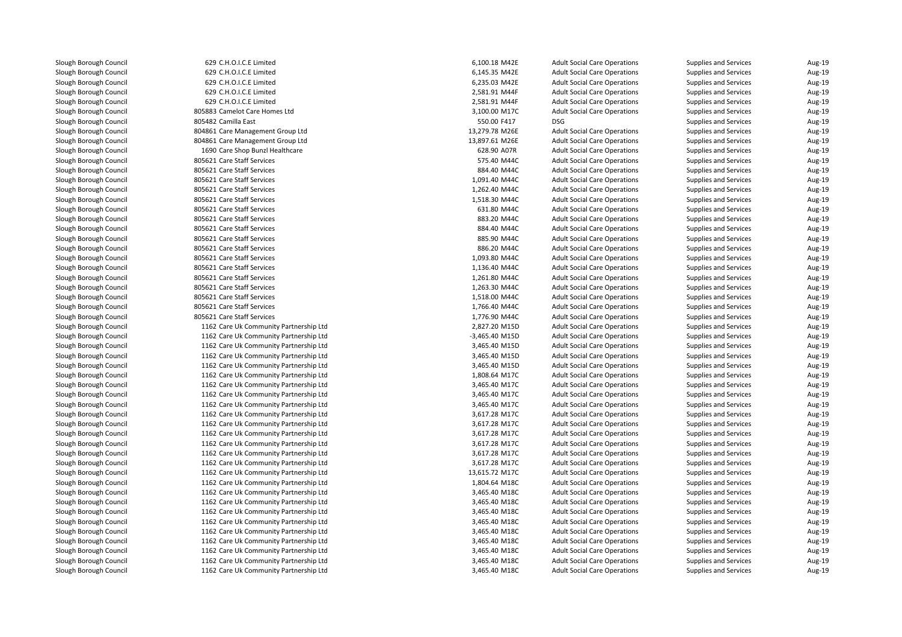| | | | | | | |
|---|---|---|---|---|---|---|
| Slough Borough Council | 629 C.H.O.I.C.E Limited | 6,100.18 M42E | Adult Social Care Operations | Supplies and Services | Aug-19 |
| Slough Borough Council | 629 C.H.O.I.C.E Limited | 6,145.35 M42E | Adult Social Care Operations | Supplies and Services | Aug-19 |
| Slough Borough Council | 629 C.H.O.I.C.E Limited | 6,235.03 M42E | Adult Social Care Operations | Supplies and Services | Aug-19 |
| Slough Borough Council | 629 C.H.O.I.C.E Limited | 2,581.91 M44F | Adult Social Care Operations | Supplies and Services | Aug-19 |
| Slough Borough Council | 629 C.H.O.I.C.E Limited | 2,581.91 M44F | Adult Social Care Operations | Supplies and Services | Aug-19 |
| Slough Borough Council | 805883 Camelot Care Homes Ltd | 3,100.00 M17C | Adult Social Care Operations | Supplies and Services | Aug-19 |
| Slough Borough Council | 805482 Camilla East | 550.00 F417 | DSG | Supplies and Services | Aug-19 |
| Slough Borough Council | 804861 Care Management Group Ltd | 13,279.78 M26E | Adult Social Care Operations | Supplies and Services | Aug-19 |
| Slough Borough Council | 804861 Care Management Group Ltd | 13,897.61 M26E | Adult Social Care Operations | Supplies and Services | Aug-19 |
| Slough Borough Council | 1690 Care Shop Bunzl Healthcare | 628.90 A07R | Adult Social Care Operations | Supplies and Services | Aug-19 |
| Slough Borough Council | 805621 Care Staff Services | 575.40 M44C | Adult Social Care Operations | Supplies and Services | Aug-19 |
| Slough Borough Council | 805621 Care Staff Services | 884.40 M44C | Adult Social Care Operations | Supplies and Services | Aug-19 |
| Slough Borough Council | 805621 Care Staff Services | 1,091.40 M44C | Adult Social Care Operations | Supplies and Services | Aug-19 |
| Slough Borough Council | 805621 Care Staff Services | 1,262.40 M44C | Adult Social Care Operations | Supplies and Services | Aug-19 |
| Slough Borough Council | 805621 Care Staff Services | 1,518.30 M44C | Adult Social Care Operations | Supplies and Services | Aug-19 |
| Slough Borough Council | 805621 Care Staff Services | 631.80 M44C | Adult Social Care Operations | Supplies and Services | Aug-19 |
| Slough Borough Council | 805621 Care Staff Services | 883.20 M44C | Adult Social Care Operations | Supplies and Services | Aug-19 |
| Slough Borough Council | 805621 Care Staff Services | 884.40 M44C | Adult Social Care Operations | Supplies and Services | Aug-19 |
| Slough Borough Council | 805621 Care Staff Services | 885.90 M44C | Adult Social Care Operations | Supplies and Services | Aug-19 |
| Slough Borough Council | 805621 Care Staff Services | 886.20 M44C | Adult Social Care Operations | Supplies and Services | Aug-19 |
| Slough Borough Council | 805621 Care Staff Services | 1,093.80 M44C | Adult Social Care Operations | Supplies and Services | Aug-19 |
| Slough Borough Council | 805621 Care Staff Services | 1,136.40 M44C | Adult Social Care Operations | Supplies and Services | Aug-19 |
| Slough Borough Council | 805621 Care Staff Services | 1,261.80 M44C | Adult Social Care Operations | Supplies and Services | Aug-19 |
| Slough Borough Council | 805621 Care Staff Services | 1,263.30 M44C | Adult Social Care Operations | Supplies and Services | Aug-19 |
| Slough Borough Council | 805621 Care Staff Services | 1,518.00 M44C | Adult Social Care Operations | Supplies and Services | Aug-19 |
| Slough Borough Council | 805621 Care Staff Services | 1,766.40 M44C | Adult Social Care Operations | Supplies and Services | Aug-19 |
| Slough Borough Council | 805621 Care Staff Services | 1,776.90 M44C | Adult Social Care Operations | Supplies and Services | Aug-19 |
| Slough Borough Council | 1162 Care Uk Community Partnership Ltd | 2,827.20 M15D | Adult Social Care Operations | Supplies and Services | Aug-19 |
| Slough Borough Council | 1162 Care Uk Community Partnership Ltd | -3,465.40 M15D | Adult Social Care Operations | Supplies and Services | Aug-19 |
| Slough Borough Council | 1162 Care Uk Community Partnership Ltd | 3,465.40 M15D | Adult Social Care Operations | Supplies and Services | Aug-19 |
| Slough Borough Council | 1162 Care Uk Community Partnership Ltd | 3,465.40 M15D | Adult Social Care Operations | Supplies and Services | Aug-19 |
| Slough Borough Council | 1162 Care Uk Community Partnership Ltd | 3,465.40 M15D | Adult Social Care Operations | Supplies and Services | Aug-19 |
| Slough Borough Council | 1162 Care Uk Community Partnership Ltd | 1,808.64 M17C | Adult Social Care Operations | Supplies and Services | Aug-19 |
| Slough Borough Council | 1162 Care Uk Community Partnership Ltd | 3,465.40 M17C | Adult Social Care Operations | Supplies and Services | Aug-19 |
| Slough Borough Council | 1162 Care Uk Community Partnership Ltd | 3,465.40 M17C | Adult Social Care Operations | Supplies and Services | Aug-19 |
| Slough Borough Council | 1162 Care Uk Community Partnership Ltd | 3,617.28 M17C | Adult Social Care Operations | Supplies and Services | Aug-19 |
| Slough Borough Council | 1162 Care Uk Community Partnership Ltd | 3,617.28 M17C | Adult Social Care Operations | Supplies and Services | Aug-19 |
| Slough Borough Council | 1162 Care Uk Community Partnership Ltd | 3,617.28 M17C | Adult Social Care Operations | Supplies and Services | Aug-19 |
| Slough Borough Council | 1162 Care Uk Community Partnership Ltd | 3,617.28 M17C | Adult Social Care Operations | Supplies and Services | Aug-19 |
| Slough Borough Council | 1162 Care Uk Community Partnership Ltd | 3,617.28 M17C | Adult Social Care Operations | Supplies and Services | Aug-19 |
| Slough Borough Council | 1162 Care Uk Community Partnership Ltd | 3,617.28 M17C | Adult Social Care Operations | Supplies and Services | Aug-19 |
| Slough Borough Council | 1162 Care Uk Community Partnership Ltd | 13,615.72 M17C | Adult Social Care Operations | Supplies and Services | Aug-19 |
| Slough Borough Council | 1162 Care Uk Community Partnership Ltd | 1,804.64 M18C | Adult Social Care Operations | Supplies and Services | Aug-19 |
| Slough Borough Council | 1162 Care Uk Community Partnership Ltd | 3,465.40 M18C | Adult Social Care Operations | Supplies and Services | Aug-19 |
| Slough Borough Council | 1162 Care Uk Community Partnership Ltd | 3,465.40 M18C | Adult Social Care Operations | Supplies and Services | Aug-19 |
| Slough Borough Council | 1162 Care Uk Community Partnership Ltd | 3,465.40 M18C | Adult Social Care Operations | Supplies and Services | Aug-19 |
| Slough Borough Council | 1162 Care Uk Community Partnership Ltd | 3,465.40 M18C | Adult Social Care Operations | Supplies and Services | Aug-19 |
| Slough Borough Council | 1162 Care Uk Community Partnership Ltd | 3,465.40 M18C | Adult Social Care Operations | Supplies and Services | Aug-19 |
| Slough Borough Council | 1162 Care Uk Community Partnership Ltd | 3,465.40 M18C | Adult Social Care Operations | Supplies and Services | Aug-19 |
| Slough Borough Council | 1162 Care Uk Community Partnership Ltd | 3,465.40 M18C | Adult Social Care Operations | Supplies and Services | Aug-19 |
| Slough Borough Council | 1162 Care Uk Community Partnership Ltd | 3,465.40 M18C | Adult Social Care Operations | Supplies and Services | Aug-19 |
| Slough Borough Council | 1162 Care Uk Community Partnership Ltd | 3,465.40 M18C | Adult Social Care Operations | Supplies and Services | Aug-19 |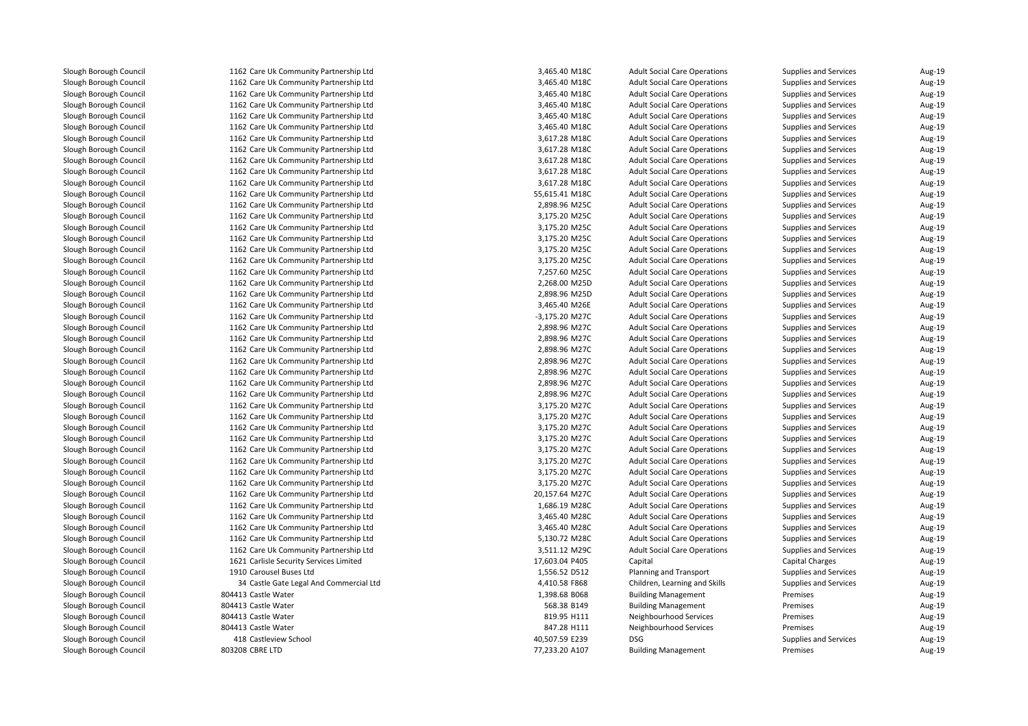| | | | | | | | |
|---|---|---|---|---|---|---|---|
| Slough Borough Council | 1162 | Care Uk Community Partnership Ltd | 3,465.40 | M18C | Adult Social Care Operations | Supplies and Services | Aug-19 |
| Slough Borough Council | 1162 | Care Uk Community Partnership Ltd | 3,465.40 | M18C | Adult Social Care Operations | Supplies and Services | Aug-19 |
| Slough Borough Council | 1162 | Care Uk Community Partnership Ltd | 3,465.40 | M18C | Adult Social Care Operations | Supplies and Services | Aug-19 |
| Slough Borough Council | 1162 | Care Uk Community Partnership Ltd | 3,465.40 | M18C | Adult Social Care Operations | Supplies and Services | Aug-19 |
| Slough Borough Council | 1162 | Care Uk Community Partnership Ltd | 3,465.40 | M18C | Adult Social Care Operations | Supplies and Services | Aug-19 |
| Slough Borough Council | 1162 | Care Uk Community Partnership Ltd | 3,465.40 | M18C | Adult Social Care Operations | Supplies and Services | Aug-19 |
| Slough Borough Council | 1162 | Care Uk Community Partnership Ltd | 3,617.28 | M18C | Adult Social Care Operations | Supplies and Services | Aug-19 |
| Slough Borough Council | 1162 | Care Uk Community Partnership Ltd | 3,617.28 | M18C | Adult Social Care Operations | Supplies and Services | Aug-19 |
| Slough Borough Council | 1162 | Care Uk Community Partnership Ltd | 3,617.28 | M18C | Adult Social Care Operations | Supplies and Services | Aug-19 |
| Slough Borough Council | 1162 | Care Uk Community Partnership Ltd | 3,617.28 | M18C | Adult Social Care Operations | Supplies and Services | Aug-19 |
| Slough Borough Council | 1162 | Care Uk Community Partnership Ltd | 3,617.28 | M18C | Adult Social Care Operations | Supplies and Services | Aug-19 |
| Slough Borough Council | 1162 | Care Uk Community Partnership Ltd | 55,615.41 | M18C | Adult Social Care Operations | Supplies and Services | Aug-19 |
| Slough Borough Council | 1162 | Care Uk Community Partnership Ltd | 2,898.96 | M25C | Adult Social Care Operations | Supplies and Services | Aug-19 |
| Slough Borough Council | 1162 | Care Uk Community Partnership Ltd | 3,175.20 | M25C | Adult Social Care Operations | Supplies and Services | Aug-19 |
| Slough Borough Council | 1162 | Care Uk Community Partnership Ltd | 3,175.20 | M25C | Adult Social Care Operations | Supplies and Services | Aug-19 |
| Slough Borough Council | 1162 | Care Uk Community Partnership Ltd | 3,175.20 | M25C | Adult Social Care Operations | Supplies and Services | Aug-19 |
| Slough Borough Council | 1162 | Care Uk Community Partnership Ltd | 3,175.20 | M25C | Adult Social Care Operations | Supplies and Services | Aug-19 |
| Slough Borough Council | 1162 | Care Uk Community Partnership Ltd | 3,175.20 | M25C | Adult Social Care Operations | Supplies and Services | Aug-19 |
| Slough Borough Council | 1162 | Care Uk Community Partnership Ltd | 7,257.60 | M25C | Adult Social Care Operations | Supplies and Services | Aug-19 |
| Slough Borough Council | 1162 | Care Uk Community Partnership Ltd | 2,268.00 | M25D | Adult Social Care Operations | Supplies and Services | Aug-19 |
| Slough Borough Council | 1162 | Care Uk Community Partnership Ltd | 2,898.96 | M25D | Adult Social Care Operations | Supplies and Services | Aug-19 |
| Slough Borough Council | 1162 | Care Uk Community Partnership Ltd | 3,465.40 | M26E | Adult Social Care Operations | Supplies and Services | Aug-19 |
| Slough Borough Council | 1162 | Care Uk Community Partnership Ltd | -3,175.20 | M27C | Adult Social Care Operations | Supplies and Services | Aug-19 |
| Slough Borough Council | 1162 | Care Uk Community Partnership Ltd | 2,898.96 | M27C | Adult Social Care Operations | Supplies and Services | Aug-19 |
| Slough Borough Council | 1162 | Care Uk Community Partnership Ltd | 2,898.96 | M27C | Adult Social Care Operations | Supplies and Services | Aug-19 |
| Slough Borough Council | 1162 | Care Uk Community Partnership Ltd | 2,898.96 | M27C | Adult Social Care Operations | Supplies and Services | Aug-19 |
| Slough Borough Council | 1162 | Care Uk Community Partnership Ltd | 2,898.96 | M27C | Adult Social Care Operations | Supplies and Services | Aug-19 |
| Slough Borough Council | 1162 | Care Uk Community Partnership Ltd | 2,898.96 | M27C | Adult Social Care Operations | Supplies and Services | Aug-19 |
| Slough Borough Council | 1162 | Care Uk Community Partnership Ltd | 2,898.96 | M27C | Adult Social Care Operations | Supplies and Services | Aug-19 |
| Slough Borough Council | 1162 | Care Uk Community Partnership Ltd | 2,898.96 | M27C | Adult Social Care Operations | Supplies and Services | Aug-19 |
| Slough Borough Council | 1162 | Care Uk Community Partnership Ltd | 3,175.20 | M27C | Adult Social Care Operations | Supplies and Services | Aug-19 |
| Slough Borough Council | 1162 | Care Uk Community Partnership Ltd | 3,175.20 | M27C | Adult Social Care Operations | Supplies and Services | Aug-19 |
| Slough Borough Council | 1162 | Care Uk Community Partnership Ltd | 3,175.20 | M27C | Adult Social Care Operations | Supplies and Services | Aug-19 |
| Slough Borough Council | 1162 | Care Uk Community Partnership Ltd | 3,175.20 | M27C | Adult Social Care Operations | Supplies and Services | Aug-19 |
| Slough Borough Council | 1162 | Care Uk Community Partnership Ltd | 3,175.20 | M27C | Adult Social Care Operations | Supplies and Services | Aug-19 |
| Slough Borough Council | 1162 | Care Uk Community Partnership Ltd | 3,175.20 | M27C | Adult Social Care Operations | Supplies and Services | Aug-19 |
| Slough Borough Council | 1162 | Care Uk Community Partnership Ltd | 3,175.20 | M27C | Adult Social Care Operations | Supplies and Services | Aug-19 |
| Slough Borough Council | 1162 | Care Uk Community Partnership Ltd | 3,175.20 | M27C | Adult Social Care Operations | Supplies and Services | Aug-19 |
| Slough Borough Council | 1162 | Care Uk Community Partnership Ltd | 20,157.64 | M27C | Adult Social Care Operations | Supplies and Services | Aug-19 |
| Slough Borough Council | 1162 | Care Uk Community Partnership Ltd | 1,686.19 | M28C | Adult Social Care Operations | Supplies and Services | Aug-19 |
| Slough Borough Council | 1162 | Care Uk Community Partnership Ltd | 3,465.40 | M28C | Adult Social Care Operations | Supplies and Services | Aug-19 |
| Slough Borough Council | 1162 | Care Uk Community Partnership Ltd | 3,465.40 | M28C | Adult Social Care Operations | Supplies and Services | Aug-19 |
| Slough Borough Council | 1162 | Care Uk Community Partnership Ltd | 5,130.72 | M28C | Adult Social Care Operations | Supplies and Services | Aug-19 |
| Slough Borough Council | 1162 | Care Uk Community Partnership Ltd | 3,511.12 | M29C | Adult Social Care Operations | Supplies and Services | Aug-19 |
| Slough Borough Council | 1621 | Carlisle Security Services Limited | 17,603.04 | P405 | Capital | Capital Charges | Aug-19 |
| Slough Borough Council | 1910 | Carousel Buses Ltd | 1,556.52 | D512 | Planning and Transport | Supplies and Services | Aug-19 |
| Slough Borough Council | 34 | Castle Gate Legal And Commercial Ltd | 4,410.58 | F868 | Children, Learning and Skills | Supplies and Services | Aug-19 |
| Slough Borough Council | 804413 | Castle Water | 1,398.68 | B068 | Building Management | Premises | Aug-19 |
| Slough Borough Council | 804413 | Castle Water | 568.38 | B149 | Building Management | Premises | Aug-19 |
| Slough Borough Council | 804413 | Castle Water | 819.95 | H111 | Neighbourhood Services | Premises | Aug-19 |
| Slough Borough Council | 804413 | Castle Water | 847.28 | H111 | Neighbourhood Services | Premises | Aug-19 |
| Slough Borough Council | 418 | Castleview School | 40,507.59 | E239 | DSG | Supplies and Services | Aug-19 |
| Slough Borough Council | 803208 | CBRE LTD | 77,233.20 | A107 | Building Management | Premises | Aug-19 |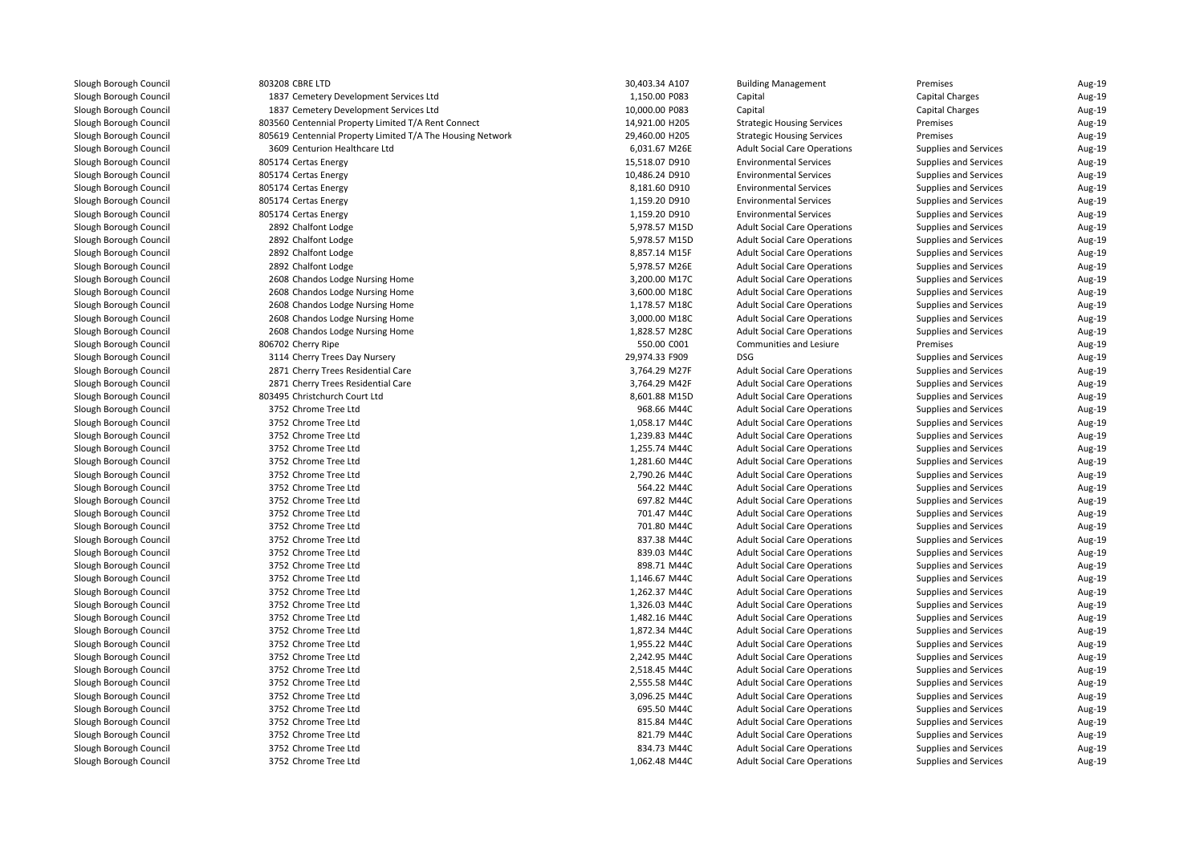| | | | | | | |
|---|---|---|---|---|---|---|
| Slough Borough Council | 803208 CBRE LTD | 30,403.34 A107 | Building Management | Premises | Aug-19 |
| Slough Borough Council | 1837 Cemetery Development Services Ltd | 1,150.00 P083 | Capital | Capital Charges | Aug-19 |
| Slough Borough Council | 1837 Cemetery Development Services Ltd | 10,000.00 P083 | Capital | Capital Charges | Aug-19 |
| Slough Borough Council | 803560 Centennial Property Limited T/A Rent Connect | 14,921.00 H205 | Strategic Housing Services | Premises | Aug-19 |
| Slough Borough Council | 805619 Centennial Property Limited T/A The Housing Network | 29,460.00 H205 | Strategic Housing Services | Premises | Aug-19 |
| Slough Borough Council | 3609 Centurion Healthcare Ltd | 6,031.67 M26E | Adult Social Care Operations | Supplies and Services | Aug-19 |
| Slough Borough Council | 805174 Certas Energy | 15,518.07 D910 | Environmental Services | Supplies and Services | Aug-19 |
| Slough Borough Council | 805174 Certas Energy | 10,486.24 D910 | Environmental Services | Supplies and Services | Aug-19 |
| Slough Borough Council | 805174 Certas Energy | 8,181.60 D910 | Environmental Services | Supplies and Services | Aug-19 |
| Slough Borough Council | 805174 Certas Energy | 1,159.20 D910 | Environmental Services | Supplies and Services | Aug-19 |
| Slough Borough Council | 805174 Certas Energy | 1,159.20 D910 | Environmental Services | Supplies and Services | Aug-19 |
| Slough Borough Council | 2892 Chalfont Lodge | 5,978.57 M15D | Adult Social Care Operations | Supplies and Services | Aug-19 |
| Slough Borough Council | 2892 Chalfont Lodge | 5,978.57 M15D | Adult Social Care Operations | Supplies and Services | Aug-19 |
| Slough Borough Council | 2892 Chalfont Lodge | 8,857.14 M15F | Adult Social Care Operations | Supplies and Services | Aug-19 |
| Slough Borough Council | 2892 Chalfont Lodge | 5,978.57 M26E | Adult Social Care Operations | Supplies and Services | Aug-19 |
| Slough Borough Council | 2608 Chandos Lodge Nursing Home | 3,200.00 M17C | Adult Social Care Operations | Supplies and Services | Aug-19 |
| Slough Borough Council | 2608 Chandos Lodge Nursing Home | 3,600.00 M18C | Adult Social Care Operations | Supplies and Services | Aug-19 |
| Slough Borough Council | 2608 Chandos Lodge Nursing Home | 1,178.57 M18C | Adult Social Care Operations | Supplies and Services | Aug-19 |
| Slough Borough Council | 2608 Chandos Lodge Nursing Home | 3,000.00 M18C | Adult Social Care Operations | Supplies and Services | Aug-19 |
| Slough Borough Council | 2608 Chandos Lodge Nursing Home | 1,828.57 M28C | Adult Social Care Operations | Supplies and Services | Aug-19 |
| Slough Borough Council | 806702 Cherry Ripe | 550.00 C001 | Communities and Lesiure | Premises | Aug-19 |
| Slough Borough Council | 3114 Cherry Trees Day Nursery | 29,974.33 F909 | DSG | Supplies and Services | Aug-19 |
| Slough Borough Council | 2871 Cherry Trees Residential Care | 3,764.29 M27F | Adult Social Care Operations | Supplies and Services | Aug-19 |
| Slough Borough Council | 2871 Cherry Trees Residential Care | 3,764.29 M42F | Adult Social Care Operations | Supplies and Services | Aug-19 |
| Slough Borough Council | 803495 Christchurch Court Ltd | 8,601.88 M15D | Adult Social Care Operations | Supplies and Services | Aug-19 |
| Slough Borough Council | 3752 Chrome Tree Ltd | 968.66 M44C | Adult Social Care Operations | Supplies and Services | Aug-19 |
| Slough Borough Council | 3752 Chrome Tree Ltd | 1,058.17 M44C | Adult Social Care Operations | Supplies and Services | Aug-19 |
| Slough Borough Council | 3752 Chrome Tree Ltd | 1,239.83 M44C | Adult Social Care Operations | Supplies and Services | Aug-19 |
| Slough Borough Council | 3752 Chrome Tree Ltd | 1,255.74 M44C | Adult Social Care Operations | Supplies and Services | Aug-19 |
| Slough Borough Council | 3752 Chrome Tree Ltd | 1,281.60 M44C | Adult Social Care Operations | Supplies and Services | Aug-19 |
| Slough Borough Council | 3752 Chrome Tree Ltd | 2,790.26 M44C | Adult Social Care Operations | Supplies and Services | Aug-19 |
| Slough Borough Council | 3752 Chrome Tree Ltd | 564.22 M44C | Adult Social Care Operations | Supplies and Services | Aug-19 |
| Slough Borough Council | 3752 Chrome Tree Ltd | 697.82 M44C | Adult Social Care Operations | Supplies and Services | Aug-19 |
| Slough Borough Council | 3752 Chrome Tree Ltd | 701.47 M44C | Adult Social Care Operations | Supplies and Services | Aug-19 |
| Slough Borough Council | 3752 Chrome Tree Ltd | 701.80 M44C | Adult Social Care Operations | Supplies and Services | Aug-19 |
| Slough Borough Council | 3752 Chrome Tree Ltd | 837.38 M44C | Adult Social Care Operations | Supplies and Services | Aug-19 |
| Slough Borough Council | 3752 Chrome Tree Ltd | 839.03 M44C | Adult Social Care Operations | Supplies and Services | Aug-19 |
| Slough Borough Council | 3752 Chrome Tree Ltd | 898.71 M44C | Adult Social Care Operations | Supplies and Services | Aug-19 |
| Slough Borough Council | 3752 Chrome Tree Ltd | 1,146.67 M44C | Adult Social Care Operations | Supplies and Services | Aug-19 |
| Slough Borough Council | 3752 Chrome Tree Ltd | 1,262.37 M44C | Adult Social Care Operations | Supplies and Services | Aug-19 |
| Slough Borough Council | 3752 Chrome Tree Ltd | 1,326.03 M44C | Adult Social Care Operations | Supplies and Services | Aug-19 |
| Slough Borough Council | 3752 Chrome Tree Ltd | 1,482.16 M44C | Adult Social Care Operations | Supplies and Services | Aug-19 |
| Slough Borough Council | 3752 Chrome Tree Ltd | 1,872.34 M44C | Adult Social Care Operations | Supplies and Services | Aug-19 |
| Slough Borough Council | 3752 Chrome Tree Ltd | 1,955.22 M44C | Adult Social Care Operations | Supplies and Services | Aug-19 |
| Slough Borough Council | 3752 Chrome Tree Ltd | 2,242.95 M44C | Adult Social Care Operations | Supplies and Services | Aug-19 |
| Slough Borough Council | 3752 Chrome Tree Ltd | 2,518.45 M44C | Adult Social Care Operations | Supplies and Services | Aug-19 |
| Slough Borough Council | 3752 Chrome Tree Ltd | 2,555.58 M44C | Adult Social Care Operations | Supplies and Services | Aug-19 |
| Slough Borough Council | 3752 Chrome Tree Ltd | 3,096.25 M44C | Adult Social Care Operations | Supplies and Services | Aug-19 |
| Slough Borough Council | 3752 Chrome Tree Ltd | 695.50 M44C | Adult Social Care Operations | Supplies and Services | Aug-19 |
| Slough Borough Council | 3752 Chrome Tree Ltd | 815.84 M44C | Adult Social Care Operations | Supplies and Services | Aug-19 |
| Slough Borough Council | 3752 Chrome Tree Ltd | 821.79 M44C | Adult Social Care Operations | Supplies and Services | Aug-19 |
| Slough Borough Council | 3752 Chrome Tree Ltd | 834.73 M44C | Adult Social Care Operations | Supplies and Services | Aug-19 |
| Slough Borough Council | 3752 Chrome Tree Ltd | 1,062.48 M44C | Adult Social Care Operations | Supplies and Services | Aug-19 |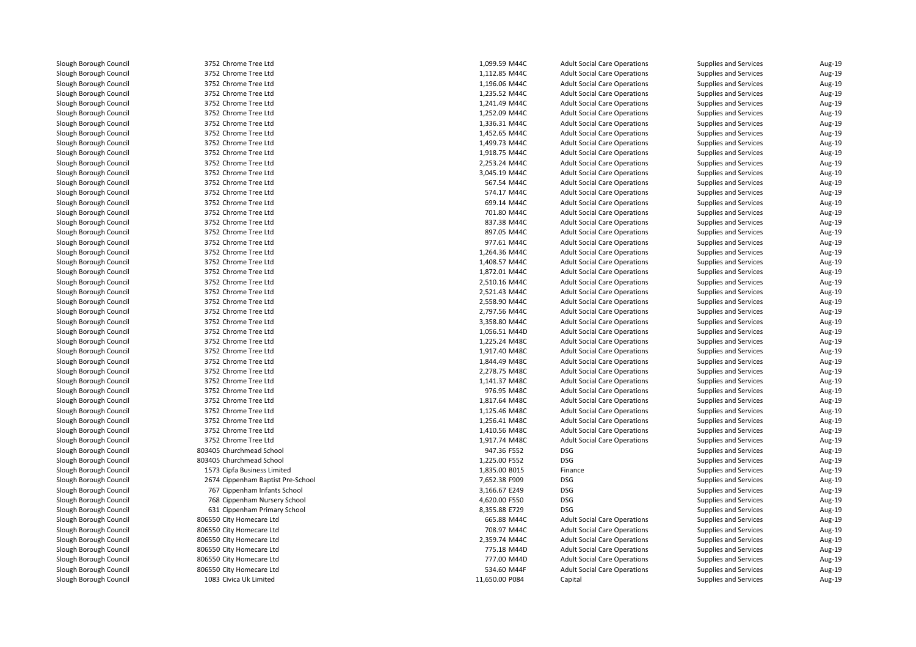| | | | | | | |
|---|---|---|---|---|---|---|
| Slough Borough Council | 3752 Chrome Tree Ltd | 1,099.59 M44C | Adult Social Care Operations | Supplies and Services | Aug-19 |
| Slough Borough Council | 3752 Chrome Tree Ltd | 1,112.85 M44C | Adult Social Care Operations | Supplies and Services | Aug-19 |
| Slough Borough Council | 3752 Chrome Tree Ltd | 1,196.06 M44C | Adult Social Care Operations | Supplies and Services | Aug-19 |
| Slough Borough Council | 3752 Chrome Tree Ltd | 1,235.52 M44C | Adult Social Care Operations | Supplies and Services | Aug-19 |
| Slough Borough Council | 3752 Chrome Tree Ltd | 1,241.49 M44C | Adult Social Care Operations | Supplies and Services | Aug-19 |
| Slough Borough Council | 3752 Chrome Tree Ltd | 1,252.09 M44C | Adult Social Care Operations | Supplies and Services | Aug-19 |
| Slough Borough Council | 3752 Chrome Tree Ltd | 1,336.31 M44C | Adult Social Care Operations | Supplies and Services | Aug-19 |
| Slough Borough Council | 3752 Chrome Tree Ltd | 1,452.65 M44C | Adult Social Care Operations | Supplies and Services | Aug-19 |
| Slough Borough Council | 3752 Chrome Tree Ltd | 1,499.73 M44C | Adult Social Care Operations | Supplies and Services | Aug-19 |
| Slough Borough Council | 3752 Chrome Tree Ltd | 1,918.75 M44C | Adult Social Care Operations | Supplies and Services | Aug-19 |
| Slough Borough Council | 3752 Chrome Tree Ltd | 2,253.24 M44C | Adult Social Care Operations | Supplies and Services | Aug-19 |
| Slough Borough Council | 3752 Chrome Tree Ltd | 3,045.19 M44C | Adult Social Care Operations | Supplies and Services | Aug-19 |
| Slough Borough Council | 3752 Chrome Tree Ltd | 567.54 M44C | Adult Social Care Operations | Supplies and Services | Aug-19 |
| Slough Borough Council | 3752 Chrome Tree Ltd | 574.17 M44C | Adult Social Care Operations | Supplies and Services | Aug-19 |
| Slough Borough Council | 3752 Chrome Tree Ltd | 699.14 M44C | Adult Social Care Operations | Supplies and Services | Aug-19 |
| Slough Borough Council | 3752 Chrome Tree Ltd | 701.80 M44C | Adult Social Care Operations | Supplies and Services | Aug-19 |
| Slough Borough Council | 3752 Chrome Tree Ltd | 837.38 M44C | Adult Social Care Operations | Supplies and Services | Aug-19 |
| Slough Borough Council | 3752 Chrome Tree Ltd | 897.05 M44C | Adult Social Care Operations | Supplies and Services | Aug-19 |
| Slough Borough Council | 3752 Chrome Tree Ltd | 977.61 M44C | Adult Social Care Operations | Supplies and Services | Aug-19 |
| Slough Borough Council | 3752 Chrome Tree Ltd | 1,264.36 M44C | Adult Social Care Operations | Supplies and Services | Aug-19 |
| Slough Borough Council | 3752 Chrome Tree Ltd | 1,408.57 M44C | Adult Social Care Operations | Supplies and Services | Aug-19 |
| Slough Borough Council | 3752 Chrome Tree Ltd | 1,872.01 M44C | Adult Social Care Operations | Supplies and Services | Aug-19 |
| Slough Borough Council | 3752 Chrome Tree Ltd | 2,510.16 M44C | Adult Social Care Operations | Supplies and Services | Aug-19 |
| Slough Borough Council | 3752 Chrome Tree Ltd | 2,521.43 M44C | Adult Social Care Operations | Supplies and Services | Aug-19 |
| Slough Borough Council | 3752 Chrome Tree Ltd | 2,558.90 M44C | Adult Social Care Operations | Supplies and Services | Aug-19 |
| Slough Borough Council | 3752 Chrome Tree Ltd | 2,797.56 M44C | Adult Social Care Operations | Supplies and Services | Aug-19 |
| Slough Borough Council | 3752 Chrome Tree Ltd | 3,358.80 M44C | Adult Social Care Operations | Supplies and Services | Aug-19 |
| Slough Borough Council | 3752 Chrome Tree Ltd | 1,056.51 M44D | Adult Social Care Operations | Supplies and Services | Aug-19 |
| Slough Borough Council | 3752 Chrome Tree Ltd | 1,225.24 M48C | Adult Social Care Operations | Supplies and Services | Aug-19 |
| Slough Borough Council | 3752 Chrome Tree Ltd | 1,917.40 M48C | Adult Social Care Operations | Supplies and Services | Aug-19 |
| Slough Borough Council | 3752 Chrome Tree Ltd | 1,844.49 M48C | Adult Social Care Operations | Supplies and Services | Aug-19 |
| Slough Borough Council | 3752 Chrome Tree Ltd | 2,278.75 M48C | Adult Social Care Operations | Supplies and Services | Aug-19 |
| Slough Borough Council | 3752 Chrome Tree Ltd | 1,141.37 M48C | Adult Social Care Operations | Supplies and Services | Aug-19 |
| Slough Borough Council | 3752 Chrome Tree Ltd | 976.95 M48C | Adult Social Care Operations | Supplies and Services | Aug-19 |
| Slough Borough Council | 3752 Chrome Tree Ltd | 1,817.64 M48C | Adult Social Care Operations | Supplies and Services | Aug-19 |
| Slough Borough Council | 3752 Chrome Tree Ltd | 1,125.46 M48C | Adult Social Care Operations | Supplies and Services | Aug-19 |
| Slough Borough Council | 3752 Chrome Tree Ltd | 1,256.41 M48C | Adult Social Care Operations | Supplies and Services | Aug-19 |
| Slough Borough Council | 3752 Chrome Tree Ltd | 1,410.56 M48C | Adult Social Care Operations | Supplies and Services | Aug-19 |
| Slough Borough Council | 3752 Chrome Tree Ltd | 1,917.74 M48C | Adult Social Care Operations | Supplies and Services | Aug-19 |
| Slough Borough Council | 803405 Churchmead School | 947.36 F552 | DSG | Supplies and Services | Aug-19 |
| Slough Borough Council | 803405 Churchmead School | 1,225.00 F552 | DSG | Supplies and Services | Aug-19 |
| Slough Borough Council | 1573 Cipfa Business Limited | 1,835.00 B015 | Finance | Supplies and Services | Aug-19 |
| Slough Borough Council | 2674 Cippenham Baptist Pre-School | 7,652.38 F909 | DSG | Supplies and Services | Aug-19 |
| Slough Borough Council | 767 Cippenham Infants School | 3,166.67 E249 | DSG | Supplies and Services | Aug-19 |
| Slough Borough Council | 768 Cippenham Nursery School | 4,620.00 F550 | DSG | Supplies and Services | Aug-19 |
| Slough Borough Council | 631 Cippenham Primary School | 8,355.88 E729 | DSG | Supplies and Services | Aug-19 |
| Slough Borough Council | 806550 City Homecare Ltd | 665.88 M44C | Adult Social Care Operations | Supplies and Services | Aug-19 |
| Slough Borough Council | 806550 City Homecare Ltd | 708.97 M44C | Adult Social Care Operations | Supplies and Services | Aug-19 |
| Slough Borough Council | 806550 City Homecare Ltd | 2,359.74 M44C | Adult Social Care Operations | Supplies and Services | Aug-19 |
| Slough Borough Council | 806550 City Homecare Ltd | 775.18 M44D | Adult Social Care Operations | Supplies and Services | Aug-19 |
| Slough Borough Council | 806550 City Homecare Ltd | 777.00 M44D | Adult Social Care Operations | Supplies and Services | Aug-19 |
| Slough Borough Council | 806550 City Homecare Ltd | 534.60 M44F | Adult Social Care Operations | Supplies and Services | Aug-19 |
| Slough Borough Council | 1083 Civica Uk Limited | 11,650.00 P084 | Capital | Supplies and Services | Aug-19 |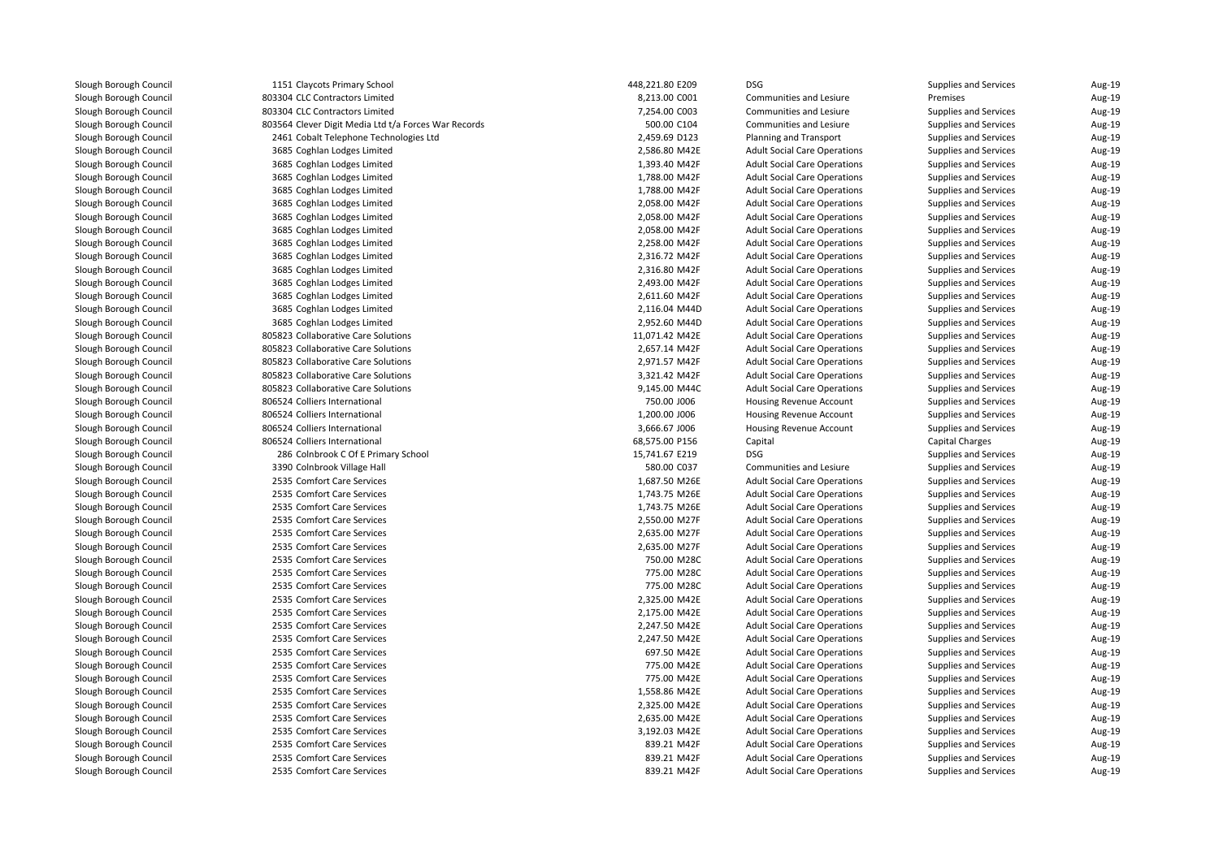| | | | | | | |
|---|---|---|---|---|---|---|
| Slough Borough Council | 1151 Claycots Primary School | 448,221.80 E209 | DSG | Supplies and Services | Aug-19 |
| Slough Borough Council | 803304 CLC Contractors Limited | 8,213.00 C001 | Communities and Lesiure | Premises | Aug-19 |
| Slough Borough Council | 803304 CLC Contractors Limited | 7,254.00 C003 | Communities and Lesiure | Supplies and Services | Aug-19 |
| Slough Borough Council | 803564 Clever Digit Media Ltd t/a Forces War Records | 500.00 C104 | Communities and Lesiure | Supplies and Services | Aug-19 |
| Slough Borough Council | 2461 Cobalt Telephone Technologies Ltd | 2,459.69 D123 | Planning and Transport | Supplies and Services | Aug-19 |
| Slough Borough Council | 3685 Coghlan Lodges Limited | 2,586.80 M42E | Adult Social Care Operations | Supplies and Services | Aug-19 |
| Slough Borough Council | 3685 Coghlan Lodges Limited | 1,393.40 M42F | Adult Social Care Operations | Supplies and Services | Aug-19 |
| Slough Borough Council | 3685 Coghlan Lodges Limited | 1,788.00 M42F | Adult Social Care Operations | Supplies and Services | Aug-19 |
| Slough Borough Council | 3685 Coghlan Lodges Limited | 1,788.00 M42F | Adult Social Care Operations | Supplies and Services | Aug-19 |
| Slough Borough Council | 3685 Coghlan Lodges Limited | 2,058.00 M42F | Adult Social Care Operations | Supplies and Services | Aug-19 |
| Slough Borough Council | 3685 Coghlan Lodges Limited | 2,058.00 M42F | Adult Social Care Operations | Supplies and Services | Aug-19 |
| Slough Borough Council | 3685 Coghlan Lodges Limited | 2,058.00 M42F | Adult Social Care Operations | Supplies and Services | Aug-19 |
| Slough Borough Council | 3685 Coghlan Lodges Limited | 2,258.00 M42F | Adult Social Care Operations | Supplies and Services | Aug-19 |
| Slough Borough Council | 3685 Coghlan Lodges Limited | 2,316.72 M42F | Adult Social Care Operations | Supplies and Services | Aug-19 |
| Slough Borough Council | 3685 Coghlan Lodges Limited | 2,316.80 M42F | Adult Social Care Operations | Supplies and Services | Aug-19 |
| Slough Borough Council | 3685 Coghlan Lodges Limited | 2,493.00 M42F | Adult Social Care Operations | Supplies and Services | Aug-19 |
| Slough Borough Council | 3685 Coghlan Lodges Limited | 2,611.60 M42F | Adult Social Care Operations | Supplies and Services | Aug-19 |
| Slough Borough Council | 3685 Coghlan Lodges Limited | 2,116.04 M44D | Adult Social Care Operations | Supplies and Services | Aug-19 |
| Slough Borough Council | 3685 Coghlan Lodges Limited | 2,952.60 M44D | Adult Social Care Operations | Supplies and Services | Aug-19 |
| Slough Borough Council | 805823 Collaborative Care Solutions | 11,071.42 M42E | Adult Social Care Operations | Supplies and Services | Aug-19 |
| Slough Borough Council | 805823 Collaborative Care Solutions | 2,657.14 M42F | Adult Social Care Operations | Supplies and Services | Aug-19 |
| Slough Borough Council | 805823 Collaborative Care Solutions | 2,971.57 M42F | Adult Social Care Operations | Supplies and Services | Aug-19 |
| Slough Borough Council | 805823 Collaborative Care Solutions | 3,321.42 M42F | Adult Social Care Operations | Supplies and Services | Aug-19 |
| Slough Borough Council | 805823 Collaborative Care Solutions | 9,145.00 M44C | Adult Social Care Operations | Supplies and Services | Aug-19 |
| Slough Borough Council | 806524 Colliers International | 750.00 J006 | Housing Revenue Account | Supplies and Services | Aug-19 |
| Slough Borough Council | 806524 Colliers International | 1,200.00 J006 | Housing Revenue Account | Supplies and Services | Aug-19 |
| Slough Borough Council | 806524 Colliers International | 3,666.67 J006 | Housing Revenue Account | Supplies and Services | Aug-19 |
| Slough Borough Council | 806524 Colliers International | 68,575.00 P156 | Capital | Capital Charges | Aug-19 |
| Slough Borough Council | 286 Colnbrook C Of E Primary School | 15,741.67 E219 | DSG | Supplies and Services | Aug-19 |
| Slough Borough Council | 3390 Colnbrook Village Hall | 580.00 C037 | Communities and Lesiure | Supplies and Services | Aug-19 |
| Slough Borough Council | 2535 Comfort Care Services | 1,687.50 M26E | Adult Social Care Operations | Supplies and Services | Aug-19 |
| Slough Borough Council | 2535 Comfort Care Services | 1,743.75 M26E | Adult Social Care Operations | Supplies and Services | Aug-19 |
| Slough Borough Council | 2535 Comfort Care Services | 1,743.75 M26E | Adult Social Care Operations | Supplies and Services | Aug-19 |
| Slough Borough Council | 2535 Comfort Care Services | 2,550.00 M27F | Adult Social Care Operations | Supplies and Services | Aug-19 |
| Slough Borough Council | 2535 Comfort Care Services | 2,635.00 M27F | Adult Social Care Operations | Supplies and Services | Aug-19 |
| Slough Borough Council | 2535 Comfort Care Services | 2,635.00 M27F | Adult Social Care Operations | Supplies and Services | Aug-19 |
| Slough Borough Council | 2535 Comfort Care Services | 750.00 M28C | Adult Social Care Operations | Supplies and Services | Aug-19 |
| Slough Borough Council | 2535 Comfort Care Services | 775.00 M28C | Adult Social Care Operations | Supplies and Services | Aug-19 |
| Slough Borough Council | 2535 Comfort Care Services | 775.00 M28C | Adult Social Care Operations | Supplies and Services | Aug-19 |
| Slough Borough Council | 2535 Comfort Care Services | 2,325.00 M42E | Adult Social Care Operations | Supplies and Services | Aug-19 |
| Slough Borough Council | 2535 Comfort Care Services | 2,175.00 M42E | Adult Social Care Operations | Supplies and Services | Aug-19 |
| Slough Borough Council | 2535 Comfort Care Services | 2,247.50 M42E | Adult Social Care Operations | Supplies and Services | Aug-19 |
| Slough Borough Council | 2535 Comfort Care Services | 2,247.50 M42E | Adult Social Care Operations | Supplies and Services | Aug-19 |
| Slough Borough Council | 2535 Comfort Care Services | 697.50 M42E | Adult Social Care Operations | Supplies and Services | Aug-19 |
| Slough Borough Council | 2535 Comfort Care Services | 775.00 M42E | Adult Social Care Operations | Supplies and Services | Aug-19 |
| Slough Borough Council | 2535 Comfort Care Services | 775.00 M42E | Adult Social Care Operations | Supplies and Services | Aug-19 |
| Slough Borough Council | 2535 Comfort Care Services | 1,558.86 M42E | Adult Social Care Operations | Supplies and Services | Aug-19 |
| Slough Borough Council | 2535 Comfort Care Services | 2,325.00 M42E | Adult Social Care Operations | Supplies and Services | Aug-19 |
| Slough Borough Council | 2535 Comfort Care Services | 2,635.00 M42E | Adult Social Care Operations | Supplies and Services | Aug-19 |
| Slough Borough Council | 2535 Comfort Care Services | 3,192.03 M42E | Adult Social Care Operations | Supplies and Services | Aug-19 |
| Slough Borough Council | 2535 Comfort Care Services | 839.21 M42F | Adult Social Care Operations | Supplies and Services | Aug-19 |
| Slough Borough Council | 2535 Comfort Care Services | 839.21 M42F | Adult Social Care Operations | Supplies and Services | Aug-19 |
| Slough Borough Council | 2535 Comfort Care Services | 839.21 M42F | Adult Social Care Operations | Supplies and Services | Aug-19 |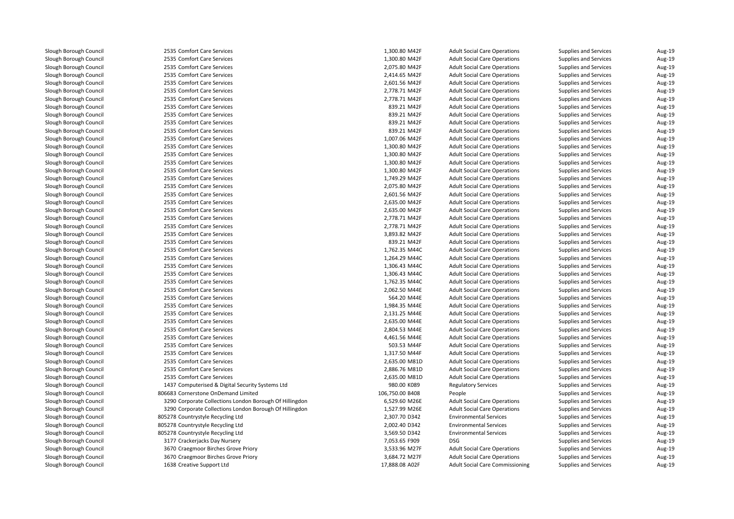| | | | | | | |
|---|---|---|---|---|---|---|
| Slough Borough Council | 2535 Comfort Care Services | 1,300.80 M42F | Adult Social Care Operations | Supplies and Services | Aug-19 |
| Slough Borough Council | 2535 Comfort Care Services | 1,300.80 M42F | Adult Social Care Operations | Supplies and Services | Aug-19 |
| Slough Borough Council | 2535 Comfort Care Services | 2,075.80 M42F | Adult Social Care Operations | Supplies and Services | Aug-19 |
| Slough Borough Council | 2535 Comfort Care Services | 2,414.65 M42F | Adult Social Care Operations | Supplies and Services | Aug-19 |
| Slough Borough Council | 2535 Comfort Care Services | 2,601.56 M42F | Adult Social Care Operations | Supplies and Services | Aug-19 |
| Slough Borough Council | 2535 Comfort Care Services | 2,778.71 M42F | Adult Social Care Operations | Supplies and Services | Aug-19 |
| Slough Borough Council | 2535 Comfort Care Services | 2,778.71 M42F | Adult Social Care Operations | Supplies and Services | Aug-19 |
| Slough Borough Council | 2535 Comfort Care Services | 839.21 M42F | Adult Social Care Operations | Supplies and Services | Aug-19 |
| Slough Borough Council | 2535 Comfort Care Services | 839.21 M42F | Adult Social Care Operations | Supplies and Services | Aug-19 |
| Slough Borough Council | 2535 Comfort Care Services | 839.21 M42F | Adult Social Care Operations | Supplies and Services | Aug-19 |
| Slough Borough Council | 2535 Comfort Care Services | 839.21 M42F | Adult Social Care Operations | Supplies and Services | Aug-19 |
| Slough Borough Council | 2535 Comfort Care Services | 1,007.06 M42F | Adult Social Care Operations | Supplies and Services | Aug-19 |
| Slough Borough Council | 2535 Comfort Care Services | 1,300.80 M42F | Adult Social Care Operations | Supplies and Services | Aug-19 |
| Slough Borough Council | 2535 Comfort Care Services | 1,300.80 M42F | Adult Social Care Operations | Supplies and Services | Aug-19 |
| Slough Borough Council | 2535 Comfort Care Services | 1,300.80 M42F | Adult Social Care Operations | Supplies and Services | Aug-19 |
| Slough Borough Council | 2535 Comfort Care Services | 1,300.80 M42F | Adult Social Care Operations | Supplies and Services | Aug-19 |
| Slough Borough Council | 2535 Comfort Care Services | 1,749.29 M42F | Adult Social Care Operations | Supplies and Services | Aug-19 |
| Slough Borough Council | 2535 Comfort Care Services | 2,075.80 M42F | Adult Social Care Operations | Supplies and Services | Aug-19 |
| Slough Borough Council | 2535 Comfort Care Services | 2,601.56 M42F | Adult Social Care Operations | Supplies and Services | Aug-19 |
| Slough Borough Council | 2535 Comfort Care Services | 2,635.00 M42F | Adult Social Care Operations | Supplies and Services | Aug-19 |
| Slough Borough Council | 2535 Comfort Care Services | 2,635.00 M42F | Adult Social Care Operations | Supplies and Services | Aug-19 |
| Slough Borough Council | 2535 Comfort Care Services | 2,778.71 M42F | Adult Social Care Operations | Supplies and Services | Aug-19 |
| Slough Borough Council | 2535 Comfort Care Services | 2,778.71 M42F | Adult Social Care Operations | Supplies and Services | Aug-19 |
| Slough Borough Council | 2535 Comfort Care Services | 3,893.82 M42F | Adult Social Care Operations | Supplies and Services | Aug-19 |
| Slough Borough Council | 2535 Comfort Care Services | 839.21 M42F | Adult Social Care Operations | Supplies and Services | Aug-19 |
| Slough Borough Council | 2535 Comfort Care Services | 1,762.35 M44C | Adult Social Care Operations | Supplies and Services | Aug-19 |
| Slough Borough Council | 2535 Comfort Care Services | 1,264.29 M44C | Adult Social Care Operations | Supplies and Services | Aug-19 |
| Slough Borough Council | 2535 Comfort Care Services | 1,306.43 M44C | Adult Social Care Operations | Supplies and Services | Aug-19 |
| Slough Borough Council | 2535 Comfort Care Services | 1,306.43 M44C | Adult Social Care Operations | Supplies and Services | Aug-19 |
| Slough Borough Council | 2535 Comfort Care Services | 1,762.35 M44C | Adult Social Care Operations | Supplies and Services | Aug-19 |
| Slough Borough Council | 2535 Comfort Care Services | 2,062.50 M44E | Adult Social Care Operations | Supplies and Services | Aug-19 |
| Slough Borough Council | 2535 Comfort Care Services | 564.20 M44E | Adult Social Care Operations | Supplies and Services | Aug-19 |
| Slough Borough Council | 2535 Comfort Care Services | 1,984.35 M44E | Adult Social Care Operations | Supplies and Services | Aug-19 |
| Slough Borough Council | 2535 Comfort Care Services | 2,131.25 M44E | Adult Social Care Operations | Supplies and Services | Aug-19 |
| Slough Borough Council | 2535 Comfort Care Services | 2,635.00 M44E | Adult Social Care Operations | Supplies and Services | Aug-19 |
| Slough Borough Council | 2535 Comfort Care Services | 2,804.53 M44E | Adult Social Care Operations | Supplies and Services | Aug-19 |
| Slough Borough Council | 2535 Comfort Care Services | 4,461.56 M44E | Adult Social Care Operations | Supplies and Services | Aug-19 |
| Slough Borough Council | 2535 Comfort Care Services | 503.53 M44F | Adult Social Care Operations | Supplies and Services | Aug-19 |
| Slough Borough Council | 2535 Comfort Care Services | 1,317.50 M44F | Adult Social Care Operations | Supplies and Services | Aug-19 |
| Slough Borough Council | 2535 Comfort Care Services | 2,635.00 M81D | Adult Social Care Operations | Supplies and Services | Aug-19 |
| Slough Borough Council | 2535 Comfort Care Services | 2,886.76 M81D | Adult Social Care Operations | Supplies and Services | Aug-19 |
| Slough Borough Council | 2535 Comfort Care Services | 2,635.00 M81D | Adult Social Care Operations | Supplies and Services | Aug-19 |
| Slough Borough Council | 1437 Computerised & Digital Security Systems Ltd | 980.00 K089 | Regulatory Services | Supplies and Services | Aug-19 |
| Slough Borough Council | 806683 Cornerstone OnDemand Limited | 106,750.00 B408 | People | Supplies and Services | Aug-19 |
| Slough Borough Council | 3290 Corporate Collections London Borough Of Hillingdon | 6,529.60 M26E | Adult Social Care Operations | Supplies and Services | Aug-19 |
| Slough Borough Council | 3290 Corporate Collections London Borough Of Hillingdon | 1,527.99 M26E | Adult Social Care Operations | Supplies and Services | Aug-19 |
| Slough Borough Council | 805278 Countrystyle Recycling Ltd | 2,307.70 D342 | Environmental Services | Supplies and Services | Aug-19 |
| Slough Borough Council | 805278 Countrystyle Recycling Ltd | 2,002.40 D342 | Environmental Services | Supplies and Services | Aug-19 |
| Slough Borough Council | 805278 Countrystyle Recycling Ltd | 3,569.50 D342 | Environmental Services | Supplies and Services | Aug-19 |
| Slough Borough Council | 3177 Crackerjacks Day Nursery | 7,053.65 F909 | DSG | Supplies and Services | Aug-19 |
| Slough Borough Council | 3670 Craegmoor Birches Grove Priory | 3,533.96 M27F | Adult Social Care Operations | Supplies and Services | Aug-19 |
| Slough Borough Council | 3670 Craegmoor Birches Grove Priory | 3,684.72 M27F | Adult Social Care Operations | Supplies and Services | Aug-19 |
| Slough Borough Council | 1638 Creative Support Ltd | 17,888.08 A02F | Adult Social Care Commissioning | Supplies and Services | Aug-19 |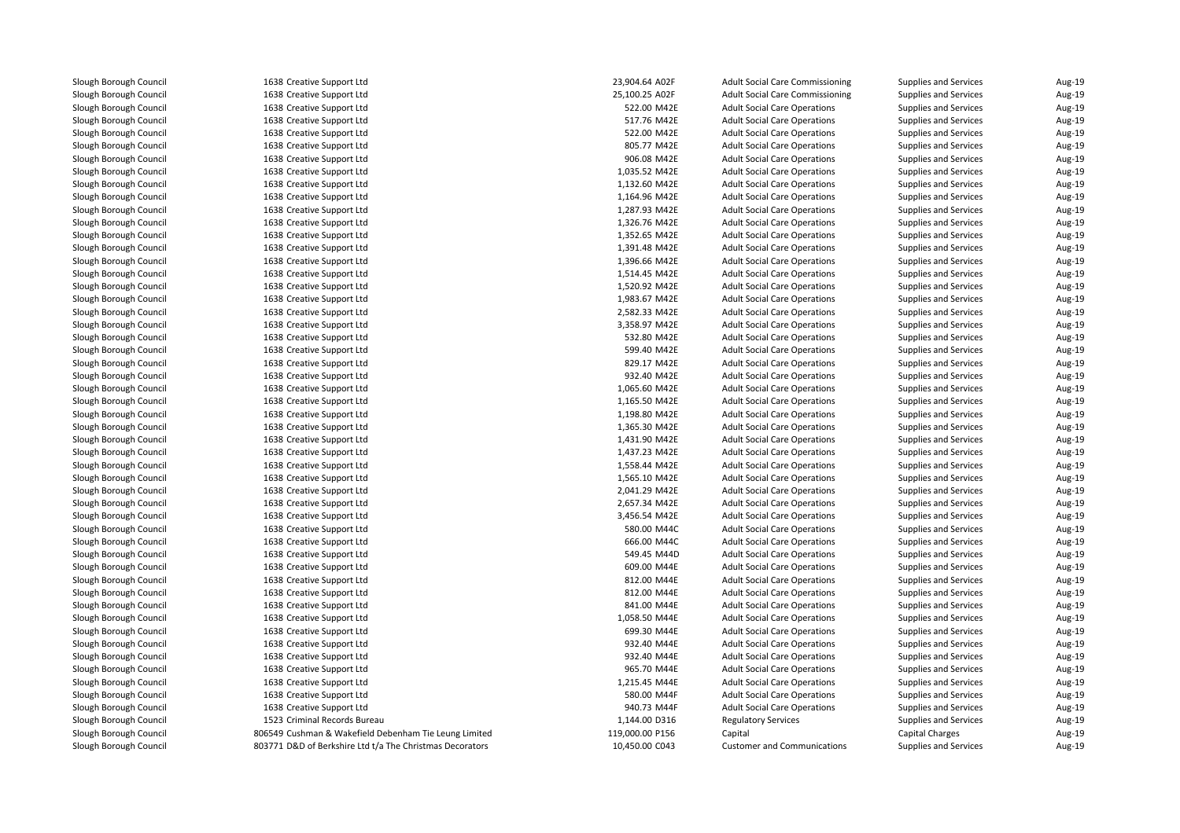| | | | | | | |
|---|---|---|---|---|---|---|
| Slough Borough Council | 1638 Creative Support Ltd | 23,904.64 | A02F | Adult Social Care Commissioning | Supplies and Services | Aug-19 |
| Slough Borough Council | 1638 Creative Support Ltd | 25,100.25 | A02F | Adult Social Care Commissioning | Supplies and Services | Aug-19 |
| Slough Borough Council | 1638 Creative Support Ltd | 522.00 | M42E | Adult Social Care Operations | Supplies and Services | Aug-19 |
| Slough Borough Council | 1638 Creative Support Ltd | 517.76 | M42E | Adult Social Care Operations | Supplies and Services | Aug-19 |
| Slough Borough Council | 1638 Creative Support Ltd | 522.00 | M42E | Adult Social Care Operations | Supplies and Services | Aug-19 |
| Slough Borough Council | 1638 Creative Support Ltd | 805.77 | M42E | Adult Social Care Operations | Supplies and Services | Aug-19 |
| Slough Borough Council | 1638 Creative Support Ltd | 906.08 | M42E | Adult Social Care Operations | Supplies and Services | Aug-19 |
| Slough Borough Council | 1638 Creative Support Ltd | 1,035.52 | M42E | Adult Social Care Operations | Supplies and Services | Aug-19 |
| Slough Borough Council | 1638 Creative Support Ltd | 1,132.60 | M42E | Adult Social Care Operations | Supplies and Services | Aug-19 |
| Slough Borough Council | 1638 Creative Support Ltd | 1,164.96 | M42E | Adult Social Care Operations | Supplies and Services | Aug-19 |
| Slough Borough Council | 1638 Creative Support Ltd | 1,287.93 | M42E | Adult Social Care Operations | Supplies and Services | Aug-19 |
| Slough Borough Council | 1638 Creative Support Ltd | 1,326.76 | M42E | Adult Social Care Operations | Supplies and Services | Aug-19 |
| Slough Borough Council | 1638 Creative Support Ltd | 1,352.65 | M42E | Adult Social Care Operations | Supplies and Services | Aug-19 |
| Slough Borough Council | 1638 Creative Support Ltd | 1,391.48 | M42E | Adult Social Care Operations | Supplies and Services | Aug-19 |
| Slough Borough Council | 1638 Creative Support Ltd | 1,396.66 | M42E | Adult Social Care Operations | Supplies and Services | Aug-19 |
| Slough Borough Council | 1638 Creative Support Ltd | 1,514.45 | M42E | Adult Social Care Operations | Supplies and Services | Aug-19 |
| Slough Borough Council | 1638 Creative Support Ltd | 1,520.92 | M42E | Adult Social Care Operations | Supplies and Services | Aug-19 |
| Slough Borough Council | 1638 Creative Support Ltd | 1,983.67 | M42E | Adult Social Care Operations | Supplies and Services | Aug-19 |
| Slough Borough Council | 1638 Creative Support Ltd | 2,582.33 | M42E | Adult Social Care Operations | Supplies and Services | Aug-19 |
| Slough Borough Council | 1638 Creative Support Ltd | 3,358.97 | M42E | Adult Social Care Operations | Supplies and Services | Aug-19 |
| Slough Borough Council | 1638 Creative Support Ltd | 532.80 | M42E | Adult Social Care Operations | Supplies and Services | Aug-19 |
| Slough Borough Council | 1638 Creative Support Ltd | 599.40 | M42E | Adult Social Care Operations | Supplies and Services | Aug-19 |
| Slough Borough Council | 1638 Creative Support Ltd | 829.17 | M42E | Adult Social Care Operations | Supplies and Services | Aug-19 |
| Slough Borough Council | 1638 Creative Support Ltd | 932.40 | M42E | Adult Social Care Operations | Supplies and Services | Aug-19 |
| Slough Borough Council | 1638 Creative Support Ltd | 1,065.60 | M42E | Adult Social Care Operations | Supplies and Services | Aug-19 |
| Slough Borough Council | 1638 Creative Support Ltd | 1,165.50 | M42E | Adult Social Care Operations | Supplies and Services | Aug-19 |
| Slough Borough Council | 1638 Creative Support Ltd | 1,198.80 | M42E | Adult Social Care Operations | Supplies and Services | Aug-19 |
| Slough Borough Council | 1638 Creative Support Ltd | 1,365.30 | M42E | Adult Social Care Operations | Supplies and Services | Aug-19 |
| Slough Borough Council | 1638 Creative Support Ltd | 1,431.90 | M42E | Adult Social Care Operations | Supplies and Services | Aug-19 |
| Slough Borough Council | 1638 Creative Support Ltd | 1,437.23 | M42E | Adult Social Care Operations | Supplies and Services | Aug-19 |
| Slough Borough Council | 1638 Creative Support Ltd | 1,558.44 | M42E | Adult Social Care Operations | Supplies and Services | Aug-19 |
| Slough Borough Council | 1638 Creative Support Ltd | 1,565.10 | M42E | Adult Social Care Operations | Supplies and Services | Aug-19 |
| Slough Borough Council | 1638 Creative Support Ltd | 2,041.29 | M42E | Adult Social Care Operations | Supplies and Services | Aug-19 |
| Slough Borough Council | 1638 Creative Support Ltd | 2,657.34 | M42E | Adult Social Care Operations | Supplies and Services | Aug-19 |
| Slough Borough Council | 1638 Creative Support Ltd | 3,456.54 | M42E | Adult Social Care Operations | Supplies and Services | Aug-19 |
| Slough Borough Council | 1638 Creative Support Ltd | 580.00 | M44C | Adult Social Care Operations | Supplies and Services | Aug-19 |
| Slough Borough Council | 1638 Creative Support Ltd | 666.00 | M44C | Adult Social Care Operations | Supplies and Services | Aug-19 |
| Slough Borough Council | 1638 Creative Support Ltd | 549.45 | M44D | Adult Social Care Operations | Supplies and Services | Aug-19 |
| Slough Borough Council | 1638 Creative Support Ltd | 609.00 | M44E | Adult Social Care Operations | Supplies and Services | Aug-19 |
| Slough Borough Council | 1638 Creative Support Ltd | 812.00 | M44E | Adult Social Care Operations | Supplies and Services | Aug-19 |
| Slough Borough Council | 1638 Creative Support Ltd | 812.00 | M44E | Adult Social Care Operations | Supplies and Services | Aug-19 |
| Slough Borough Council | 1638 Creative Support Ltd | 841.00 | M44E | Adult Social Care Operations | Supplies and Services | Aug-19 |
| Slough Borough Council | 1638 Creative Support Ltd | 1,058.50 | M44E | Adult Social Care Operations | Supplies and Services | Aug-19 |
| Slough Borough Council | 1638 Creative Support Ltd | 699.30 | M44E | Adult Social Care Operations | Supplies and Services | Aug-19 |
| Slough Borough Council | 1638 Creative Support Ltd | 932.40 | M44E | Adult Social Care Operations | Supplies and Services | Aug-19 |
| Slough Borough Council | 1638 Creative Support Ltd | 932.40 | M44E | Adult Social Care Operations | Supplies and Services | Aug-19 |
| Slough Borough Council | 1638 Creative Support Ltd | 965.70 | M44E | Adult Social Care Operations | Supplies and Services | Aug-19 |
| Slough Borough Council | 1638 Creative Support Ltd | 1,215.45 | M44E | Adult Social Care Operations | Supplies and Services | Aug-19 |
| Slough Borough Council | 1638 Creative Support Ltd | 580.00 | M44F | Adult Social Care Operations | Supplies and Services | Aug-19 |
| Slough Borough Council | 1638 Creative Support Ltd | 940.73 | M44F | Adult Social Care Operations | Supplies and Services | Aug-19 |
| Slough Borough Council | 1523 Criminal Records Bureau | 1,144.00 | D316 | Regulatory Services | Supplies and Services | Aug-19 |
| Slough Borough Council | 806549 Cushman & Wakefield Debenham Tie Leung Limited | 119,000.00 | P156 | Capital | Capital Charges | Aug-19 |
| Slough Borough Council | 803771 D&D of Berkshire Ltd t/a The Christmas Decorators | 10,450.00 | C043 | Customer and Communications | Supplies and Services | Aug-19 |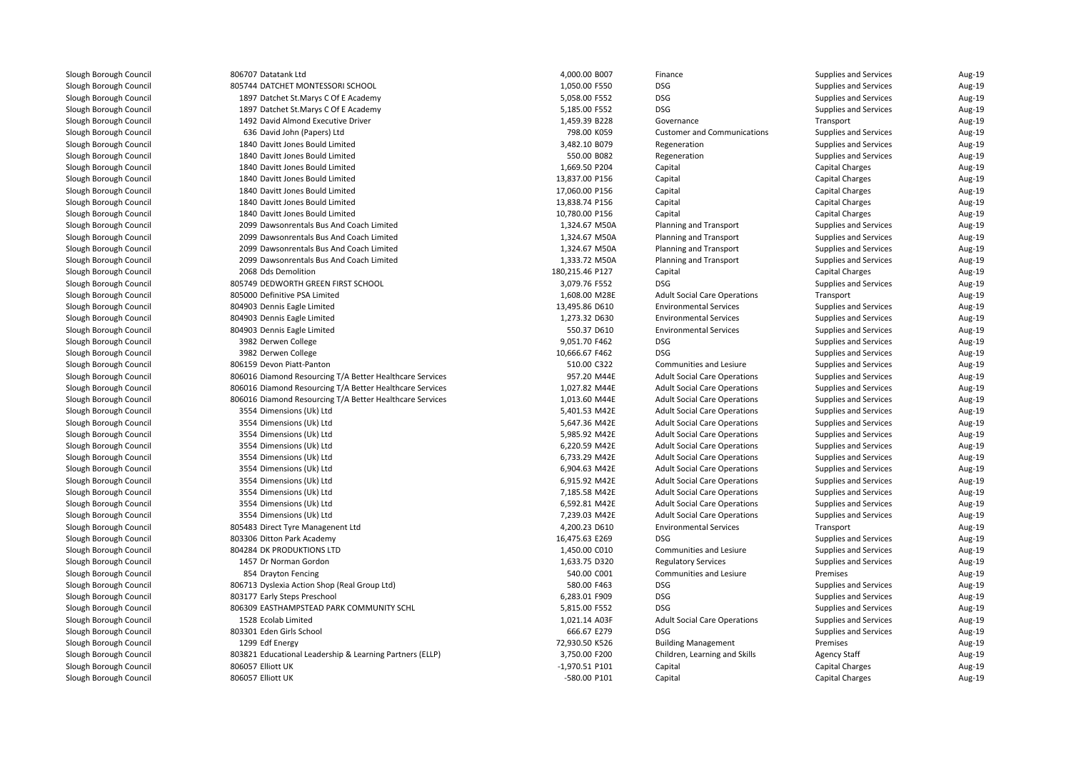| | | | | | | |
|---|---|---|---|---|---|---|
| Slough Borough Council | 806707 Datatank Ltd | 4,000.00 B007 | Finance | Supplies and Services | Aug-19 |
| Slough Borough Council | 805744 DATCHET MONTESSORI SCHOOL | 1,050.00 F550 | DSG | Supplies and Services | Aug-19 |
| Slough Borough Council | 1897 Datchet St.Marys C Of E Academy | 5,058.00 F552 | DSG | Supplies and Services | Aug-19 |
| Slough Borough Council | 1897 Datchet St.Marys C Of E Academy | 5,185.00 F552 | DSG | Supplies and Services | Aug-19 |
| Slough Borough Council | 1492 David Almond Executive Driver | 1,459.39 B228 | Governance | Transport | Aug-19 |
| Slough Borough Council | 636 David John (Papers) Ltd | 798.00 K059 | Customer and Communications | Supplies and Services | Aug-19 |
| Slough Borough Council | 1840 Davitt Jones Bould Limited | 3,482.10 B079 | Regeneration | Supplies and Services | Aug-19 |
| Slough Borough Council | 1840 Davitt Jones Bould Limited | 550.00 B082 | Regeneration | Supplies and Services | Aug-19 |
| Slough Borough Council | 1840 Davitt Jones Bould Limited | 1,669.50 P204 | Capital | Capital Charges | Aug-19 |
| Slough Borough Council | 1840 Davitt Jones Bould Limited | 13,837.00 P156 | Capital | Capital Charges | Aug-19 |
| Slough Borough Council | 1840 Davitt Jones Bould Limited | 17,060.00 P156 | Capital | Capital Charges | Aug-19 |
| Slough Borough Council | 1840 Davitt Jones Bould Limited | 13,838.74 P156 | Capital | Capital Charges | Aug-19 |
| Slough Borough Council | 1840 Davitt Jones Bould Limited | 10,780.00 P156 | Capital | Capital Charges | Aug-19 |
| Slough Borough Council | 2099 Dawsonrentals Bus And Coach Limited | 1,324.67 M50A | Planning and Transport | Supplies and Services | Aug-19 |
| Slough Borough Council | 2099 Dawsonrentals Bus And Coach Limited | 1,324.67 M50A | Planning and Transport | Supplies and Services | Aug-19 |
| Slough Borough Council | 2099 Dawsonrentals Bus And Coach Limited | 1,324.67 M50A | Planning and Transport | Supplies and Services | Aug-19 |
| Slough Borough Council | 2099 Dawsonrentals Bus And Coach Limited | 1,333.72 M50A | Planning and Transport | Supplies and Services | Aug-19 |
| Slough Borough Council | 2068 Dds Demolition | 180,215.46 P127 | Capital | Capital Charges | Aug-19 |
| Slough Borough Council | 805749 DEDWORTH GREEN FIRST SCHOOL | 3,079.76 F552 | DSG | Supplies and Services | Aug-19 |
| Slough Borough Council | 805000 Definitive PSA Limited | 1,608.00 M28E | Adult Social Care Operations | Transport | Aug-19 |
| Slough Borough Council | 804903 Dennis Eagle Limited | 13,495.86 D610 | Environmental Services | Supplies and Services | Aug-19 |
| Slough Borough Council | 804903 Dennis Eagle Limited | 1,273.32 D630 | Environmental Services | Supplies and Services | Aug-19 |
| Slough Borough Council | 804903 Dennis Eagle Limited | 550.37 D610 | Environmental Services | Supplies and Services | Aug-19 |
| Slough Borough Council | 3982 Derwen College | 9,051.70 F462 | DSG | Supplies and Services | Aug-19 |
| Slough Borough Council | 3982 Derwen College | 10,666.67 F462 | DSG | Supplies and Services | Aug-19 |
| Slough Borough Council | 806159 Devon Piatt-Panton | 510.00 C322 | Communities and Lesiure | Supplies and Services | Aug-19 |
| Slough Borough Council | 806016 Diamond Resourcing T/A Better Healthcare Services | 957.20 M44E | Adult Social Care Operations | Supplies and Services | Aug-19 |
| Slough Borough Council | 806016 Diamond Resourcing T/A Better Healthcare Services | 1,027.82 M44E | Adult Social Care Operations | Supplies and Services | Aug-19 |
| Slough Borough Council | 806016 Diamond Resourcing T/A Better Healthcare Services | 1,013.60 M44E | Adult Social Care Operations | Supplies and Services | Aug-19 |
| Slough Borough Council | 3554 Dimensions (Uk) Ltd | 5,401.53 M42E | Adult Social Care Operations | Supplies and Services | Aug-19 |
| Slough Borough Council | 3554 Dimensions (Uk) Ltd | 5,647.36 M42E | Adult Social Care Operations | Supplies and Services | Aug-19 |
| Slough Borough Council | 3554 Dimensions (Uk) Ltd | 5,985.92 M42E | Adult Social Care Operations | Supplies and Services | Aug-19 |
| Slough Borough Council | 3554 Dimensions (Uk) Ltd | 6,220.59 M42E | Adult Social Care Operations | Supplies and Services | Aug-19 |
| Slough Borough Council | 3554 Dimensions (Uk) Ltd | 6,733.29 M42E | Adult Social Care Operations | Supplies and Services | Aug-19 |
| Slough Borough Council | 3554 Dimensions (Uk) Ltd | 6,904.63 M42E | Adult Social Care Operations | Supplies and Services | Aug-19 |
| Slough Borough Council | 3554 Dimensions (Uk) Ltd | 6,915.92 M42E | Adult Social Care Operations | Supplies and Services | Aug-19 |
| Slough Borough Council | 3554 Dimensions (Uk) Ltd | 7,185.58 M42E | Adult Social Care Operations | Supplies and Services | Aug-19 |
| Slough Borough Council | 3554 Dimensions (Uk) Ltd | 6,592.81 M42E | Adult Social Care Operations | Supplies and Services | Aug-19 |
| Slough Borough Council | 3554 Dimensions (Uk) Ltd | 7,239.03 M42E | Adult Social Care Operations | Supplies and Services | Aug-19 |
| Slough Borough Council | 805483 Direct Tyre Managenent Ltd | 4,200.23 D610 | Environmental Services | Transport | Aug-19 |
| Slough Borough Council | 803306 Ditton Park Academy | 16,475.63 E269 | DSG | Supplies and Services | Aug-19 |
| Slough Borough Council | 804284 DK PRODUKTIONS LTD | 1,450.00 C010 | Communities and Lesiure | Supplies and Services | Aug-19 |
| Slough Borough Council | 1457 Dr Norman Gordon | 1,633.75 D320 | Regulatory Services | Supplies and Services | Aug-19 |
| Slough Borough Council | 854 Drayton Fencing | 540.00 C001 | Communities and Lesiure | Premises | Aug-19 |
| Slough Borough Council | 806713 Dyslexia Action Shop (Real Group Ltd) | 580.00 F463 | DSG | Supplies and Services | Aug-19 |
| Slough Borough Council | 803177 Early Steps Preschool | 6,283.01 F909 | DSG | Supplies and Services | Aug-19 |
| Slough Borough Council | 806309 EASTHAMPSTEAD PARK COMMUNITY SCHL | 5,815.00 F552 | DSG | Supplies and Services | Aug-19 |
| Slough Borough Council | 1528 Ecolab Limited | 1,021.14 A03F | Adult Social Care Operations | Supplies and Services | Aug-19 |
| Slough Borough Council | 803301 Eden Girls School | 666.67 E279 | DSG | Supplies and Services | Aug-19 |
| Slough Borough Council | 1299 Edf Energy | 72,930.50 K526 | Building Management | Premises | Aug-19 |
| Slough Borough Council | 803821 Educational Leadership & Learning Partners (ELLP) | 3,750.00 F200 | Children, Learning and Skills | Agency Staff | Aug-19 |
| Slough Borough Council | 806057 Elliott UK | -1,970.51 P101 | Capital | Capital Charges | Aug-19 |
| Slough Borough Council | 806057 Elliott UK | -580.00 P101 | Capital | Capital Charges | Aug-19 |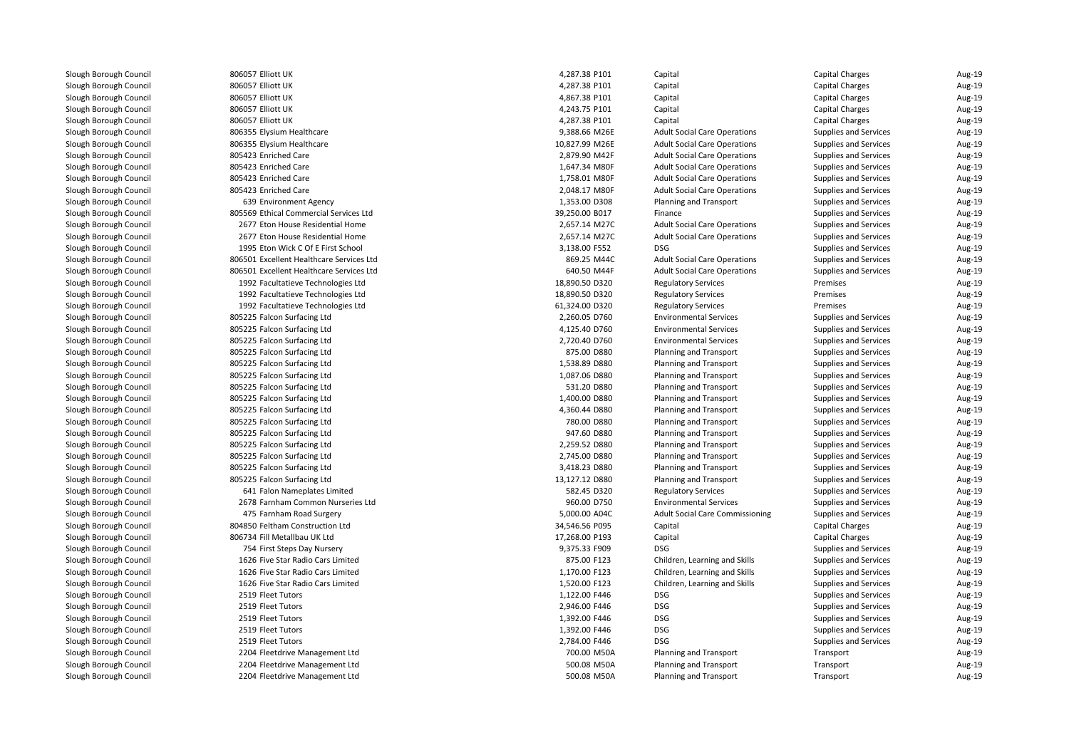| | | | | | | | |
|---|---|---|---|---|---|---|---|
| Slough Borough Council | 806057 | Elliott UK | 4,287.38 | P101 | Capital | Capital Charges | Aug-19 |
| Slough Borough Council | 806057 | Elliott UK | 4,287.38 | P101 | Capital | Capital Charges | Aug-19 |
| Slough Borough Council | 806057 | Elliott UK | 4,867.38 | P101 | Capital | Capital Charges | Aug-19 |
| Slough Borough Council | 806057 | Elliott UK | 4,243.75 | P101 | Capital | Capital Charges | Aug-19 |
| Slough Borough Council | 806057 | Elliott UK | 4,287.38 | P101 | Capital | Capital Charges | Aug-19 |
| Slough Borough Council | 806355 | Elysium Healthcare | 9,388.66 | M26E | Adult Social Care Operations | Supplies and Services | Aug-19 |
| Slough Borough Council | 806355 | Elysium Healthcare | 10,827.99 | M26E | Adult Social Care Operations | Supplies and Services | Aug-19 |
| Slough Borough Council | 805423 | Enriched Care | 2,879.90 | M42F | Adult Social Care Operations | Supplies and Services | Aug-19 |
| Slough Borough Council | 805423 | Enriched Care | 1,647.34 | M80F | Adult Social Care Operations | Supplies and Services | Aug-19 |
| Slough Borough Council | 805423 | Enriched Care | 1,758.01 | M80F | Adult Social Care Operations | Supplies and Services | Aug-19 |
| Slough Borough Council | 805423 | Enriched Care | 2,048.17 | M80F | Adult Social Care Operations | Supplies and Services | Aug-19 |
| Slough Borough Council | 639 | Environment Agency | 1,353.00 | D308 | Planning and Transport | Supplies and Services | Aug-19 |
| Slough Borough Council | 805569 | Ethical Commercial Services Ltd | 39,250.00 | B017 | Finance | Supplies and Services | Aug-19 |
| Slough Borough Council | 2677 | Eton House Residential Home | 2,657.14 | M27C | Adult Social Care Operations | Supplies and Services | Aug-19 |
| Slough Borough Council | 2677 | Eton House Residential Home | 2,657.14 | M27C | Adult Social Care Operations | Supplies and Services | Aug-19 |
| Slough Borough Council | 1995 | Eton Wick C Of E First School | 3,138.00 | F552 | DSG | Supplies and Services | Aug-19 |
| Slough Borough Council | 806501 | Excellent Healthcare Services Ltd | 869.25 | M44C | Adult Social Care Operations | Supplies and Services | Aug-19 |
| Slough Borough Council | 806501 | Excellent Healthcare Services Ltd | 640.50 | M44F | Adult Social Care Operations | Supplies and Services | Aug-19 |
| Slough Borough Council | 1992 | Facultatieve Technologies Ltd | 18,890.50 | D320 | Regulatory Services | Premises | Aug-19 |
| Slough Borough Council | 1992 | Facultatieve Technologies Ltd | 18,890.50 | D320 | Regulatory Services | Premises | Aug-19 |
| Slough Borough Council | 1992 | Facultatieve Technologies Ltd | 61,324.00 | D320 | Regulatory Services | Premises | Aug-19 |
| Slough Borough Council | 805225 | Falcon Surfacing Ltd | 2,260.05 | D760 | Environmental Services | Supplies and Services | Aug-19 |
| Slough Borough Council | 805225 | Falcon Surfacing Ltd | 4,125.40 | D760 | Environmental Services | Supplies and Services | Aug-19 |
| Slough Borough Council | 805225 | Falcon Surfacing Ltd | 2,720.40 | D760 | Environmental Services | Supplies and Services | Aug-19 |
| Slough Borough Council | 805225 | Falcon Surfacing Ltd | 875.00 | D880 | Planning and Transport | Supplies and Services | Aug-19 |
| Slough Borough Council | 805225 | Falcon Surfacing Ltd | 1,538.89 | D880 | Planning and Transport | Supplies and Services | Aug-19 |
| Slough Borough Council | 805225 | Falcon Surfacing Ltd | 1,087.06 | D880 | Planning and Transport | Supplies and Services | Aug-19 |
| Slough Borough Council | 805225 | Falcon Surfacing Ltd | 531.20 | D880 | Planning and Transport | Supplies and Services | Aug-19 |
| Slough Borough Council | 805225 | Falcon Surfacing Ltd | 1,400.00 | D880 | Planning and Transport | Supplies and Services | Aug-19 |
| Slough Borough Council | 805225 | Falcon Surfacing Ltd | 4,360.44 | D880 | Planning and Transport | Supplies and Services | Aug-19 |
| Slough Borough Council | 805225 | Falcon Surfacing Ltd | 780.00 | D880 | Planning and Transport | Supplies and Services | Aug-19 |
| Slough Borough Council | 805225 | Falcon Surfacing Ltd | 947.60 | D880 | Planning and Transport | Supplies and Services | Aug-19 |
| Slough Borough Council | 805225 | Falcon Surfacing Ltd | 2,259.52 | D880 | Planning and Transport | Supplies and Services | Aug-19 |
| Slough Borough Council | 805225 | Falcon Surfacing Ltd | 2,745.00 | D880 | Planning and Transport | Supplies and Services | Aug-19 |
| Slough Borough Council | 805225 | Falcon Surfacing Ltd | 3,418.23 | D880 | Planning and Transport | Supplies and Services | Aug-19 |
| Slough Borough Council | 805225 | Falcon Surfacing Ltd | 13,127.12 | D880 | Planning and Transport | Supplies and Services | Aug-19 |
| Slough Borough Council | 641 | Falon Nameplates Limited | 582.45 | D320 | Regulatory Services | Supplies and Services | Aug-19 |
| Slough Borough Council | 2678 | Farnham Common Nurseries Ltd | 960.00 | D750 | Environmental Services | Supplies and Services | Aug-19 |
| Slough Borough Council | 475 | Farnham Road Surgery | 5,000.00 | A04C | Adult Social Care Commissioning | Supplies and Services | Aug-19 |
| Slough Borough Council | 804850 | Feltham Construction Ltd | 34,546.56 | P095 | Capital | Capital Charges | Aug-19 |
| Slough Borough Council | 806734 | Fill Metallbau UK Ltd | 17,268.00 | P193 | Capital | Capital Charges | Aug-19 |
| Slough Borough Council | 754 | First Steps Day Nursery | 9,375.33 | F909 | DSG | Supplies and Services | Aug-19 |
| Slough Borough Council | 1626 | Five Star Radio Cars Limited | 875.00 | F123 | Children, Learning and Skills | Supplies and Services | Aug-19 |
| Slough Borough Council | 1626 | Five Star Radio Cars Limited | 1,170.00 | F123 | Children, Learning and Skills | Supplies and Services | Aug-19 |
| Slough Borough Council | 1626 | Five Star Radio Cars Limited | 1,520.00 | F123 | Children, Learning and Skills | Supplies and Services | Aug-19 |
| Slough Borough Council | 2519 | Fleet Tutors | 1,122.00 | F446 | DSG | Supplies and Services | Aug-19 |
| Slough Borough Council | 2519 | Fleet Tutors | 2,946.00 | F446 | DSG | Supplies and Services | Aug-19 |
| Slough Borough Council | 2519 | Fleet Tutors | 1,392.00 | F446 | DSG | Supplies and Services | Aug-19 |
| Slough Borough Council | 2519 | Fleet Tutors | 1,392.00 | F446 | DSG | Supplies and Services | Aug-19 |
| Slough Borough Council | 2519 | Fleet Tutors | 2,784.00 | F446 | DSG | Supplies and Services | Aug-19 |
| Slough Borough Council | 2204 | Fleetdrive Management Ltd | 700.00 | M50A | Planning and Transport | Transport | Aug-19 |
| Slough Borough Council | 2204 | Fleetdrive Management Ltd | 500.08 | M50A | Planning and Transport | Transport | Aug-19 |
| Slough Borough Council | 2204 | Fleetdrive Management Ltd | 500.08 | M50A | Planning and Transport | Transport | Aug-19 |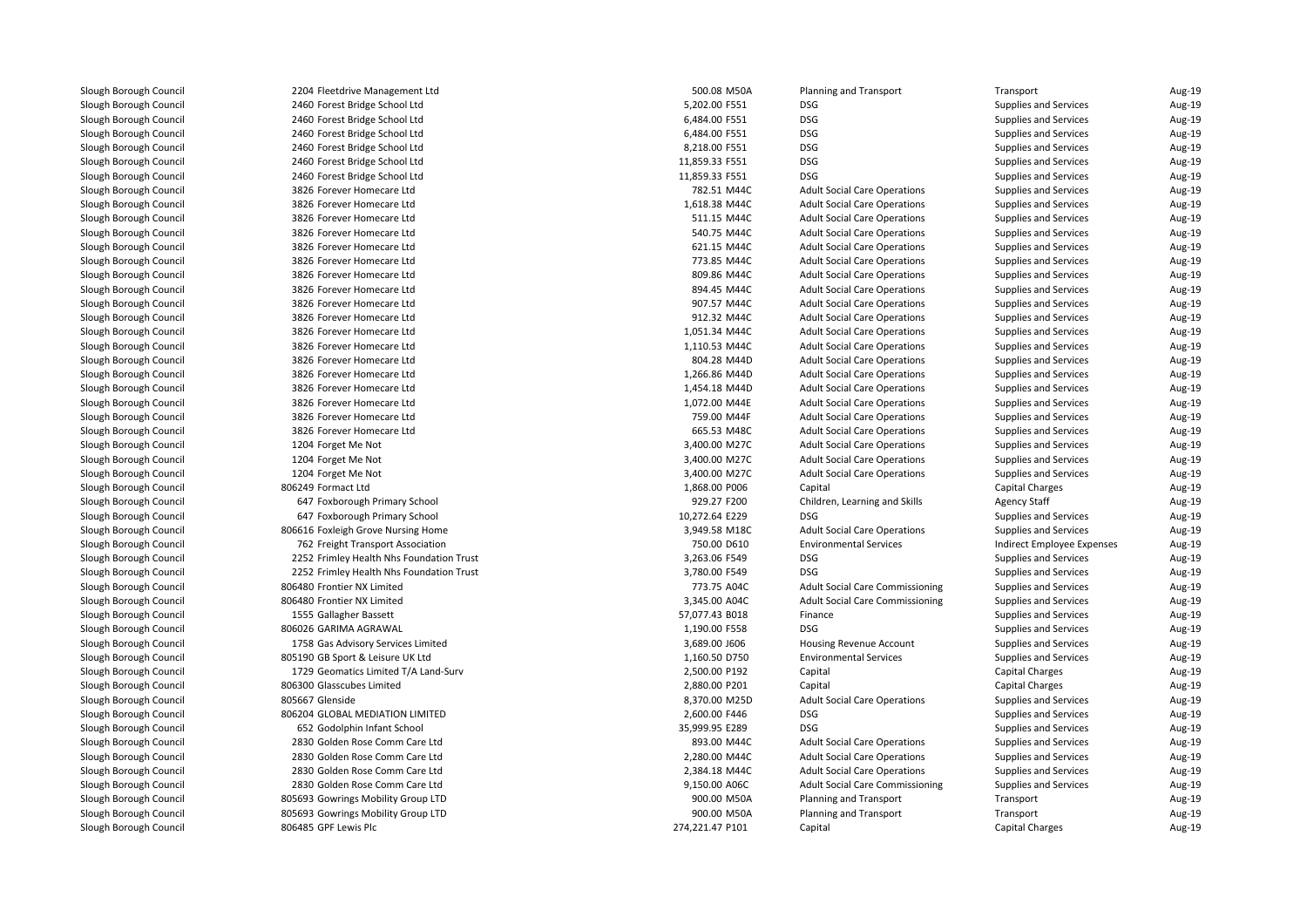| | | | | | | | |
|---|---|---|---|---|---|---|---|
| Slough Borough Council | 2204 | Fleetdrive Management Ltd | 500.08 | M50A | Planning and Transport | Transport | Aug-19 |
| Slough Borough Council | 2460 | Forest Bridge School Ltd | 5,202.00 | F551 | DSG | Supplies and Services | Aug-19 |
| Slough Borough Council | 2460 | Forest Bridge School Ltd | 6,484.00 | F551 | DSG | Supplies and Services | Aug-19 |
| Slough Borough Council | 2460 | Forest Bridge School Ltd | 6,484.00 | F551 | DSG | Supplies and Services | Aug-19 |
| Slough Borough Council | 2460 | Forest Bridge School Ltd | 8,218.00 | F551 | DSG | Supplies and Services | Aug-19 |
| Slough Borough Council | 2460 | Forest Bridge School Ltd | 11,859.33 | F551 | DSG | Supplies and Services | Aug-19 |
| Slough Borough Council | 2460 | Forest Bridge School Ltd | 11,859.33 | F551 | DSG | Supplies and Services | Aug-19 |
| Slough Borough Council | 3826 | Forever Homecare Ltd | 782.51 | M44C | Adult Social Care Operations | Supplies and Services | Aug-19 |
| Slough Borough Council | 3826 | Forever Homecare Ltd | 1,618.38 | M44C | Adult Social Care Operations | Supplies and Services | Aug-19 |
| Slough Borough Council | 3826 | Forever Homecare Ltd | 511.15 | M44C | Adult Social Care Operations | Supplies and Services | Aug-19 |
| Slough Borough Council | 3826 | Forever Homecare Ltd | 540.75 | M44C | Adult Social Care Operations | Supplies and Services | Aug-19 |
| Slough Borough Council | 3826 | Forever Homecare Ltd | 621.15 | M44C | Adult Social Care Operations | Supplies and Services | Aug-19 |
| Slough Borough Council | 3826 | Forever Homecare Ltd | 773.85 | M44C | Adult Social Care Operations | Supplies and Services | Aug-19 |
| Slough Borough Council | 3826 | Forever Homecare Ltd | 809.86 | M44C | Adult Social Care Operations | Supplies and Services | Aug-19 |
| Slough Borough Council | 3826 | Forever Homecare Ltd | 894.45 | M44C | Adult Social Care Operations | Supplies and Services | Aug-19 |
| Slough Borough Council | 3826 | Forever Homecare Ltd | 907.57 | M44C | Adult Social Care Operations | Supplies and Services | Aug-19 |
| Slough Borough Council | 3826 | Forever Homecare Ltd | 912.32 | M44C | Adult Social Care Operations | Supplies and Services | Aug-19 |
| Slough Borough Council | 3826 | Forever Homecare Ltd | 1,051.34 | M44C | Adult Social Care Operations | Supplies and Services | Aug-19 |
| Slough Borough Council | 3826 | Forever Homecare Ltd | 1,110.53 | M44C | Adult Social Care Operations | Supplies and Services | Aug-19 |
| Slough Borough Council | 3826 | Forever Homecare Ltd | 804.28 | M44D | Adult Social Care Operations | Supplies and Services | Aug-19 |
| Slough Borough Council | 3826 | Forever Homecare Ltd | 1,266.86 | M44D | Adult Social Care Operations | Supplies and Services | Aug-19 |
| Slough Borough Council | 3826 | Forever Homecare Ltd | 1,454.18 | M44D | Adult Social Care Operations | Supplies and Services | Aug-19 |
| Slough Borough Council | 3826 | Forever Homecare Ltd | 1,072.00 | M44E | Adult Social Care Operations | Supplies and Services | Aug-19 |
| Slough Borough Council | 3826 | Forever Homecare Ltd | 759.00 | M44F | Adult Social Care Operations | Supplies and Services | Aug-19 |
| Slough Borough Council | 3826 | Forever Homecare Ltd | 665.53 | M48C | Adult Social Care Operations | Supplies and Services | Aug-19 |
| Slough Borough Council | 1204 | Forget Me Not | 3,400.00 | M27C | Adult Social Care Operations | Supplies and Services | Aug-19 |
| Slough Borough Council | 1204 | Forget Me Not | 3,400.00 | M27C | Adult Social Care Operations | Supplies and Services | Aug-19 |
| Slough Borough Council | 1204 | Forget Me Not | 3,400.00 | M27C | Adult Social Care Operations | Supplies and Services | Aug-19 |
| Slough Borough Council | 806249 | Formact Ltd | 1,868.00 | P006 | Capital | Capital Charges | Aug-19 |
| Slough Borough Council | 647 | Foxborough Primary School | 929.27 | F200 | Children, Learning and Skills | Agency Staff | Aug-19 |
| Slough Borough Council | 647 | Foxborough Primary School | 10,272.64 | E229 | DSG | Supplies and Services | Aug-19 |
| Slough Borough Council | 806616 | Foxleigh Grove Nursing Home | 3,949.58 | M18C | Adult Social Care Operations | Supplies and Services | Aug-19 |
| Slough Borough Council | 762 | Freight Transport Association | 750.00 | D610 | Environmental Services | Indirect Employee Expenses | Aug-19 |
| Slough Borough Council | 2252 | Frimley Health Nhs Foundation Trust | 3,263.06 | F549 | DSG | Supplies and Services | Aug-19 |
| Slough Borough Council | 2252 | Frimley Health Nhs Foundation Trust | 3,780.00 | F549 | DSG | Supplies and Services | Aug-19 |
| Slough Borough Council | 806480 | Frontier NX Limited | 773.75 | A04C | Adult Social Care Commissioning | Supplies and Services | Aug-19 |
| Slough Borough Council | 806480 | Frontier NX Limited | 3,345.00 | A04C | Adult Social Care Commissioning | Supplies and Services | Aug-19 |
| Slough Borough Council | 1555 | Gallagher Bassett | 57,077.43 | B018 | Finance | Supplies and Services | Aug-19 |
| Slough Borough Council | 806026 | GARIMA AGRAWAL | 1,190.00 | F558 | DSG | Supplies and Services | Aug-19 |
| Slough Borough Council | 1758 | Gas Advisory Services Limited | 3,689.00 | J606 | Housing Revenue Account | Supplies and Services | Aug-19 |
| Slough Borough Council | 805190 | GB Sport & Leisure UK Ltd | 1,160.50 | D750 | Environmental Services | Supplies and Services | Aug-19 |
| Slough Borough Council | 1729 | Geomatics Limited T/A Land-Surv | 2,500.00 | P192 | Capital | Capital Charges | Aug-19 |
| Slough Borough Council | 806300 | Glasscubes Limited | 2,880.00 | P201 | Capital | Capital Charges | Aug-19 |
| Slough Borough Council | 805667 | Glenside | 8,370.00 | M25D | Adult Social Care Operations | Supplies and Services | Aug-19 |
| Slough Borough Council | 806204 | GLOBAL MEDIATION LIMITED | 2,600.00 | F446 | DSG | Supplies and Services | Aug-19 |
| Slough Borough Council | 652 | Godolphin Infant School | 35,999.95 | E289 | DSG | Supplies and Services | Aug-19 |
| Slough Borough Council | 2830 | Golden Rose Comm Care Ltd | 893.00 | M44C | Adult Social Care Operations | Supplies and Services | Aug-19 |
| Slough Borough Council | 2830 | Golden Rose Comm Care Ltd | 2,280.00 | M44C | Adult Social Care Operations | Supplies and Services | Aug-19 |
| Slough Borough Council | 2830 | Golden Rose Comm Care Ltd | 2,384.18 | M44C | Adult Social Care Operations | Supplies and Services | Aug-19 |
| Slough Borough Council | 2830 | Golden Rose Comm Care Ltd | 9,150.00 | A06C | Adult Social Care Commissioning | Supplies and Services | Aug-19 |
| Slough Borough Council | 805693 | Gowrings Mobility Group LTD | 900.00 | M50A | Planning and Transport | Transport | Aug-19 |
| Slough Borough Council | 805693 | Gowrings Mobility Group LTD | 900.00 | M50A | Planning and Transport | Transport | Aug-19 |
| Slough Borough Council | 806485 | GPF Lewis Plc | 274,221.47 | P101 | Capital | Capital Charges | Aug-19 |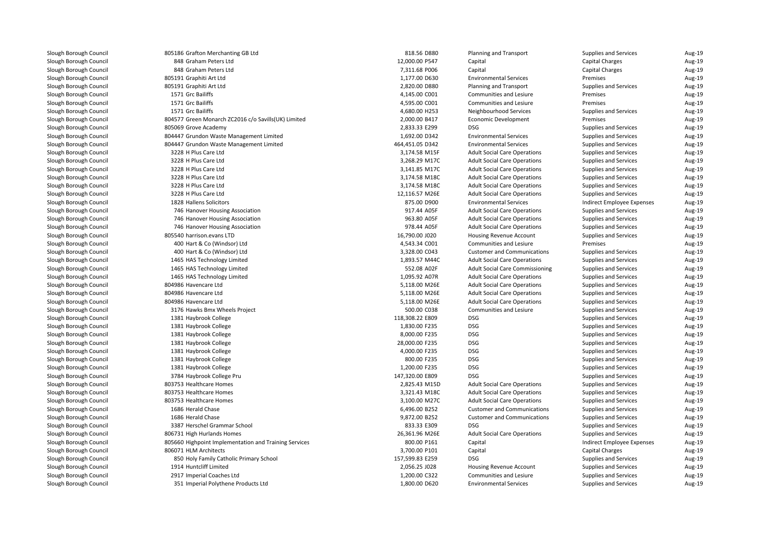| | | | | | | |
|---|---|---|---|---|---|---|
| Slough Borough Council | 805186 Grafton Merchanting GB Ltd | 818.56 D880 | Planning and Transport | Supplies and Services | Aug-19 |
| Slough Borough Council | 848 Graham Peters Ltd | 12,000.00 P547 | Capital | Capital Charges | Aug-19 |
| Slough Borough Council | 848 Graham Peters Ltd | 7,311.68 P006 | Capital | Capital Charges | Aug-19 |
| Slough Borough Council | 805191 Graphiti Art Ltd | 1,177.00 D630 | Environmental Services | Premises | Aug-19 |
| Slough Borough Council | 805191 Graphiti Art Ltd | 2,820.00 D880 | Planning and Transport | Supplies and Services | Aug-19 |
| Slough Borough Council | 1571 Grc Bailiffs | 4,145.00 C001 | Communities and Lesiure | Premises | Aug-19 |
| Slough Borough Council | 1571 Grc Bailiffs | 4,595.00 C001 | Communities and Lesiure | Premises | Aug-19 |
| Slough Borough Council | 1571 Grc Bailiffs | 4,680.00 H253 | Neighbourhood Services | Supplies and Services | Aug-19 |
| Slough Borough Council | 804577 Green Monarch ZC2016 c/o Savills(UK) Limited | 2,000.00 B417 | Economic Development | Premises | Aug-19 |
| Slough Borough Council | 805069 Grove Academy | 2,833.33 E299 | DSG | Supplies and Services | Aug-19 |
| Slough Borough Council | 804447 Grundon Waste Management Limited | 1,692.00 D342 | Environmental Services | Supplies and Services | Aug-19 |
| Slough Borough Council | 804447 Grundon Waste Management Limited | 464,451.05 D342 | Environmental Services | Supplies and Services | Aug-19 |
| Slough Borough Council | 3228 H Plus Care Ltd | 3,174.58 M15F | Adult Social Care Operations | Supplies and Services | Aug-19 |
| Slough Borough Council | 3228 H Plus Care Ltd | 3,268.29 M17C | Adult Social Care Operations | Supplies and Services | Aug-19 |
| Slough Borough Council | 3228 H Plus Care Ltd | 3,141.85 M17C | Adult Social Care Operations | Supplies and Services | Aug-19 |
| Slough Borough Council | 3228 H Plus Care Ltd | 3,174.58 M18C | Adult Social Care Operations | Supplies and Services | Aug-19 |
| Slough Borough Council | 3228 H Plus Care Ltd | 3,174.58 M18C | Adult Social Care Operations | Supplies and Services | Aug-19 |
| Slough Borough Council | 3228 H Plus Care Ltd | 12,116.57 M26E | Adult Social Care Operations | Supplies and Services | Aug-19 |
| Slough Borough Council | 1828 Hallens Solicitors | 875.00 D900 | Environmental Services | Indirect Employee Expenses | Aug-19 |
| Slough Borough Council | 746 Hanover Housing Association | 917.44 A05F | Adult Social Care Operations | Supplies and Services | Aug-19 |
| Slough Borough Council | 746 Hanover Housing Association | 963.80 A05F | Adult Social Care Operations | Supplies and Services | Aug-19 |
| Slough Borough Council | 746 Hanover Housing Association | 978.44 A05F | Adult Social Care Operations | Supplies and Services | Aug-19 |
| Slough Borough Council | 805540 harrison.evans LTD | 16,790.00 J020 | Housing Revenue Account | Supplies and Services | Aug-19 |
| Slough Borough Council | 400 Hart & Co (Windsor) Ltd | 4,543.34 C001 | Communities and Lesiure | Premises | Aug-19 |
| Slough Borough Council | 400 Hart & Co (Windsor) Ltd | 3,328.00 C043 | Customer and Communications | Supplies and Services | Aug-19 |
| Slough Borough Council | 1465 HAS Technology Limited | 1,893.57 M44C | Adult Social Care Operations | Supplies and Services | Aug-19 |
| Slough Borough Council | 1465 HAS Technology Limited | 552.08 A02F | Adult Social Care Commissioning | Supplies and Services | Aug-19 |
| Slough Borough Council | 1465 HAS Technology Limited | 1,095.92 A07R | Adult Social Care Operations | Supplies and Services | Aug-19 |
| Slough Borough Council | 804986 Havencare Ltd | 5,118.00 M26E | Adult Social Care Operations | Supplies and Services | Aug-19 |
| Slough Borough Council | 804986 Havencare Ltd | 5,118.00 M26E | Adult Social Care Operations | Supplies and Services | Aug-19 |
| Slough Borough Council | 804986 Havencare Ltd | 5,118.00 M26E | Adult Social Care Operations | Supplies and Services | Aug-19 |
| Slough Borough Council | 3176 Hawks Bmx Wheels Project | 500.00 C038 | Communities and Lesiure | Supplies and Services | Aug-19 |
| Slough Borough Council | 1381 Haybrook College | 118,308.22 E809 | DSG | Supplies and Services | Aug-19 |
| Slough Borough Council | 1381 Haybrook College | 1,830.00 F235 | DSG | Supplies and Services | Aug-19 |
| Slough Borough Council | 1381 Haybrook College | 8,000.00 F235 | DSG | Supplies and Services | Aug-19 |
| Slough Borough Council | 1381 Haybrook College | 28,000.00 F235 | DSG | Supplies and Services | Aug-19 |
| Slough Borough Council | 1381 Haybrook College | 4,000.00 F235 | DSG | Supplies and Services | Aug-19 |
| Slough Borough Council | 1381 Haybrook College | 800.00 F235 | DSG | Supplies and Services | Aug-19 |
| Slough Borough Council | 1381 Haybrook College | 1,200.00 F235 | DSG | Supplies and Services | Aug-19 |
| Slough Borough Council | 3784 Haybrook College Pru | 147,320.00 E809 | DSG | Supplies and Services | Aug-19 |
| Slough Borough Council | 803753 Healthcare Homes | 2,825.43 M15D | Adult Social Care Operations | Supplies and Services | Aug-19 |
| Slough Borough Council | 803753 Healthcare Homes | 3,321.43 M18C | Adult Social Care Operations | Supplies and Services | Aug-19 |
| Slough Borough Council | 803753 Healthcare Homes | 3,100.00 M27C | Adult Social Care Operations | Supplies and Services | Aug-19 |
| Slough Borough Council | 1686 Herald Chase | 6,496.00 B252 | Customer and Communications | Supplies and Services | Aug-19 |
| Slough Borough Council | 1686 Herald Chase | 9,872.00 B252 | Customer and Communications | Supplies and Services | Aug-19 |
| Slough Borough Council | 3387 Herschel Grammar School | 833.33 E309 | DSG | Supplies and Services | Aug-19 |
| Slough Borough Council | 806731 High Hurlands Homes | 26,361.96 M26E | Adult Social Care Operations | Supplies and Services | Aug-19 |
| Slough Borough Council | 805660 Highpoint Implementation and Training Services | 800.00 P161 | Capital | Indirect Employee Expenses | Aug-19 |
| Slough Borough Council | 806071 HLM Architects | 3,700.00 P101 | Capital | Capital Charges | Aug-19 |
| Slough Borough Council | 850 Holy Family Catholic Primary School | 157,599.83 E259 | DSG | Supplies and Services | Aug-19 |
| Slough Borough Council | 1914 Huntcliff Limited | 2,056.25 J028 | Housing Revenue Account | Supplies and Services | Aug-19 |
| Slough Borough Council | 2917 Imperial Coaches Ltd | 1,200.00 C322 | Communities and Lesiure | Supplies and Services | Aug-19 |
| Slough Borough Council | 351 Imperial Polythene Products Ltd | 1,800.00 D620 | Environmental Services | Supplies and Services | Aug-19 |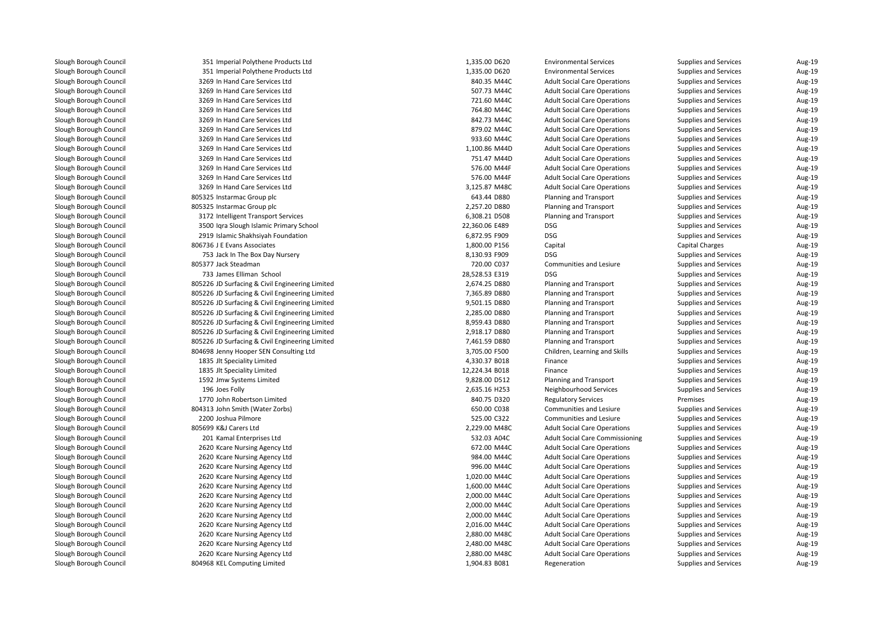| | | | | | | | |
|---|---|---|---|---|---|---|---|
| Slough Borough Council | 351 Imperial Polythene Products Ltd | 1,335.00 | D620 | Environmental Services | Supplies and Services | Aug-19 |
| Slough Borough Council | 351 Imperial Polythene Products Ltd | 1,335.00 | D620 | Environmental Services | Supplies and Services | Aug-19 |
| Slough Borough Council | 3269 In Hand Care Services Ltd | 840.35 | M44C | Adult Social Care Operations | Supplies and Services | Aug-19 |
| Slough Borough Council | 3269 In Hand Care Services Ltd | 507.73 | M44C | Adult Social Care Operations | Supplies and Services | Aug-19 |
| Slough Borough Council | 3269 In Hand Care Services Ltd | 721.60 | M44C | Adult Social Care Operations | Supplies and Services | Aug-19 |
| Slough Borough Council | 3269 In Hand Care Services Ltd | 764.80 | M44C | Adult Social Care Operations | Supplies and Services | Aug-19 |
| Slough Borough Council | 3269 In Hand Care Services Ltd | 842.73 | M44C | Adult Social Care Operations | Supplies and Services | Aug-19 |
| Slough Borough Council | 3269 In Hand Care Services Ltd | 879.02 | M44C | Adult Social Care Operations | Supplies and Services | Aug-19 |
| Slough Borough Council | 3269 In Hand Care Services Ltd | 933.60 | M44C | Adult Social Care Operations | Supplies and Services | Aug-19 |
| Slough Borough Council | 3269 In Hand Care Services Ltd | 1,100.86 | M44D | Adult Social Care Operations | Supplies and Services | Aug-19 |
| Slough Borough Council | 3269 In Hand Care Services Ltd | 751.47 | M44D | Adult Social Care Operations | Supplies and Services | Aug-19 |
| Slough Borough Council | 3269 In Hand Care Services Ltd | 576.00 | M44F | Adult Social Care Operations | Supplies and Services | Aug-19 |
| Slough Borough Council | 3269 In Hand Care Services Ltd | 576.00 | M44F | Adult Social Care Operations | Supplies and Services | Aug-19 |
| Slough Borough Council | 3269 In Hand Care Services Ltd | 3,125.87 | M48C | Adult Social Care Operations | Supplies and Services | Aug-19 |
| Slough Borough Council | 805325 Instarmac Group plc | 643.44 | D880 | Planning and Transport | Supplies and Services | Aug-19 |
| Slough Borough Council | 805325 Instarmac Group plc | 2,257.20 | D880 | Planning and Transport | Supplies and Services | Aug-19 |
| Slough Borough Council | 3172 Intelligent Transport Services | 6,308.21 | D508 | Planning and Transport | Supplies and Services | Aug-19 |
| Slough Borough Council | 3500 Iqra Slough Islamic Primary School | 22,360.06 | E489 | DSG | Supplies and Services | Aug-19 |
| Slough Borough Council | 2919 Islamic Shakhsiyah Foundation | 6,872.95 | F909 | DSG | Supplies and Services | Aug-19 |
| Slough Borough Council | 806736 J E Evans Associates | 1,800.00 | P156 | Capital | Capital Charges | Aug-19 |
| Slough Borough Council | 753 Jack In The Box Day Nursery | 8,130.93 | F909 | DSG | Supplies and Services | Aug-19 |
| Slough Borough Council | 805377 Jack Steadman | 720.00 | C037 | Communities and Lesiure | Supplies and Services | Aug-19 |
| Slough Borough Council | 733 James Elliman School | 28,528.53 | E319 | DSG | Supplies and Services | Aug-19 |
| Slough Borough Council | 805226 JD Surfacing & Civil Engineering Limited | 2,674.25 | D880 | Planning and Transport | Supplies and Services | Aug-19 |
| Slough Borough Council | 805226 JD Surfacing & Civil Engineering Limited | 7,365.89 | D880 | Planning and Transport | Supplies and Services | Aug-19 |
| Slough Borough Council | 805226 JD Surfacing & Civil Engineering Limited | 9,501.15 | D880 | Planning and Transport | Supplies and Services | Aug-19 |
| Slough Borough Council | 805226 JD Surfacing & Civil Engineering Limited | 2,285.00 | D880 | Planning and Transport | Supplies and Services | Aug-19 |
| Slough Borough Council | 805226 JD Surfacing & Civil Engineering Limited | 8,959.43 | D880 | Planning and Transport | Supplies and Services | Aug-19 |
| Slough Borough Council | 805226 JD Surfacing & Civil Engineering Limited | 2,918.17 | D880 | Planning and Transport | Supplies and Services | Aug-19 |
| Slough Borough Council | 805226 JD Surfacing & Civil Engineering Limited | 7,461.59 | D880 | Planning and Transport | Supplies and Services | Aug-19 |
| Slough Borough Council | 804698 Jenny Hooper SEN Consulting Ltd | 3,705.00 | F500 | Children, Learning and Skills | Supplies and Services | Aug-19 |
| Slough Borough Council | 1835 Jlt Speciality Limited | 4,330.37 | B018 | Finance | Supplies and Services | Aug-19 |
| Slough Borough Council | 1835 Jlt Speciality Limited | 12,224.34 | B018 | Finance | Supplies and Services | Aug-19 |
| Slough Borough Council | 1592 Jmw Systems Limited | 9,828.00 | D512 | Planning and Transport | Supplies and Services | Aug-19 |
| Slough Borough Council | 196 Joes Folly | 2,635.16 | H253 | Neighbourhood Services | Supplies and Services | Aug-19 |
| Slough Borough Council | 1770 John Robertson Limited | 840.75 | D320 | Regulatory Services | Premises | Aug-19 |
| Slough Borough Council | 804313 John Smith (Water Zorbs) | 650.00 | C038 | Communities and Lesiure | Supplies and Services | Aug-19 |
| Slough Borough Council | 2200 Joshua Pilmore | 525.00 | C322 | Communities and Lesiure | Supplies and Services | Aug-19 |
| Slough Borough Council | 805699 K&J Carers Ltd | 2,229.00 | M48C | Adult Social Care Operations | Supplies and Services | Aug-19 |
| Slough Borough Council | 201 Kamal Enterprises Ltd | 532.03 | A04C | Adult Social Care Commissioning | Supplies and Services | Aug-19 |
| Slough Borough Council | 2620 Kcare Nursing Agency Ltd | 672.00 | M44C | Adult Social Care Operations | Supplies and Services | Aug-19 |
| Slough Borough Council | 2620 Kcare Nursing Agency Ltd | 984.00 | M44C | Adult Social Care Operations | Supplies and Services | Aug-19 |
| Slough Borough Council | 2620 Kcare Nursing Agency Ltd | 996.00 | M44C | Adult Social Care Operations | Supplies and Services | Aug-19 |
| Slough Borough Council | 2620 Kcare Nursing Agency Ltd | 1,020.00 | M44C | Adult Social Care Operations | Supplies and Services | Aug-19 |
| Slough Borough Council | 2620 Kcare Nursing Agency Ltd | 1,600.00 | M44C | Adult Social Care Operations | Supplies and Services | Aug-19 |
| Slough Borough Council | 2620 Kcare Nursing Agency Ltd | 2,000.00 | M44C | Adult Social Care Operations | Supplies and Services | Aug-19 |
| Slough Borough Council | 2620 Kcare Nursing Agency Ltd | 2,000.00 | M44C | Adult Social Care Operations | Supplies and Services | Aug-19 |
| Slough Borough Council | 2620 Kcare Nursing Agency Ltd | 2,000.00 | M44C | Adult Social Care Operations | Supplies and Services | Aug-19 |
| Slough Borough Council | 2620 Kcare Nursing Agency Ltd | 2,016.00 | M44C | Adult Social Care Operations | Supplies and Services | Aug-19 |
| Slough Borough Council | 2620 Kcare Nursing Agency Ltd | 2,880.00 | M48C | Adult Social Care Operations | Supplies and Services | Aug-19 |
| Slough Borough Council | 2620 Kcare Nursing Agency Ltd | 2,480.00 | M48C | Adult Social Care Operations | Supplies and Services | Aug-19 |
| Slough Borough Council | 2620 Kcare Nursing Agency Ltd | 2,880.00 | M48C | Adult Social Care Operations | Supplies and Services | Aug-19 |
| Slough Borough Council | 804968 KEL Computing Limited | 1,904.83 | B081 | Regeneration | Supplies and Services | Aug-19 |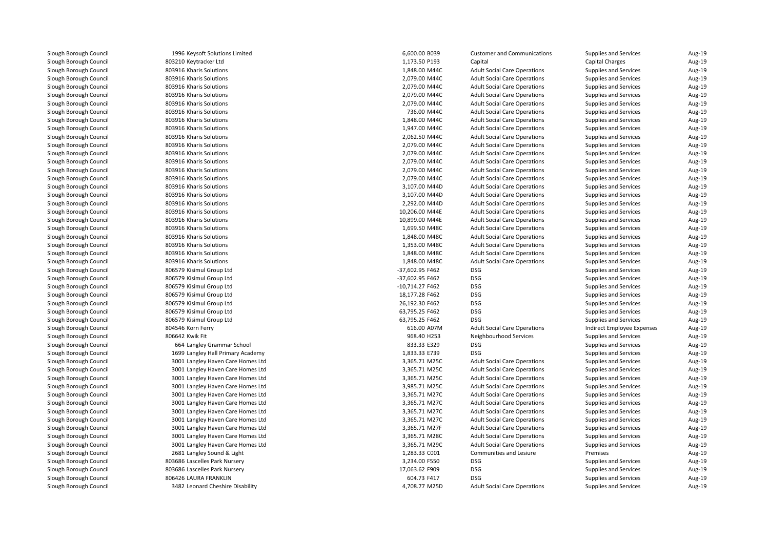| | | | | | | |
|---|---|---|---|---|---|---|
| Slough Borough Council | 1996 Keysoft Solutions Limited | 6,600.00 B039 | Customer and Communications | Supplies and Services | Aug-19 |
| Slough Borough Council | 803210 Keytracker Ltd | 1,173.50 P193 | Capital | Capital Charges | Aug-19 |
| Slough Borough Council | 803916 Kharis Solutions | 1,848.00 M44C | Adult Social Care Operations | Supplies and Services | Aug-19 |
| Slough Borough Council | 803916 Kharis Solutions | 2,079.00 M44C | Adult Social Care Operations | Supplies and Services | Aug-19 |
| Slough Borough Council | 803916 Kharis Solutions | 2,079.00 M44C | Adult Social Care Operations | Supplies and Services | Aug-19 |
| Slough Borough Council | 803916 Kharis Solutions | 2,079.00 M44C | Adult Social Care Operations | Supplies and Services | Aug-19 |
| Slough Borough Council | 803916 Kharis Solutions | 2,079.00 M44C | Adult Social Care Operations | Supplies and Services | Aug-19 |
| Slough Borough Council | 803916 Kharis Solutions | 736.00 M44C | Adult Social Care Operations | Supplies and Services | Aug-19 |
| Slough Borough Council | 803916 Kharis Solutions | 1,848.00 M44C | Adult Social Care Operations | Supplies and Services | Aug-19 |
| Slough Borough Council | 803916 Kharis Solutions | 1,947.00 M44C | Adult Social Care Operations | Supplies and Services | Aug-19 |
| Slough Borough Council | 803916 Kharis Solutions | 2,062.50 M44C | Adult Social Care Operations | Supplies and Services | Aug-19 |
| Slough Borough Council | 803916 Kharis Solutions | 2,079.00 M44C | Adult Social Care Operations | Supplies and Services | Aug-19 |
| Slough Borough Council | 803916 Kharis Solutions | 2,079.00 M44C | Adult Social Care Operations | Supplies and Services | Aug-19 |
| Slough Borough Council | 803916 Kharis Solutions | 2,079.00 M44C | Adult Social Care Operations | Supplies and Services | Aug-19 |
| Slough Borough Council | 803916 Kharis Solutions | 2,079.00 M44C | Adult Social Care Operations | Supplies and Services | Aug-19 |
| Slough Borough Council | 803916 Kharis Solutions | 2,079.00 M44C | Adult Social Care Operations | Supplies and Services | Aug-19 |
| Slough Borough Council | 803916 Kharis Solutions | 3,107.00 M44D | Adult Social Care Operations | Supplies and Services | Aug-19 |
| Slough Borough Council | 803916 Kharis Solutions | 3,107.00 M44D | Adult Social Care Operations | Supplies and Services | Aug-19 |
| Slough Borough Council | 803916 Kharis Solutions | 2,292.00 M44D | Adult Social Care Operations | Supplies and Services | Aug-19 |
| Slough Borough Council | 803916 Kharis Solutions | 10,206.00 M44E | Adult Social Care Operations | Supplies and Services | Aug-19 |
| Slough Borough Council | 803916 Kharis Solutions | 10,899.00 M44E | Adult Social Care Operations | Supplies and Services | Aug-19 |
| Slough Borough Council | 803916 Kharis Solutions | 1,699.50 M48C | Adult Social Care Operations | Supplies and Services | Aug-19 |
| Slough Borough Council | 803916 Kharis Solutions | 1,848.00 M48C | Adult Social Care Operations | Supplies and Services | Aug-19 |
| Slough Borough Council | 803916 Kharis Solutions | 1,353.00 M48C | Adult Social Care Operations | Supplies and Services | Aug-19 |
| Slough Borough Council | 803916 Kharis Solutions | 1,848.00 M48C | Adult Social Care Operations | Supplies and Services | Aug-19 |
| Slough Borough Council | 803916 Kharis Solutions | 1,848.00 M48C | Adult Social Care Operations | Supplies and Services | Aug-19 |
| Slough Borough Council | 806579 Kisimul Group Ltd | -37,602.95 F462 | DSG | Supplies and Services | Aug-19 |
| Slough Borough Council | 806579 Kisimul Group Ltd | -37,602.95 F462 | DSG | Supplies and Services | Aug-19 |
| Slough Borough Council | 806579 Kisimul Group Ltd | -10,714.27 F462 | DSG | Supplies and Services | Aug-19 |
| Slough Borough Council | 806579 Kisimul Group Ltd | 18,177.28 F462 | DSG | Supplies and Services | Aug-19 |
| Slough Borough Council | 806579 Kisimul Group Ltd | 26,192.30 F462 | DSG | Supplies and Services | Aug-19 |
| Slough Borough Council | 806579 Kisimul Group Ltd | 63,795.25 F462 | DSG | Supplies and Services | Aug-19 |
| Slough Borough Council | 806579 Kisimul Group Ltd | 63,795.25 F462 | DSG | Supplies and Services | Aug-19 |
| Slough Borough Council | 804546 Korn Ferry | 616.00 A07M | Adult Social Care Operations | Indirect Employee Expenses | Aug-19 |
| Slough Borough Council | 806642 Kwik Fit | 968.40 H253 | Neighbourhood Services | Supplies and Services | Aug-19 |
| Slough Borough Council | 664 Langley Grammar School | 833.33 E329 | DSG | Supplies and Services | Aug-19 |
| Slough Borough Council | 1699 Langley Hall Primary Academy | 1,833.33 E739 | DSG | Supplies and Services | Aug-19 |
| Slough Borough Council | 3001 Langley Haven Care Homes Ltd | 3,365.71 M25C | Adult Social Care Operations | Supplies and Services | Aug-19 |
| Slough Borough Council | 3001 Langley Haven Care Homes Ltd | 3,365.71 M25C | Adult Social Care Operations | Supplies and Services | Aug-19 |
| Slough Borough Council | 3001 Langley Haven Care Homes Ltd | 3,365.71 M25C | Adult Social Care Operations | Supplies and Services | Aug-19 |
| Slough Borough Council | 3001 Langley Haven Care Homes Ltd | 3,985.71 M25C | Adult Social Care Operations | Supplies and Services | Aug-19 |
| Slough Borough Council | 3001 Langley Haven Care Homes Ltd | 3,365.71 M27C | Adult Social Care Operations | Supplies and Services | Aug-19 |
| Slough Borough Council | 3001 Langley Haven Care Homes Ltd | 3,365.71 M27C | Adult Social Care Operations | Supplies and Services | Aug-19 |
| Slough Borough Council | 3001 Langley Haven Care Homes Ltd | 3,365.71 M27C | Adult Social Care Operations | Supplies and Services | Aug-19 |
| Slough Borough Council | 3001 Langley Haven Care Homes Ltd | 3,365.71 M27C | Adult Social Care Operations | Supplies and Services | Aug-19 |
| Slough Borough Council | 3001 Langley Haven Care Homes Ltd | 3,365.71 M27F | Adult Social Care Operations | Supplies and Services | Aug-19 |
| Slough Borough Council | 3001 Langley Haven Care Homes Ltd | 3,365.71 M28C | Adult Social Care Operations | Supplies and Services | Aug-19 |
| Slough Borough Council | 3001 Langley Haven Care Homes Ltd | 3,365.71 M29C | Adult Social Care Operations | Supplies and Services | Aug-19 |
| Slough Borough Council | 2681 Langley Sound & Light | 1,283.33 C001 | Communities and Lesiure | Premises | Aug-19 |
| Slough Borough Council | 803686 Lascelles Park Nursery | 3,234.00 F550 | DSG | Supplies and Services | Aug-19 |
| Slough Borough Council | 803686 Lascelles Park Nursery | 17,063.62 F909 | DSG | Supplies and Services | Aug-19 |
| Slough Borough Council | 806426 LAURA FRANKLIN | 604.73 F417 | DSG | Supplies and Services | Aug-19 |
| Slough Borough Council | 3482 Leonard Cheshire Disability | 4,708.77 M25D | Adult Social Care Operations | Supplies and Services | Aug-19 |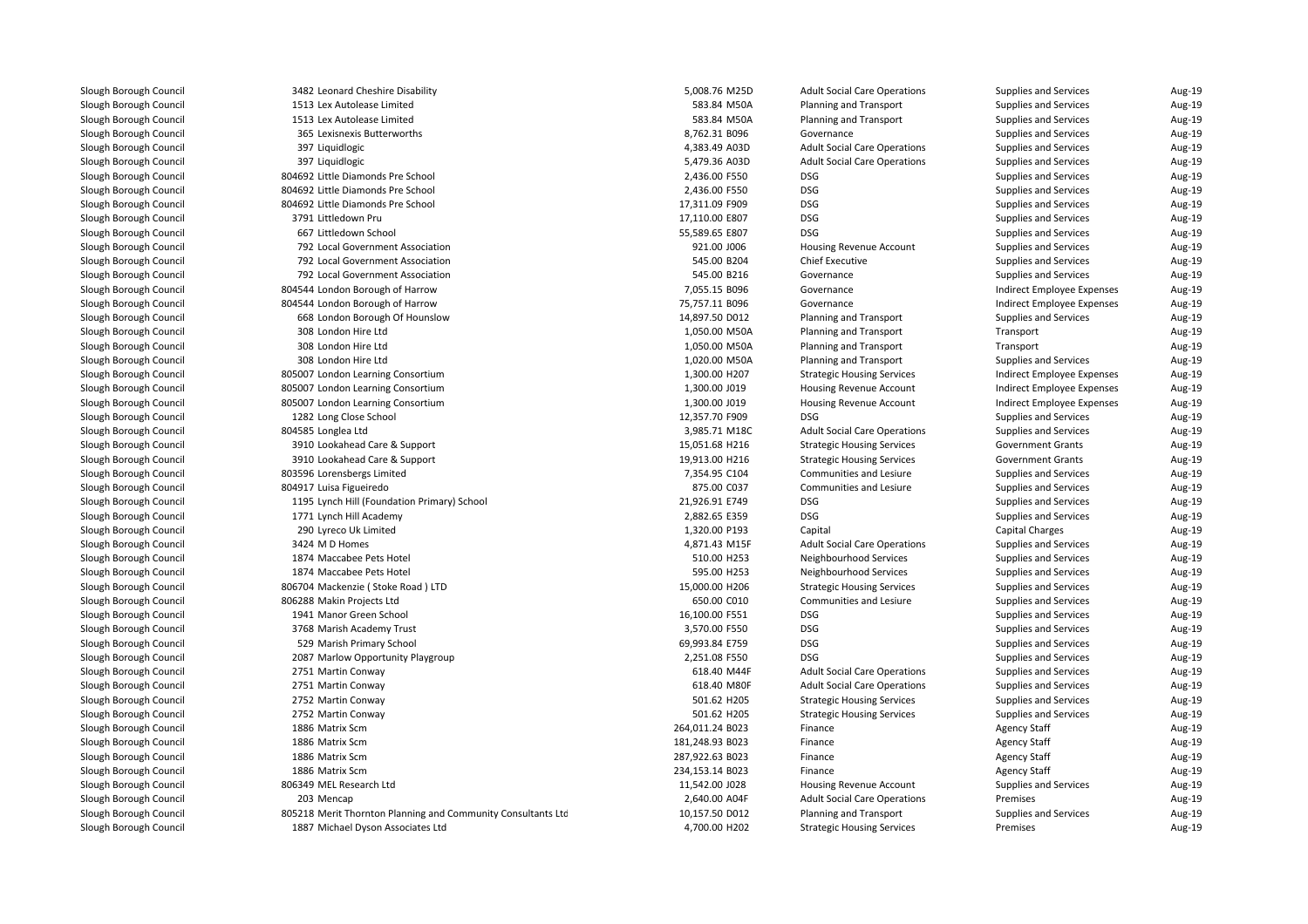| | | | | | | |
|---|---|---|---|---|---|---|
| Slough Borough Council | 3482 Leonard Cheshire Disability | 5,008.76 M25D | Adult Social Care Operations | Supplies and Services | Aug-19 |
| Slough Borough Council | 1513 Lex Autolease Limited | 583.84 M50A | Planning and Transport | Supplies and Services | Aug-19 |
| Slough Borough Council | 1513 Lex Autolease Limited | 583.84 M50A | Planning and Transport | Supplies and Services | Aug-19 |
| Slough Borough Council | 365 Lexisnexis Butterworths | 8,762.31 B096 | Governance | Supplies and Services | Aug-19 |
| Slough Borough Council | 397 Liquidlogic | 4,383.49 A03D | Adult Social Care Operations | Supplies and Services | Aug-19 |
| Slough Borough Council | 397 Liquidlogic | 5,479.36 A03D | Adult Social Care Operations | Supplies and Services | Aug-19 |
| Slough Borough Council | 804692 Little Diamonds Pre School | 2,436.00 F550 | DSG | Supplies and Services | Aug-19 |
| Slough Borough Council | 804692 Little Diamonds Pre School | 2,436.00 F550 | DSG | Supplies and Services | Aug-19 |
| Slough Borough Council | 804692 Little Diamonds Pre School | 17,311.09 F909 | DSG | Supplies and Services | Aug-19 |
| Slough Borough Council | 3791 Littledown Pru | 17,110.00 E807 | DSG | Supplies and Services | Aug-19 |
| Slough Borough Council | 667 Littledown School | 55,589.65 E807 | DSG | Supplies and Services | Aug-19 |
| Slough Borough Council | 792 Local Government Association | 921.00 J006 | Housing Revenue Account | Supplies and Services | Aug-19 |
| Slough Borough Council | 792 Local Government Association | 545.00 B204 | Chief Executive | Supplies and Services | Aug-19 |
| Slough Borough Council | 792 Local Government Association | 545.00 B216 | Governance | Supplies and Services | Aug-19 |
| Slough Borough Council | 804544 London Borough of Harrow | 7,055.15 B096 | Governance | Indirect Employee Expenses | Aug-19 |
| Slough Borough Council | 804544 London Borough of Harrow | 75,757.11 B096 | Governance | Indirect Employee Expenses | Aug-19 |
| Slough Borough Council | 668 London Borough Of Hounslow | 14,897.50 D012 | Planning and Transport | Supplies and Services | Aug-19 |
| Slough Borough Council | 308 London Hire Ltd | 1,050.00 M50A | Planning and Transport | Transport | Aug-19 |
| Slough Borough Council | 308 London Hire Ltd | 1,050.00 M50A | Planning and Transport | Transport | Aug-19 |
| Slough Borough Council | 308 London Hire Ltd | 1,020.00 M50A | Planning and Transport | Supplies and Services | Aug-19 |
| Slough Borough Council | 805007 London Learning Consortium | 1,300.00 H207 | Strategic Housing Services | Indirect Employee Expenses | Aug-19 |
| Slough Borough Council | 805007 London Learning Consortium | 1,300.00 J019 | Housing Revenue Account | Indirect Employee Expenses | Aug-19 |
| Slough Borough Council | 805007 London Learning Consortium | 1,300.00 J019 | Housing Revenue Account | Indirect Employee Expenses | Aug-19 |
| Slough Borough Council | 1282 Long Close School | 12,357.70 F909 | DSG | Supplies and Services | Aug-19 |
| Slough Borough Council | 804585 Longlea Ltd | 3,985.71 M18C | Adult Social Care Operations | Supplies and Services | Aug-19 |
| Slough Borough Council | 3910 Lookahead Care & Support | 15,051.68 H216 | Strategic Housing Services | Government Grants | Aug-19 |
| Slough Borough Council | 3910 Lookahead Care & Support | 19,913.00 H216 | Strategic Housing Services | Government Grants | Aug-19 |
| Slough Borough Council | 803596 Lorensbergs Limited | 7,354.95 C104 | Communities and Lesiure | Supplies and Services | Aug-19 |
| Slough Borough Council | 804917 Luisa Figueiredo | 875.00 C037 | Communities and Lesiure | Supplies and Services | Aug-19 |
| Slough Borough Council | 1195 Lynch Hill (Foundation Primary) School | 21,926.91 E749 | DSG | Supplies and Services | Aug-19 |
| Slough Borough Council | 1771 Lynch Hill Academy | 2,882.65 E359 | DSG | Supplies and Services | Aug-19 |
| Slough Borough Council | 290 Lyreco Uk Limited | 1,320.00 P193 | Capital | Capital Charges | Aug-19 |
| Slough Borough Council | 3424 M D Homes | 4,871.43 M15F | Adult Social Care Operations | Supplies and Services | Aug-19 |
| Slough Borough Council | 1874 Maccabee Pets Hotel | 510.00 H253 | Neighbourhood Services | Supplies and Services | Aug-19 |
| Slough Borough Council | 1874 Maccabee Pets Hotel | 595.00 H253 | Neighbourhood Services | Supplies and Services | Aug-19 |
| Slough Borough Council | 806704 Mackenzie ( Stoke Road ) LTD | 15,000.00 H206 | Strategic Housing Services | Supplies and Services | Aug-19 |
| Slough Borough Council | 806288 Makin Projects Ltd | 650.00 C010 | Communities and Lesiure | Supplies and Services | Aug-19 |
| Slough Borough Council | 1941 Manor Green School | 16,100.00 F551 | DSG | Supplies and Services | Aug-19 |
| Slough Borough Council | 3768 Marish Academy Trust | 3,570.00 F550 | DSG | Supplies and Services | Aug-19 |
| Slough Borough Council | 529 Marish Primary School | 69,993.84 E759 | DSG | Supplies and Services | Aug-19 |
| Slough Borough Council | 2087 Marlow Opportunity Playgroup | 2,251.08 F550 | DSG | Supplies and Services | Aug-19 |
| Slough Borough Council | 2751 Martin Conway | 618.40 M44F | Adult Social Care Operations | Supplies and Services | Aug-19 |
| Slough Borough Council | 2751 Martin Conway | 618.40 M80F | Adult Social Care Operations | Supplies and Services | Aug-19 |
| Slough Borough Council | 2752 Martin Conway | 501.62 H205 | Strategic Housing Services | Supplies and Services | Aug-19 |
| Slough Borough Council | 2752 Martin Conway | 501.62 H205 | Strategic Housing Services | Supplies and Services | Aug-19 |
| Slough Borough Council | 1886 Matrix Scm | 264,011.24 B023 | Finance | Agency Staff | Aug-19 |
| Slough Borough Council | 1886 Matrix Scm | 181,248.93 B023 | Finance | Agency Staff | Aug-19 |
| Slough Borough Council | 1886 Matrix Scm | 287,922.63 B023 | Finance | Agency Staff | Aug-19 |
| Slough Borough Council | 1886 Matrix Scm | 234,153.14 B023 | Finance | Agency Staff | Aug-19 |
| Slough Borough Council | 806349 MEL Research Ltd | 11,542.00 J028 | Housing Revenue Account | Supplies and Services | Aug-19 |
| Slough Borough Council | 203 Mencap | 2,640.00 A04F | Adult Social Care Operations | Premises | Aug-19 |
| Slough Borough Council | 805218 Merit Thornton Planning and Community Consultants Ltd | 10,157.50 D012 | Planning and Transport | Supplies and Services | Aug-19 |
| Slough Borough Council | 1887 Michael Dyson Associates Ltd | 4,700.00 H202 | Strategic Housing Services | Premises | Aug-19 |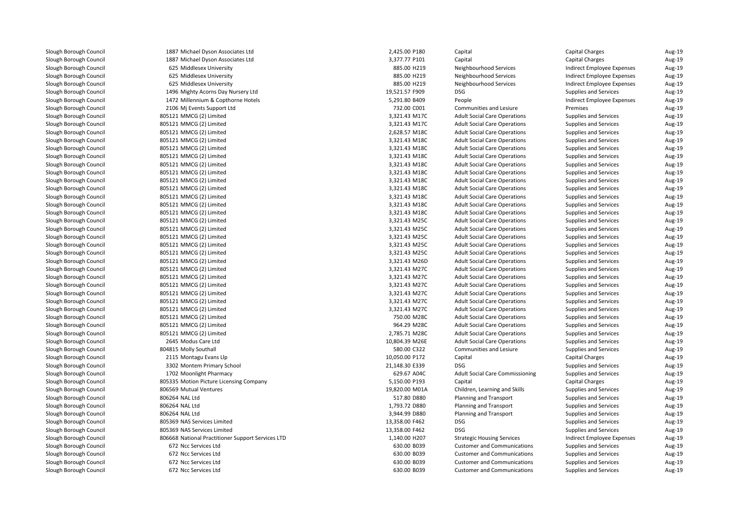| | | | | | | |
|---|---|---|---|---|---|---|
| Slough Borough Council | 1887 Michael Dyson Associates Ltd | 2,425.00 P180 | Capital | Capital Charges | Aug-19 |
| Slough Borough Council | 1887 Michael Dyson Associates Ltd | 3,377.77 P101 | Capital | Capital Charges | Aug-19 |
| Slough Borough Council | 625 Middlesex University | 885.00 H219 | Neighbourhood Services | Indirect Employee Expenses | Aug-19 |
| Slough Borough Council | 625 Middlesex University | 885.00 H219 | Neighbourhood Services | Indirect Employee Expenses | Aug-19 |
| Slough Borough Council | 625 Middlesex University | 885.00 H219 | Neighbourhood Services | Indirect Employee Expenses | Aug-19 |
| Slough Borough Council | 1496 Mighty Acorns Day Nursery Ltd | 19,521.57 F909 | DSG | Supplies and Services | Aug-19 |
| Slough Borough Council | 1472 Millennium & Copthorne Hotels | 5,291.80 B409 | People | Indirect Employee Expenses | Aug-19 |
| Slough Borough Council | 2106 Mj Events Support Ltd | 732.00 C001 | Communities and Lesiure | Premises | Aug-19 |
| Slough Borough Council | 805121 MMCG (2) Limited | 3,321.43 M17C | Adult Social Care Operations | Supplies and Services | Aug-19 |
| Slough Borough Council | 805121 MMCG (2) Limited | 3,321.43 M17C | Adult Social Care Operations | Supplies and Services | Aug-19 |
| Slough Borough Council | 805121 MMCG (2) Limited | 2,628.57 M18C | Adult Social Care Operations | Supplies and Services | Aug-19 |
| Slough Borough Council | 805121 MMCG (2) Limited | 3,321.43 M18C | Adult Social Care Operations | Supplies and Services | Aug-19 |
| Slough Borough Council | 805121 MMCG (2) Limited | 3,321.43 M18C | Adult Social Care Operations | Supplies and Services | Aug-19 |
| Slough Borough Council | 805121 MMCG (2) Limited | 3,321.43 M18C | Adult Social Care Operations | Supplies and Services | Aug-19 |
| Slough Borough Council | 805121 MMCG (2) Limited | 3,321.43 M18C | Adult Social Care Operations | Supplies and Services | Aug-19 |
| Slough Borough Council | 805121 MMCG (2) Limited | 3,321.43 M18C | Adult Social Care Operations | Supplies and Services | Aug-19 |
| Slough Borough Council | 805121 MMCG (2) Limited | 3,321.43 M18C | Adult Social Care Operations | Supplies and Services | Aug-19 |
| Slough Borough Council | 805121 MMCG (2) Limited | 3,321.43 M18C | Adult Social Care Operations | Supplies and Services | Aug-19 |
| Slough Borough Council | 805121 MMCG (2) Limited | 3,321.43 M18C | Adult Social Care Operations | Supplies and Services | Aug-19 |
| Slough Borough Council | 805121 MMCG (2) Limited | 3,321.43 M18C | Adult Social Care Operations | Supplies and Services | Aug-19 |
| Slough Borough Council | 805121 MMCG (2) Limited | 3,321.43 M18C | Adult Social Care Operations | Supplies and Services | Aug-19 |
| Slough Borough Council | 805121 MMCG (2) Limited | 3,321.43 M25C | Adult Social Care Operations | Supplies and Services | Aug-19 |
| Slough Borough Council | 805121 MMCG (2) Limited | 3,321.43 M25C | Adult Social Care Operations | Supplies and Services | Aug-19 |
| Slough Borough Council | 805121 MMCG (2) Limited | 3,321.43 M25C | Adult Social Care Operations | Supplies and Services | Aug-19 |
| Slough Borough Council | 805121 MMCG (2) Limited | 3,321.43 M25C | Adult Social Care Operations | Supplies and Services | Aug-19 |
| Slough Borough Council | 805121 MMCG (2) Limited | 3,321.43 M25C | Adult Social Care Operations | Supplies and Services | Aug-19 |
| Slough Borough Council | 805121 MMCG (2) Limited | 3,321.43 M26D | Adult Social Care Operations | Supplies and Services | Aug-19 |
| Slough Borough Council | 805121 MMCG (2) Limited | 3,321.43 M27C | Adult Social Care Operations | Supplies and Services | Aug-19 |
| Slough Borough Council | 805121 MMCG (2) Limited | 3,321.43 M27C | Adult Social Care Operations | Supplies and Services | Aug-19 |
| Slough Borough Council | 805121 MMCG (2) Limited | 3,321.43 M27C | Adult Social Care Operations | Supplies and Services | Aug-19 |
| Slough Borough Council | 805121 MMCG (2) Limited | 3,321.43 M27C | Adult Social Care Operations | Supplies and Services | Aug-19 |
| Slough Borough Council | 805121 MMCG (2) Limited | 3,321.43 M27C | Adult Social Care Operations | Supplies and Services | Aug-19 |
| Slough Borough Council | 805121 MMCG (2) Limited | 3,321.43 M27C | Adult Social Care Operations | Supplies and Services | Aug-19 |
| Slough Borough Council | 805121 MMCG (2) Limited | 750.00 M28C | Adult Social Care Operations | Supplies and Services | Aug-19 |
| Slough Borough Council | 805121 MMCG (2) Limited | 964.29 M28C | Adult Social Care Operations | Supplies and Services | Aug-19 |
| Slough Borough Council | 805121 MMCG (2) Limited | 2,785.71 M28C | Adult Social Care Operations | Supplies and Services | Aug-19 |
| Slough Borough Council | 2645 Modus Care Ltd | 10,804.39 M26E | Adult Social Care Operations | Supplies and Services | Aug-19 |
| Slough Borough Council | 804815 Molly Southall | 580.00 C322 | Communities and Lesiure | Supplies and Services | Aug-19 |
| Slough Borough Council | 2115 Montagu Evans Llp | 10,050.00 P172 | Capital | Capital Charges | Aug-19 |
| Slough Borough Council | 3302 Montem Primary School | 21,148.30 E339 | DSG | Supplies and Services | Aug-19 |
| Slough Borough Council | 1702 Moonlight Pharmacy | 629.67 A04C | Adult Social Care Commissioning | Supplies and Services | Aug-19 |
| Slough Borough Council | 805335 Motion Picture Licensing Company | 5,150.00 P193 | Capital | Capital Charges | Aug-19 |
| Slough Borough Council | 806569 Mutual Ventures | 19,820.00 M01A | Children, Learning and Skills | Supplies and Services | Aug-19 |
| Slough Borough Council | 806264 NAL Ltd | 517.80 D880 | Planning and Transport | Supplies and Services | Aug-19 |
| Slough Borough Council | 806264 NAL Ltd | 1,793.72 D880 | Planning and Transport | Supplies and Services | Aug-19 |
| Slough Borough Council | 806264 NAL Ltd | 3,944.99 D880 | Planning and Transport | Supplies and Services | Aug-19 |
| Slough Borough Council | 805369 NAS Services Limited | 13,358.00 F462 | DSG | Supplies and Services | Aug-19 |
| Slough Borough Council | 805369 NAS Services Limited | 13,358.00 F462 | DSG | Supplies and Services | Aug-19 |
| Slough Borough Council | 806668 National Practitioner Support Services LTD | 1,140.00 H207 | Strategic Housing Services | Indirect Employee Expenses | Aug-19 |
| Slough Borough Council | 672 Ncc Services Ltd | 630.00 B039 | Customer and Communications | Supplies and Services | Aug-19 |
| Slough Borough Council | 672 Ncc Services Ltd | 630.00 B039 | Customer and Communications | Supplies and Services | Aug-19 |
| Slough Borough Council | 672 Ncc Services Ltd | 630.00 B039 | Customer and Communications | Supplies and Services | Aug-19 |
| Slough Borough Council | 672 Ncc Services Ltd | 630.00 B039 | Customer and Communications | Supplies and Services | Aug-19 |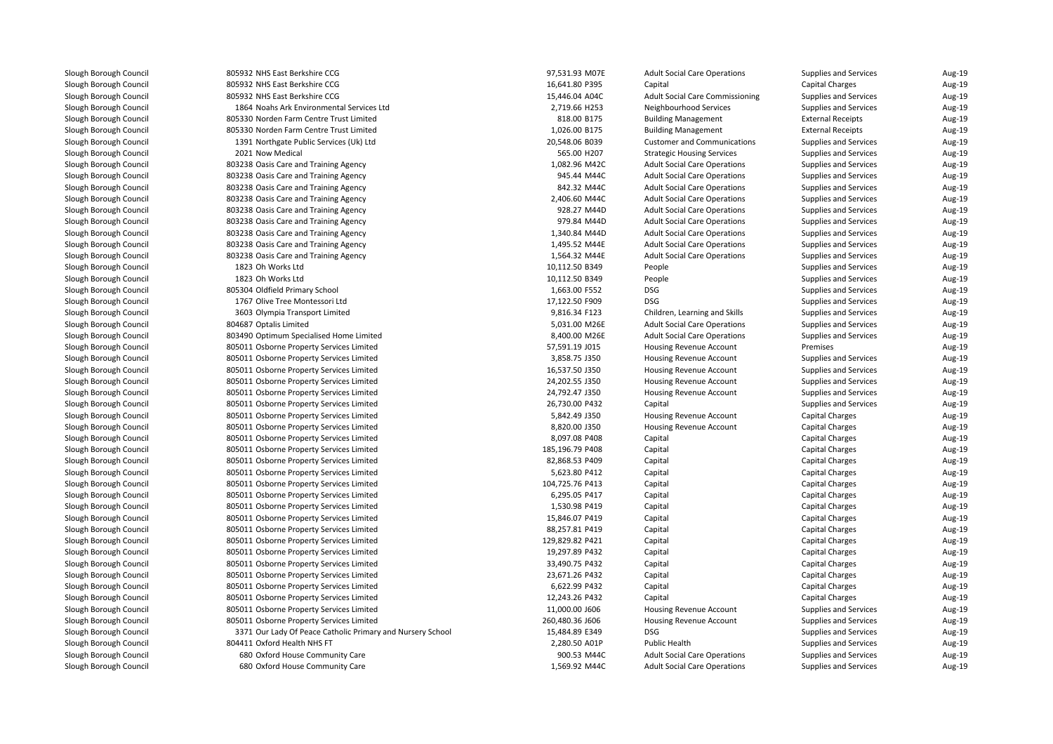| | | | | | | | |
|---|---|---|---|---|---|---|---|
| Slough Borough Council | 805932 NHS East Berkshire CCG | 97,531.93 | M07E | Adult Social Care Operations | Supplies and Services | Aug-19 |
| Slough Borough Council | 805932 NHS East Berkshire CCG | 16,641.80 | P395 | Capital | Capital Charges | Aug-19 |
| Slough Borough Council | 805932 NHS East Berkshire CCG | 15,446.04 | A04C | Adult Social Care Commissioning | Supplies and Services | Aug-19 |
| Slough Borough Council | 1864 Noahs Ark Environmental Services Ltd | 2,719.66 | H253 | Neighbourhood Services | Supplies and Services | Aug-19 |
| Slough Borough Council | 805330 Norden Farm Centre Trust Limited | 818.00 | B175 | Building Management | External Receipts | Aug-19 |
| Slough Borough Council | 805330 Norden Farm Centre Trust Limited | 1,026.00 | B175 | Building Management | External Receipts | Aug-19 |
| Slough Borough Council | 1391 Northgate Public Services (Uk) Ltd | 20,548.06 | B039 | Customer and Communications | Supplies and Services | Aug-19 |
| Slough Borough Council | 2021 Now Medical | 565.00 | H207 | Strategic Housing Services | Supplies and Services | Aug-19 |
| Slough Borough Council | 803238 Oasis Care and Training Agency | 1,082.96 | M42C | Adult Social Care Operations | Supplies and Services | Aug-19 |
| Slough Borough Council | 803238 Oasis Care and Training Agency | 945.44 | M44C | Adult Social Care Operations | Supplies and Services | Aug-19 |
| Slough Borough Council | 803238 Oasis Care and Training Agency | 842.32 | M44C | Adult Social Care Operations | Supplies and Services | Aug-19 |
| Slough Borough Council | 803238 Oasis Care and Training Agency | 2,406.60 | M44C | Adult Social Care Operations | Supplies and Services | Aug-19 |
| Slough Borough Council | 803238 Oasis Care and Training Agency | 928.27 | M44D | Adult Social Care Operations | Supplies and Services | Aug-19 |
| Slough Borough Council | 803238 Oasis Care and Training Agency | 979.84 | M44D | Adult Social Care Operations | Supplies and Services | Aug-19 |
| Slough Borough Council | 803238 Oasis Care and Training Agency | 1,340.84 | M44D | Adult Social Care Operations | Supplies and Services | Aug-19 |
| Slough Borough Council | 803238 Oasis Care and Training Agency | 1,495.52 | M44E | Adult Social Care Operations | Supplies and Services | Aug-19 |
| Slough Borough Council | 803238 Oasis Care and Training Agency | 1,564.32 | M44E | Adult Social Care Operations | Supplies and Services | Aug-19 |
| Slough Borough Council | 1823 Oh Works Ltd | 10,112.50 | B349 | People | Supplies and Services | Aug-19 |
| Slough Borough Council | 1823 Oh Works Ltd | 10,112.50 | B349 | People | Supplies and Services | Aug-19 |
| Slough Borough Council | 805304 Oldfield Primary School | 1,663.00 | F552 | DSG | Supplies and Services | Aug-19 |
| Slough Borough Council | 1767 Olive Tree Montessori Ltd | 17,122.50 | F909 | DSG | Supplies and Services | Aug-19 |
| Slough Borough Council | 3603 Olympia Transport Limited | 9,816.34 | F123 | Children, Learning and Skills | Supplies and Services | Aug-19 |
| Slough Borough Council | 804687 Optalis Limited | 5,031.00 | M26E | Adult Social Care Operations | Supplies and Services | Aug-19 |
| Slough Borough Council | 803490 Optimum Specialised Home Limited | 8,400.00 | M26E | Adult Social Care Operations | Supplies and Services | Aug-19 |
| Slough Borough Council | 805011 Osborne Property Services Limited | 57,591.19 | J015 | Housing Revenue Account | Premises | Aug-19 |
| Slough Borough Council | 805011 Osborne Property Services Limited | 3,858.75 | J350 | Housing Revenue Account | Supplies and Services | Aug-19 |
| Slough Borough Council | 805011 Osborne Property Services Limited | 16,537.50 | J350 | Housing Revenue Account | Supplies and Services | Aug-19 |
| Slough Borough Council | 805011 Osborne Property Services Limited | 24,202.55 | J350 | Housing Revenue Account | Supplies and Services | Aug-19 |
| Slough Borough Council | 805011 Osborne Property Services Limited | 24,792.47 | J350 | Housing Revenue Account | Supplies and Services | Aug-19 |
| Slough Borough Council | 805011 Osborne Property Services Limited | 26,730.00 | P432 | Capital | Supplies and Services | Aug-19 |
| Slough Borough Council | 805011 Osborne Property Services Limited | 5,842.49 | J350 | Housing Revenue Account | Capital Charges | Aug-19 |
| Slough Borough Council | 805011 Osborne Property Services Limited | 8,820.00 | J350 | Housing Revenue Account | Capital Charges | Aug-19 |
| Slough Borough Council | 805011 Osborne Property Services Limited | 8,097.08 | P408 | Capital | Capital Charges | Aug-19 |
| Slough Borough Council | 805011 Osborne Property Services Limited | 185,196.79 | P408 | Capital | Capital Charges | Aug-19 |
| Slough Borough Council | 805011 Osborne Property Services Limited | 82,868.53 | P409 | Capital | Capital Charges | Aug-19 |
| Slough Borough Council | 805011 Osborne Property Services Limited | 5,623.80 | P412 | Capital | Capital Charges | Aug-19 |
| Slough Borough Council | 805011 Osborne Property Services Limited | 104,725.76 | P413 | Capital | Capital Charges | Aug-19 |
| Slough Borough Council | 805011 Osborne Property Services Limited | 6,295.05 | P417 | Capital | Capital Charges | Aug-19 |
| Slough Borough Council | 805011 Osborne Property Services Limited | 1,530.98 | P419 | Capital | Capital Charges | Aug-19 |
| Slough Borough Council | 805011 Osborne Property Services Limited | 15,846.07 | P419 | Capital | Capital Charges | Aug-19 |
| Slough Borough Council | 805011 Osborne Property Services Limited | 88,257.81 | P419 | Capital | Capital Charges | Aug-19 |
| Slough Borough Council | 805011 Osborne Property Services Limited | 129,829.82 | P421 | Capital | Capital Charges | Aug-19 |
| Slough Borough Council | 805011 Osborne Property Services Limited | 19,297.89 | P432 | Capital | Capital Charges | Aug-19 |
| Slough Borough Council | 805011 Osborne Property Services Limited | 33,490.75 | P432 | Capital | Capital Charges | Aug-19 |
| Slough Borough Council | 805011 Osborne Property Services Limited | 23,671.26 | P432 | Capital | Capital Charges | Aug-19 |
| Slough Borough Council | 805011 Osborne Property Services Limited | 6,622.99 | P432 | Capital | Capital Charges | Aug-19 |
| Slough Borough Council | 805011 Osborne Property Services Limited | 12,243.26 | P432 | Capital | Capital Charges | Aug-19 |
| Slough Borough Council | 805011 Osborne Property Services Limited | 11,000.00 | J606 | Housing Revenue Account | Supplies and Services | Aug-19 |
| Slough Borough Council | 805011 Osborne Property Services Limited | 260,480.36 | J606 | Housing Revenue Account | Supplies and Services | Aug-19 |
| Slough Borough Council | 3371 Our Lady Of Peace Catholic Primary and Nursery School | 15,484.89 | E349 | DSG | Supplies and Services | Aug-19 |
| Slough Borough Council | 804411 Oxford Health NHS FT | 2,280.50 | A01P | Public Health | Supplies and Services | Aug-19 |
| Slough Borough Council | 680 Oxford House Community Care | 900.53 | M44C | Adult Social Care Operations | Supplies and Services | Aug-19 |
| Slough Borough Council | 680 Oxford House Community Care | 1,569.92 | M44C | Adult Social Care Operations | Supplies and Services | Aug-19 |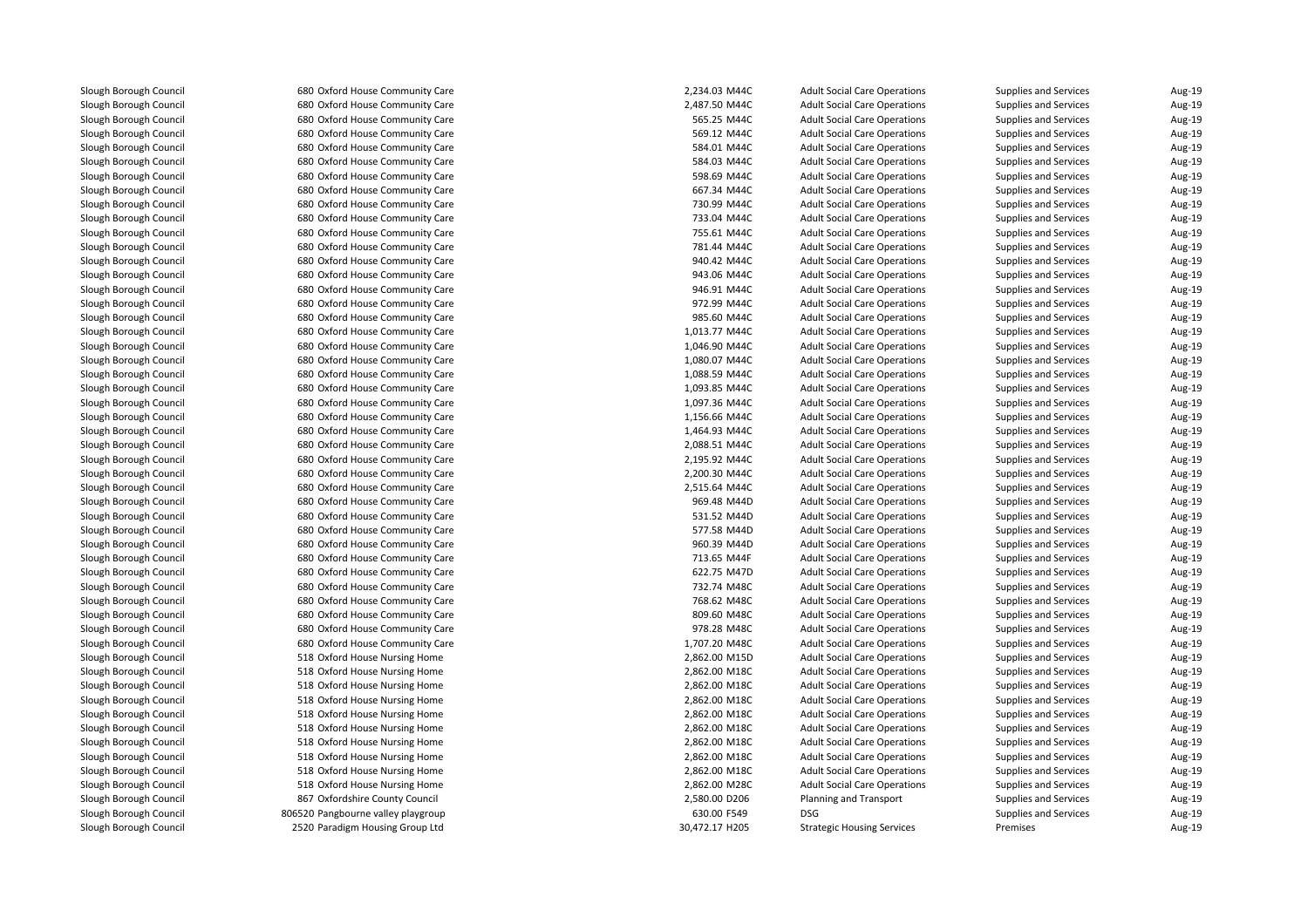| | | | | | | |
|---|---|---|---|---|---|---|
| Slough Borough Council | 680 Oxford House Community Care | 2,234.03 M44C | Adult Social Care Operations | Supplies and Services | Aug-19 |
| Slough Borough Council | 680 Oxford House Community Care | 2,487.50 M44C | Adult Social Care Operations | Supplies and Services | Aug-19 |
| Slough Borough Council | 680 Oxford House Community Care | 565.25 M44C | Adult Social Care Operations | Supplies and Services | Aug-19 |
| Slough Borough Council | 680 Oxford House Community Care | 569.12 M44C | Adult Social Care Operations | Supplies and Services | Aug-19 |
| Slough Borough Council | 680 Oxford House Community Care | 584.01 M44C | Adult Social Care Operations | Supplies and Services | Aug-19 |
| Slough Borough Council | 680 Oxford House Community Care | 584.03 M44C | Adult Social Care Operations | Supplies and Services | Aug-19 |
| Slough Borough Council | 680 Oxford House Community Care | 598.69 M44C | Adult Social Care Operations | Supplies and Services | Aug-19 |
| Slough Borough Council | 680 Oxford House Community Care | 667.34 M44C | Adult Social Care Operations | Supplies and Services | Aug-19 |
| Slough Borough Council | 680 Oxford House Community Care | 730.99 M44C | Adult Social Care Operations | Supplies and Services | Aug-19 |
| Slough Borough Council | 680 Oxford House Community Care | 733.04 M44C | Adult Social Care Operations | Supplies and Services | Aug-19 |
| Slough Borough Council | 680 Oxford House Community Care | 755.61 M44C | Adult Social Care Operations | Supplies and Services | Aug-19 |
| Slough Borough Council | 680 Oxford House Community Care | 781.44 M44C | Adult Social Care Operations | Supplies and Services | Aug-19 |
| Slough Borough Council | 680 Oxford House Community Care | 940.42 M44C | Adult Social Care Operations | Supplies and Services | Aug-19 |
| Slough Borough Council | 680 Oxford House Community Care | 943.06 M44C | Adult Social Care Operations | Supplies and Services | Aug-19 |
| Slough Borough Council | 680 Oxford House Community Care | 946.91 M44C | Adult Social Care Operations | Supplies and Services | Aug-19 |
| Slough Borough Council | 680 Oxford House Community Care | 972.99 M44C | Adult Social Care Operations | Supplies and Services | Aug-19 |
| Slough Borough Council | 680 Oxford House Community Care | 985.60 M44C | Adult Social Care Operations | Supplies and Services | Aug-19 |
| Slough Borough Council | 680 Oxford House Community Care | 1,013.77 M44C | Adult Social Care Operations | Supplies and Services | Aug-19 |
| Slough Borough Council | 680 Oxford House Community Care | 1,046.90 M44C | Adult Social Care Operations | Supplies and Services | Aug-19 |
| Slough Borough Council | 680 Oxford House Community Care | 1,080.07 M44C | Adult Social Care Operations | Supplies and Services | Aug-19 |
| Slough Borough Council | 680 Oxford House Community Care | 1,088.59 M44C | Adult Social Care Operations | Supplies and Services | Aug-19 |
| Slough Borough Council | 680 Oxford House Community Care | 1,093.85 M44C | Adult Social Care Operations | Supplies and Services | Aug-19 |
| Slough Borough Council | 680 Oxford House Community Care | 1,097.36 M44C | Adult Social Care Operations | Supplies and Services | Aug-19 |
| Slough Borough Council | 680 Oxford House Community Care | 1,156.66 M44C | Adult Social Care Operations | Supplies and Services | Aug-19 |
| Slough Borough Council | 680 Oxford House Community Care | 1,464.93 M44C | Adult Social Care Operations | Supplies and Services | Aug-19 |
| Slough Borough Council | 680 Oxford House Community Care | 2,088.51 M44C | Adult Social Care Operations | Supplies and Services | Aug-19 |
| Slough Borough Council | 680 Oxford House Community Care | 2,195.92 M44C | Adult Social Care Operations | Supplies and Services | Aug-19 |
| Slough Borough Council | 680 Oxford House Community Care | 2,200.30 M44C | Adult Social Care Operations | Supplies and Services | Aug-19 |
| Slough Borough Council | 680 Oxford House Community Care | 2,515.64 M44C | Adult Social Care Operations | Supplies and Services | Aug-19 |
| Slough Borough Council | 680 Oxford House Community Care | 969.48 M44D | Adult Social Care Operations | Supplies and Services | Aug-19 |
| Slough Borough Council | 680 Oxford House Community Care | 531.52 M44D | Adult Social Care Operations | Supplies and Services | Aug-19 |
| Slough Borough Council | 680 Oxford House Community Care | 577.58 M44D | Adult Social Care Operations | Supplies and Services | Aug-19 |
| Slough Borough Council | 680 Oxford House Community Care | 960.39 M44D | Adult Social Care Operations | Supplies and Services | Aug-19 |
| Slough Borough Council | 680 Oxford House Community Care | 713.65 M44F | Adult Social Care Operations | Supplies and Services | Aug-19 |
| Slough Borough Council | 680 Oxford House Community Care | 622.75 M47D | Adult Social Care Operations | Supplies and Services | Aug-19 |
| Slough Borough Council | 680 Oxford House Community Care | 732.74 M48C | Adult Social Care Operations | Supplies and Services | Aug-19 |
| Slough Borough Council | 680 Oxford House Community Care | 768.62 M48C | Adult Social Care Operations | Supplies and Services | Aug-19 |
| Slough Borough Council | 680 Oxford House Community Care | 809.60 M48C | Adult Social Care Operations | Supplies and Services | Aug-19 |
| Slough Borough Council | 680 Oxford House Community Care | 978.28 M48C | Adult Social Care Operations | Supplies and Services | Aug-19 |
| Slough Borough Council | 680 Oxford House Community Care | 1,707.20 M48C | Adult Social Care Operations | Supplies and Services | Aug-19 |
| Slough Borough Council | 518 Oxford House Nursing Home | 2,862.00 M15D | Adult Social Care Operations | Supplies and Services | Aug-19 |
| Slough Borough Council | 518 Oxford House Nursing Home | 2,862.00 M18C | Adult Social Care Operations | Supplies and Services | Aug-19 |
| Slough Borough Council | 518 Oxford House Nursing Home | 2,862.00 M18C | Adult Social Care Operations | Supplies and Services | Aug-19 |
| Slough Borough Council | 518 Oxford House Nursing Home | 2,862.00 M18C | Adult Social Care Operations | Supplies and Services | Aug-19 |
| Slough Borough Council | 518 Oxford House Nursing Home | 2,862.00 M18C | Adult Social Care Operations | Supplies and Services | Aug-19 |
| Slough Borough Council | 518 Oxford House Nursing Home | 2,862.00 M18C | Adult Social Care Operations | Supplies and Services | Aug-19 |
| Slough Borough Council | 518 Oxford House Nursing Home | 2,862.00 M18C | Adult Social Care Operations | Supplies and Services | Aug-19 |
| Slough Borough Council | 518 Oxford House Nursing Home | 2,862.00 M18C | Adult Social Care Operations | Supplies and Services | Aug-19 |
| Slough Borough Council | 518 Oxford House Nursing Home | 2,862.00 M18C | Adult Social Care Operations | Supplies and Services | Aug-19 |
| Slough Borough Council | 518 Oxford House Nursing Home | 2,862.00 M28C | Adult Social Care Operations | Supplies and Services | Aug-19 |
| Slough Borough Council | 867 Oxfordshire County Council | 2,580.00 D206 | Planning and Transport | Supplies and Services | Aug-19 |
| Slough Borough Council | 806520 Pangbourne valley playgroup | 630.00 F549 | DSG | Supplies and Services | Aug-19 |
| Slough Borough Council | 2520 Paradigm Housing Group Ltd | 30,472.17 H205 | Strategic Housing Services | Premises | Aug-19 |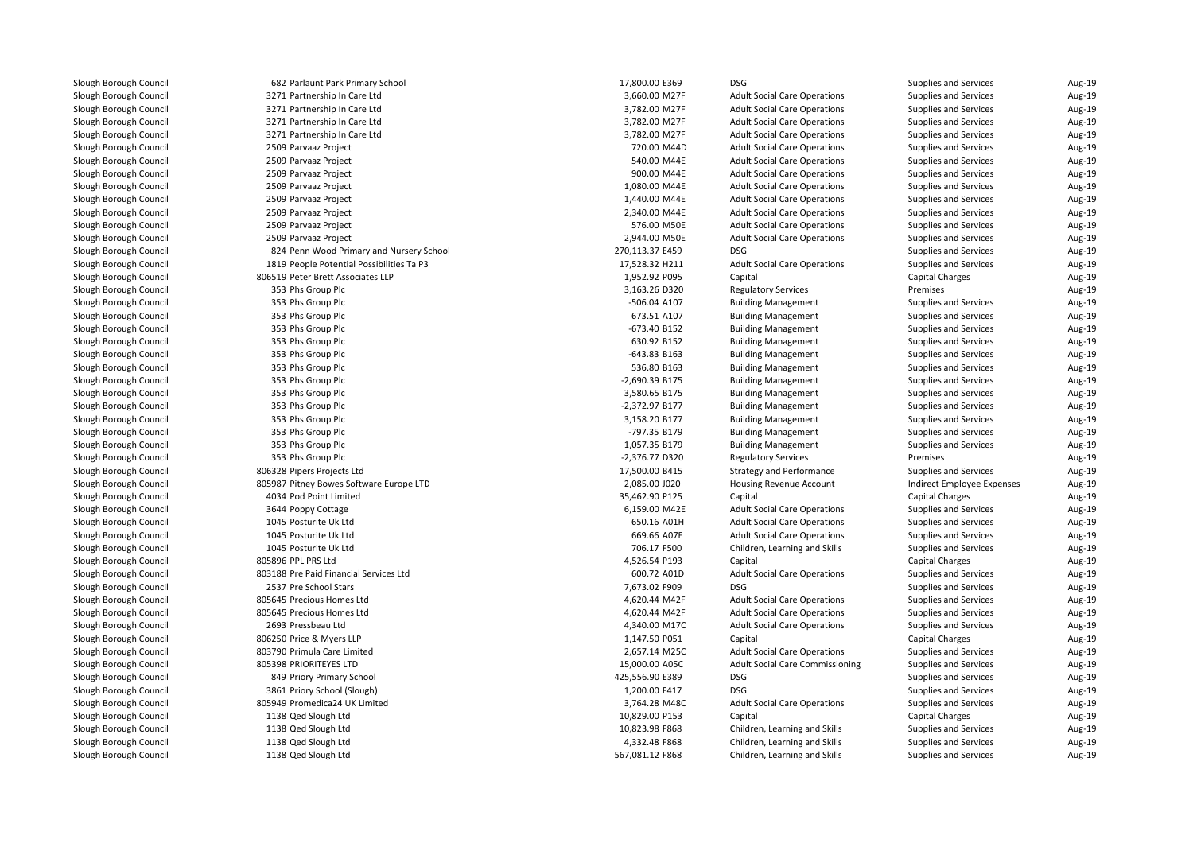| | | | | | | | |
|---|---|---|---|---|---|---|---|
| Slough Borough Council | 682 | Parlaunt Park Primary School | 17,800.00 | E369 | DSG | Supplies and Services | Aug-19 |
| Slough Borough Council | 3271 | Partnership In Care Ltd | 3,660.00 | M27F | Adult Social Care Operations | Supplies and Services | Aug-19 |
| Slough Borough Council | 3271 | Partnership In Care Ltd | 3,782.00 | M27F | Adult Social Care Operations | Supplies and Services | Aug-19 |
| Slough Borough Council | 3271 | Partnership In Care Ltd | 3,782.00 | M27F | Adult Social Care Operations | Supplies and Services | Aug-19 |
| Slough Borough Council | 3271 | Partnership In Care Ltd | 3,782.00 | M27F | Adult Social Care Operations | Supplies and Services | Aug-19 |
| Slough Borough Council | 2509 | Parvaaz Project | 720.00 | M44D | Adult Social Care Operations | Supplies and Services | Aug-19 |
| Slough Borough Council | 2509 | Parvaaz Project | 540.00 | M44E | Adult Social Care Operations | Supplies and Services | Aug-19 |
| Slough Borough Council | 2509 | Parvaaz Project | 900.00 | M44E | Adult Social Care Operations | Supplies and Services | Aug-19 |
| Slough Borough Council | 2509 | Parvaaz Project | 1,080.00 | M44E | Adult Social Care Operations | Supplies and Services | Aug-19 |
| Slough Borough Council | 2509 | Parvaaz Project | 1,440.00 | M44E | Adult Social Care Operations | Supplies and Services | Aug-19 |
| Slough Borough Council | 2509 | Parvaaz Project | 2,340.00 | M44E | Adult Social Care Operations | Supplies and Services | Aug-19 |
| Slough Borough Council | 2509 | Parvaaz Project | 576.00 | M50E | Adult Social Care Operations | Supplies and Services | Aug-19 |
| Slough Borough Council | 2509 | Parvaaz Project | 2,944.00 | M50E | Adult Social Care Operations | Supplies and Services | Aug-19 |
| Slough Borough Council | 824 | Penn Wood Primary and Nursery School | 270,113.37 | E459 | DSG | Supplies and Services | Aug-19 |
| Slough Borough Council | 1819 | People Potential Possibilities Ta P3 | 17,528.32 | H211 | Adult Social Care Operations | Supplies and Services | Aug-19 |
| Slough Borough Council | 806519 | Peter Brett Associates LLP | 1,952.92 | P095 | Capital | Capital Charges | Aug-19 |
| Slough Borough Council | 353 | Phs Group Plc | 3,163.26 | D320 | Regulatory Services | Premises | Aug-19 |
| Slough Borough Council | 353 | Phs Group Plc | -506.04 | A107 | Building Management | Supplies and Services | Aug-19 |
| Slough Borough Council | 353 | Phs Group Plc | 673.51 | A107 | Building Management | Supplies and Services | Aug-19 |
| Slough Borough Council | 353 | Phs Group Plc | -673.40 | B152 | Building Management | Supplies and Services | Aug-19 |
| Slough Borough Council | 353 | Phs Group Plc | 630.92 | B152 | Building Management | Supplies and Services | Aug-19 |
| Slough Borough Council | 353 | Phs Group Plc | -643.83 | B163 | Building Management | Supplies and Services | Aug-19 |
| Slough Borough Council | 353 | Phs Group Plc | 536.80 | B163 | Building Management | Supplies and Services | Aug-19 |
| Slough Borough Council | 353 | Phs Group Plc | -2,690.39 | B175 | Building Management | Supplies and Services | Aug-19 |
| Slough Borough Council | 353 | Phs Group Plc | 3,580.65 | B175 | Building Management | Supplies and Services | Aug-19 |
| Slough Borough Council | 353 | Phs Group Plc | -2,372.97 | B177 | Building Management | Supplies and Services | Aug-19 |
| Slough Borough Council | 353 | Phs Group Plc | 3,158.20 | B177 | Building Management | Supplies and Services | Aug-19 |
| Slough Borough Council | 353 | Phs Group Plc | -797.35 | B179 | Building Management | Supplies and Services | Aug-19 |
| Slough Borough Council | 353 | Phs Group Plc | 1,057.35 | B179 | Building Management | Supplies and Services | Aug-19 |
| Slough Borough Council | 353 | Phs Group Plc | -2,376.77 | D320 | Regulatory Services | Premises | Aug-19 |
| Slough Borough Council | 806328 | Pipers Projects Ltd | 17,500.00 | B415 | Strategy and Performance | Supplies and Services | Aug-19 |
| Slough Borough Council | 805987 | Pitney Bowes Software Europe LTD | 2,085.00 | J020 | Housing Revenue Account | Indirect Employee Expenses | Aug-19 |
| Slough Borough Council | 4034 | Pod Point Limited | 35,462.90 | P125 | Capital | Capital Charges | Aug-19 |
| Slough Borough Council | 3644 | Poppy Cottage | 6,159.00 | M42E | Adult Social Care Operations | Supplies and Services | Aug-19 |
| Slough Borough Council | 1045 | Posturite Uk Ltd | 650.16 | A01H | Adult Social Care Operations | Supplies and Services | Aug-19 |
| Slough Borough Council | 1045 | Posturite Uk Ltd | 669.66 | A07E | Adult Social Care Operations | Supplies and Services | Aug-19 |
| Slough Borough Council | 1045 | Posturite Uk Ltd | 706.17 | F500 | Children, Learning and Skills | Supplies and Services | Aug-19 |
| Slough Borough Council | 805896 | PPL PRS Ltd | 4,526.54 | P193 | Capital | Capital Charges | Aug-19 |
| Slough Borough Council | 803188 | Pre Paid Financial Services Ltd | 600.72 | A01D | Adult Social Care Operations | Supplies and Services | Aug-19 |
| Slough Borough Council | 2537 | Pre School Stars | 7,673.02 | F909 | DSG | Supplies and Services | Aug-19 |
| Slough Borough Council | 805645 | Precious Homes Ltd | 4,620.44 | M42F | Adult Social Care Operations | Supplies and Services | Aug-19 |
| Slough Borough Council | 805645 | Precious Homes Ltd | 4,620.44 | M42F | Adult Social Care Operations | Supplies and Services | Aug-19 |
| Slough Borough Council | 2693 | Pressbeau Ltd | 4,340.00 | M17C | Adult Social Care Operations | Supplies and Services | Aug-19 |
| Slough Borough Council | 806250 | Price & Myers LLP | 1,147.50 | P051 | Capital | Capital Charges | Aug-19 |
| Slough Borough Council | 803790 | Primula Care Limited | 2,657.14 | M25C | Adult Social Care Operations | Supplies and Services | Aug-19 |
| Slough Borough Council | 805398 | PRIORITEYES LTD | 15,000.00 | A05C | Adult Social Care Commissioning | Supplies and Services | Aug-19 |
| Slough Borough Council | 849 | Priory Primary School | 425,556.90 | E389 | DSG | Supplies and Services | Aug-19 |
| Slough Borough Council | 3861 | Priory School (Slough) | 1,200.00 | F417 | DSG | Supplies and Services | Aug-19 |
| Slough Borough Council | 805949 | Promedica24 UK Limited | 3,764.28 | M48C | Adult Social Care Operations | Supplies and Services | Aug-19 |
| Slough Borough Council | 1138 | Qed Slough Ltd | 10,829.00 | P153 | Capital | Capital Charges | Aug-19 |
| Slough Borough Council | 1138 | Qed Slough Ltd | 10,823.98 | F868 | Children, Learning and Skills | Supplies and Services | Aug-19 |
| Slough Borough Council | 1138 | Qed Slough Ltd | 4,332.48 | F868 | Children, Learning and Skills | Supplies and Services | Aug-19 |
| Slough Borough Council | 1138 | Qed Slough Ltd | 567,081.12 | F868 | Children, Learning and Skills | Supplies and Services | Aug-19 |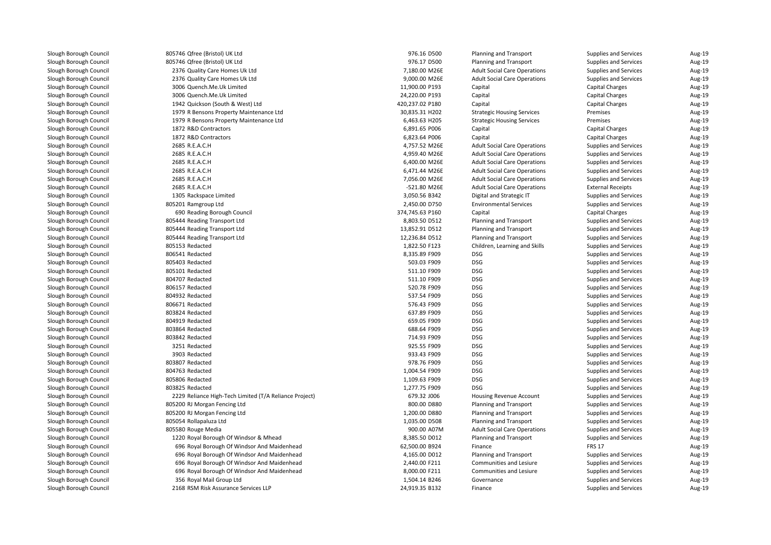| | | | | | | | |
|---|---|---|---|---|---|---|---|
| Slough Borough Council | 805746 Qfree (Bristol) UK Ltd | 976.16 | D500 | Planning and Transport | Supplies and Services | Aug-19 |
| Slough Borough Council | 805746 Qfree (Bristol) UK Ltd | 976.17 | D500 | Planning and Transport | Supplies and Services | Aug-19 |
| Slough Borough Council | 2376 Quality Care Homes Uk Ltd | 7,180.00 | M26E | Adult Social Care Operations | Supplies and Services | Aug-19 |
| Slough Borough Council | 2376 Quality Care Homes Uk Ltd | 9,000.00 | M26E | Adult Social Care Operations | Supplies and Services | Aug-19 |
| Slough Borough Council | 3006 Quench.Me.Uk Limited | 11,900.00 | P193 | Capital | Capital Charges | Aug-19 |
| Slough Borough Council | 3006 Quench.Me.Uk Limited | 24,220.00 | P193 | Capital | Capital Charges | Aug-19 |
| Slough Borough Council | 1942 Quickson (South & West) Ltd | 420,237.02 | P180 | Capital | Capital Charges | Aug-19 |
| Slough Borough Council | 1979 R Bensons Property Maintenance Ltd | 30,835.31 | H202 | Strategic Housing Services | Premises | Aug-19 |
| Slough Borough Council | 1979 R Bensons Property Maintenance Ltd | 6,463.63 | H205 | Strategic Housing Services | Premises | Aug-19 |
| Slough Borough Council | 1872 R&D Contractors | 6,891.65 | P006 | Capital | Capital Charges | Aug-19 |
| Slough Borough Council | 1872 R&D Contractors | 6,823.64 | P006 | Capital | Capital Charges | Aug-19 |
| Slough Borough Council | 2685 R.E.A.C.H | 4,757.52 | M26E | Adult Social Care Operations | Supplies and Services | Aug-19 |
| Slough Borough Council | 2685 R.E.A.C.H | 4,959.40 | M26E | Adult Social Care Operations | Supplies and Services | Aug-19 |
| Slough Borough Council | 2685 R.E.A.C.H | 6,400.00 | M26E | Adult Social Care Operations | Supplies and Services | Aug-19 |
| Slough Borough Council | 2685 R.E.A.C.H | 6,471.44 | M26E | Adult Social Care Operations | Supplies and Services | Aug-19 |
| Slough Borough Council | 2685 R.E.A.C.H | 7,056.00 | M26E | Adult Social Care Operations | Supplies and Services | Aug-19 |
| Slough Borough Council | 2685 R.E.A.C.H | -521.80 | M26E | Adult Social Care Operations | External Receipts | Aug-19 |
| Slough Borough Council | 1305 Rackspace Limited | 3,050.56 | B342 | Digital and Strategic IT | Supplies and Services | Aug-19 |
| Slough Borough Council | 805201 Ramgroup Ltd | 2,450.00 | D750 | Environmental Services | Supplies and Services | Aug-19 |
| Slough Borough Council | 690 Reading Borough Council | 374,745.63 | P160 | Capital | Capital Charges | Aug-19 |
| Slough Borough Council | 805444 Reading Transport Ltd | 8,803.50 | D512 | Planning and Transport | Supplies and Services | Aug-19 |
| Slough Borough Council | 805444 Reading Transport Ltd | 13,852.91 | D512 | Planning and Transport | Supplies and Services | Aug-19 |
| Slough Borough Council | 805444 Reading Transport Ltd | 12,236.84 | D512 | Planning and Transport | Supplies and Services | Aug-19 |
| Slough Borough Council | 805153 Redacted | 1,822.50 | F123 | Children, Learning and Skills | Supplies and Services | Aug-19 |
| Slough Borough Council | 806541 Redacted | 8,335.89 | F909 | DSG | Supplies and Services | Aug-19 |
| Slough Borough Council | 805403 Redacted | 503.03 | F909 | DSG | Supplies and Services | Aug-19 |
| Slough Borough Council | 805101 Redacted | 511.10 | F909 | DSG | Supplies and Services | Aug-19 |
| Slough Borough Council | 804707 Redacted | 511.10 | F909 | DSG | Supplies and Services | Aug-19 |
| Slough Borough Council | 806157 Redacted | 520.78 | F909 | DSG | Supplies and Services | Aug-19 |
| Slough Borough Council | 804932 Redacted | 537.54 | F909 | DSG | Supplies and Services | Aug-19 |
| Slough Borough Council | 806671 Redacted | 576.43 | F909 | DSG | Supplies and Services | Aug-19 |
| Slough Borough Council | 803824 Redacted | 637.89 | F909 | DSG | Supplies and Services | Aug-19 |
| Slough Borough Council | 804919 Redacted | 659.05 | F909 | DSG | Supplies and Services | Aug-19 |
| Slough Borough Council | 803864 Redacted | 688.64 | F909 | DSG | Supplies and Services | Aug-19 |
| Slough Borough Council | 803842 Redacted | 714.93 | F909 | DSG | Supplies and Services | Aug-19 |
| Slough Borough Council | 3251 Redacted | 925.55 | F909 | DSG | Supplies and Services | Aug-19 |
| Slough Borough Council | 3903 Redacted | 933.43 | F909 | DSG | Supplies and Services | Aug-19 |
| Slough Borough Council | 803807 Redacted | 978.76 | F909 | DSG | Supplies and Services | Aug-19 |
| Slough Borough Council | 804763 Redacted | 1,004.54 | F909 | DSG | Supplies and Services | Aug-19 |
| Slough Borough Council | 805806 Redacted | 1,109.63 | F909 | DSG | Supplies and Services | Aug-19 |
| Slough Borough Council | 803825 Redacted | 1,277.75 | F909 | DSG | Supplies and Services | Aug-19 |
| Slough Borough Council | 2229 Reliance High-Tech Limited (T/A Reliance Project) | 679.32 | J006 | Housing Revenue Account | Supplies and Services | Aug-19 |
| Slough Borough Council | 805200 RJ Morgan Fencing Ltd | 800.00 | D880 | Planning and Transport | Supplies and Services | Aug-19 |
| Slough Borough Council | 805200 RJ Morgan Fencing Ltd | 1,200.00 | D880 | Planning and Transport | Supplies and Services | Aug-19 |
| Slough Borough Council | 805054 Rollapaluza Ltd | 1,035.00 | D508 | Planning and Transport | Supplies and Services | Aug-19 |
| Slough Borough Council | 805580 Rouge Media | 900.00 | A07M | Adult Social Care Operations | Supplies and Services | Aug-19 |
| Slough Borough Council | 1220 Royal Borough Of Windsor & Mhead | 8,385.50 | D012 | Planning and Transport | Supplies and Services | Aug-19 |
| Slough Borough Council | 696 Royal Borough Of Windsor And Maidenhead | 62,500.00 | B924 | Finance | FRS 17 | Aug-19 |
| Slough Borough Council | 696 Royal Borough Of Windsor And Maidenhead | 4,165.00 | D012 | Planning and Transport | Supplies and Services | Aug-19 |
| Slough Borough Council | 696 Royal Borough Of Windsor And Maidenhead | 2,440.00 | F211 | Communities and Lesiure | Supplies and Services | Aug-19 |
| Slough Borough Council | 696 Royal Borough Of Windsor And Maidenhead | 8,000.00 | F211 | Communities and Lesiure | Supplies and Services | Aug-19 |
| Slough Borough Council | 356 Royal Mail Group Ltd | 1,504.14 | B246 | Governance | Supplies and Services | Aug-19 |
| Slough Borough Council | 2168 RSM Risk Assurance Services LLP | 24,919.35 | B132 | Finance | Supplies and Services | Aug-19 |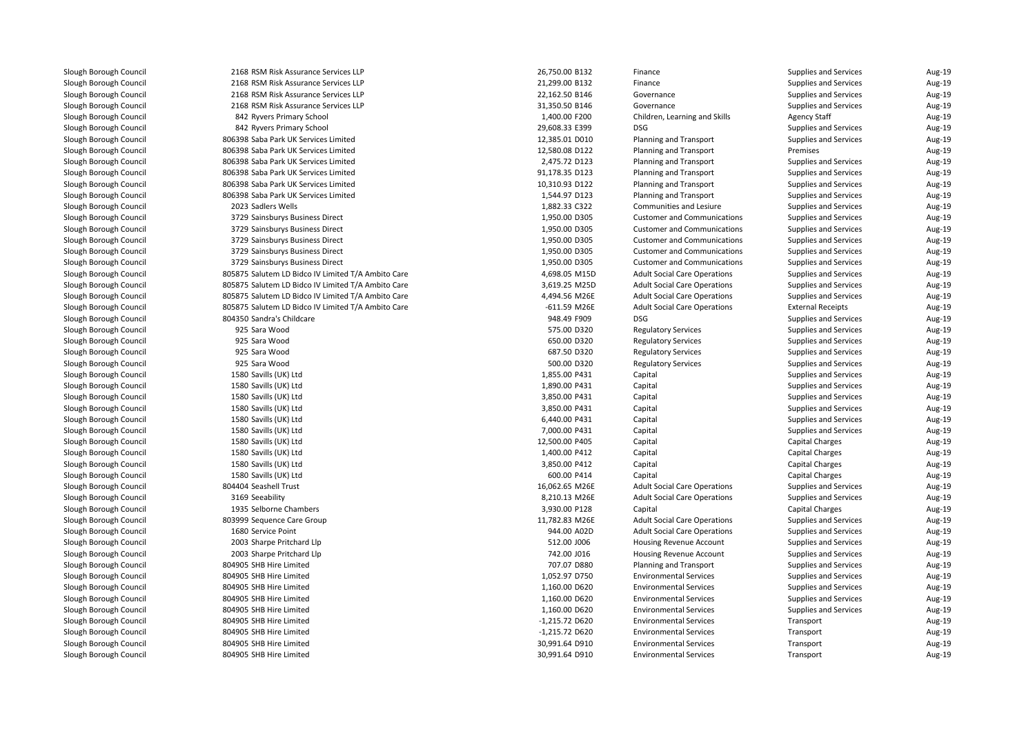| | | | | | | |
|---|---|---|---|---|---|---|
| Slough Borough Council | 2168 RSM Risk Assurance Services LLP | 26,750.00 B132 | Finance | Supplies and Services | Aug-19 |
| Slough Borough Council | 2168 RSM Risk Assurance Services LLP | 21,299.00 B132 | Finance | Supplies and Services | Aug-19 |
| Slough Borough Council | 2168 RSM Risk Assurance Services LLP | 22,162.50 B146 | Governance | Supplies and Services | Aug-19 |
| Slough Borough Council | 2168 RSM Risk Assurance Services LLP | 31,350.50 B146 | Governance | Supplies and Services | Aug-19 |
| Slough Borough Council | 842 Ryvers Primary School | 1,400.00 F200 | Children, Learning and Skills | Agency Staff | Aug-19 |
| Slough Borough Council | 842 Ryvers Primary School | 29,608.33 E399 | DSG | Supplies and Services | Aug-19 |
| Slough Borough Council | 806398 Saba Park UK Services Limited | 12,385.01 D010 | Planning and Transport | Supplies and Services | Aug-19 |
| Slough Borough Council | 806398 Saba Park UK Services Limited | 12,580.08 D122 | Planning and Transport | Premises | Aug-19 |
| Slough Borough Council | 806398 Saba Park UK Services Limited | 2,475.72 D123 | Planning and Transport | Supplies and Services | Aug-19 |
| Slough Borough Council | 806398 Saba Park UK Services Limited | 91,178.35 D123 | Planning and Transport | Supplies and Services | Aug-19 |
| Slough Borough Council | 806398 Saba Park UK Services Limited | 10,310.93 D122 | Planning and Transport | Supplies and Services | Aug-19 |
| Slough Borough Council | 806398 Saba Park UK Services Limited | 1,544.97 D123 | Planning and Transport | Supplies and Services | Aug-19 |
| Slough Borough Council | 2023 Sadlers Wells | 1,882.33 C322 | Communities and Lesiure | Supplies and Services | Aug-19 |
| Slough Borough Council | 3729 Sainsburys Business Direct | 1,950.00 D305 | Customer and Communications | Supplies and Services | Aug-19 |
| Slough Borough Council | 3729 Sainsburys Business Direct | 1,950.00 D305 | Customer and Communications | Supplies and Services | Aug-19 |
| Slough Borough Council | 3729 Sainsburys Business Direct | 1,950.00 D305 | Customer and Communications | Supplies and Services | Aug-19 |
| Slough Borough Council | 3729 Sainsburys Business Direct | 1,950.00 D305 | Customer and Communications | Supplies and Services | Aug-19 |
| Slough Borough Council | 3729 Sainsburys Business Direct | 1,950.00 D305 | Customer and Communications | Supplies and Services | Aug-19 |
| Slough Borough Council | 805875 Salutem LD Bidco IV Limited T/A Ambito Care | 4,698.05 M15D | Adult Social Care Operations | Supplies and Services | Aug-19 |
| Slough Borough Council | 805875 Salutem LD Bidco IV Limited T/A Ambito Care | 3,619.25 M25D | Adult Social Care Operations | Supplies and Services | Aug-19 |
| Slough Borough Council | 805875 Salutem LD Bidco IV Limited T/A Ambito Care | 4,494.56 M26E | Adult Social Care Operations | Supplies and Services | Aug-19 |
| Slough Borough Council | 805875 Salutem LD Bidco IV Limited T/A Ambito Care | -611.59 M26E | Adult Social Care Operations | External Receipts | Aug-19 |
| Slough Borough Council | 804350 Sandra's Childcare | 948.49 F909 | DSG | Supplies and Services | Aug-19 |
| Slough Borough Council | 925 Sara Wood | 575.00 D320 | Regulatory Services | Supplies and Services | Aug-19 |
| Slough Borough Council | 925 Sara Wood | 650.00 D320 | Regulatory Services | Supplies and Services | Aug-19 |
| Slough Borough Council | 925 Sara Wood | 687.50 D320 | Regulatory Services | Supplies and Services | Aug-19 |
| Slough Borough Council | 925 Sara Wood | 500.00 D320 | Regulatory Services | Supplies and Services | Aug-19 |
| Slough Borough Council | 1580 Savills (UK) Ltd | 1,855.00 P431 | Capital | Supplies and Services | Aug-19 |
| Slough Borough Council | 1580 Savills (UK) Ltd | 1,890.00 P431 | Capital | Supplies and Services | Aug-19 |
| Slough Borough Council | 1580 Savills (UK) Ltd | 3,850.00 P431 | Capital | Supplies and Services | Aug-19 |
| Slough Borough Council | 1580 Savills (UK) Ltd | 3,850.00 P431 | Capital | Supplies and Services | Aug-19 |
| Slough Borough Council | 1580 Savills (UK) Ltd | 6,440.00 P431 | Capital | Supplies and Services | Aug-19 |
| Slough Borough Council | 1580 Savills (UK) Ltd | 7,000.00 P431 | Capital | Supplies and Services | Aug-19 |
| Slough Borough Council | 1580 Savills (UK) Ltd | 12,500.00 P405 | Capital | Capital Charges | Aug-19 |
| Slough Borough Council | 1580 Savills (UK) Ltd | 1,400.00 P412 | Capital | Capital Charges | Aug-19 |
| Slough Borough Council | 1580 Savills (UK) Ltd | 3,850.00 P412 | Capital | Capital Charges | Aug-19 |
| Slough Borough Council | 1580 Savills (UK) Ltd | 600.00 P414 | Capital | Capital Charges | Aug-19 |
| Slough Borough Council | 804404 Seashell Trust | 16,062.65 M26E | Adult Social Care Operations | Supplies and Services | Aug-19 |
| Slough Borough Council | 3169 Seeability | 8,210.13 M26E | Adult Social Care Operations | Supplies and Services | Aug-19 |
| Slough Borough Council | 1935 Selborne Chambers | 3,930.00 P128 | Capital | Capital Charges | Aug-19 |
| Slough Borough Council | 803999 Sequence Care Group | 11,782.83 M26E | Adult Social Care Operations | Supplies and Services | Aug-19 |
| Slough Borough Council | 1680 Service Point | 944.00 A02D | Adult Social Care Operations | Supplies and Services | Aug-19 |
| Slough Borough Council | 2003 Sharpe Pritchard Llp | 512.00 J006 | Housing Revenue Account | Supplies and Services | Aug-19 |
| Slough Borough Council | 2003 Sharpe Pritchard Llp | 742.00 J016 | Housing Revenue Account | Supplies and Services | Aug-19 |
| Slough Borough Council | 804905 SHB Hire Limited | 707.07 D880 | Planning and Transport | Supplies and Services | Aug-19 |
| Slough Borough Council | 804905 SHB Hire Limited | 1,052.97 D750 | Environmental Services | Supplies and Services | Aug-19 |
| Slough Borough Council | 804905 SHB Hire Limited | 1,160.00 D620 | Environmental Services | Supplies and Services | Aug-19 |
| Slough Borough Council | 804905 SHB Hire Limited | 1,160.00 D620 | Environmental Services | Supplies and Services | Aug-19 |
| Slough Borough Council | 804905 SHB Hire Limited | 1,160.00 D620 | Environmental Services | Supplies and Services | Aug-19 |
| Slough Borough Council | 804905 SHB Hire Limited | -1,215.72 D620 | Environmental Services | Transport | Aug-19 |
| Slough Borough Council | 804905 SHB Hire Limited | -1,215.72 D620 | Environmental Services | Transport | Aug-19 |
| Slough Borough Council | 804905 SHB Hire Limited | 30,991.64 D910 | Environmental Services | Transport | Aug-19 |
| Slough Borough Council | 804905 SHB Hire Limited | 30,991.64 D910 | Environmental Services | Transport | Aug-19 |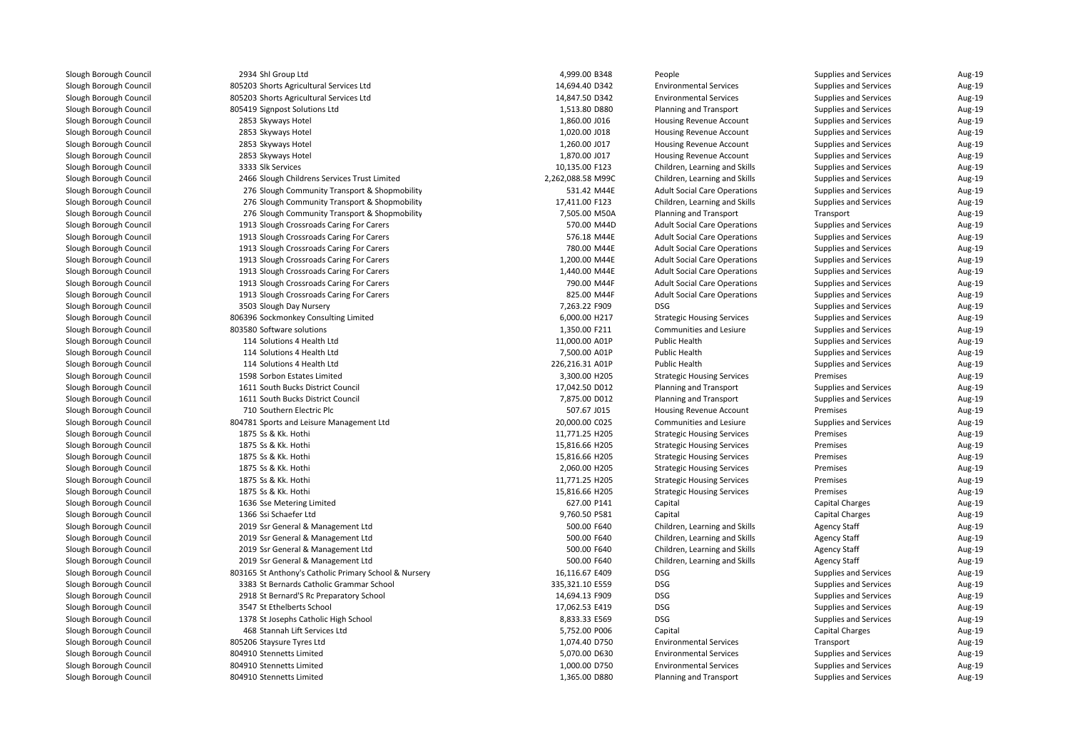| | | | | | | | |
|---|---|---|---|---|---|---|---|
| Slough Borough Council | 2934 | Shl Group Ltd | 4,999.00 | B348 | People | Supplies and Services | Aug-19 |
| Slough Borough Council | 805203 | Shorts Agricultural Services Ltd | 14,694.40 | D342 | Environmental Services | Supplies and Services | Aug-19 |
| Slough Borough Council | 805203 | Shorts Agricultural Services Ltd | 14,847.50 | D342 | Environmental Services | Supplies and Services | Aug-19 |
| Slough Borough Council | 805419 | Signpost Solutions Ltd | 1,513.80 | D880 | Planning and Transport | Supplies and Services | Aug-19 |
| Slough Borough Council | 2853 | Skyways Hotel | 1,860.00 | J016 | Housing Revenue Account | Supplies and Services | Aug-19 |
| Slough Borough Council | 2853 | Skyways Hotel | 1,020.00 | J018 | Housing Revenue Account | Supplies and Services | Aug-19 |
| Slough Borough Council | 2853 | Skyways Hotel | 1,260.00 | J017 | Housing Revenue Account | Supplies and Services | Aug-19 |
| Slough Borough Council | 2853 | Skyways Hotel | 1,870.00 | J017 | Housing Revenue Account | Supplies and Services | Aug-19 |
| Slough Borough Council | 3333 | Slk Services | 10,135.00 | F123 | Children, Learning and Skills | Supplies and Services | Aug-19 |
| Slough Borough Council | 2466 | Slough Childrens Services Trust Limited | 2,262,088.58 | M99C | Children, Learning and Skills | Supplies and Services | Aug-19 |
| Slough Borough Council | 276 | Slough Community Transport & Shopmobility | 531.42 | M44E | Adult Social Care Operations | Supplies and Services | Aug-19 |
| Slough Borough Council | 276 | Slough Community Transport & Shopmobility | 17,411.00 | F123 | Children, Learning and Skills | Supplies and Services | Aug-19 |
| Slough Borough Council | 276 | Slough Community Transport & Shopmobility | 7,505.00 | M50A | Planning and Transport | Transport | Aug-19 |
| Slough Borough Council | 1913 | Slough Crossroads Caring For Carers | 570.00 | M44D | Adult Social Care Operations | Supplies and Services | Aug-19 |
| Slough Borough Council | 1913 | Slough Crossroads Caring For Carers | 576.18 | M44E | Adult Social Care Operations | Supplies and Services | Aug-19 |
| Slough Borough Council | 1913 | Slough Crossroads Caring For Carers | 780.00 | M44E | Adult Social Care Operations | Supplies and Services | Aug-19 |
| Slough Borough Council | 1913 | Slough Crossroads Caring For Carers | 1,200.00 | M44E | Adult Social Care Operations | Supplies and Services | Aug-19 |
| Slough Borough Council | 1913 | Slough Crossroads Caring For Carers | 1,440.00 | M44E | Adult Social Care Operations | Supplies and Services | Aug-19 |
| Slough Borough Council | 1913 | Slough Crossroads Caring For Carers | 790.00 | M44F | Adult Social Care Operations | Supplies and Services | Aug-19 |
| Slough Borough Council | 1913 | Slough Crossroads Caring For Carers | 825.00 | M44F | Adult Social Care Operations | Supplies and Services | Aug-19 |
| Slough Borough Council | 3503 | Slough Day Nursery | 7,263.22 | F909 | DSG | Supplies and Services | Aug-19 |
| Slough Borough Council | 806396 | Sockmonkey Consulting Limited | 6,000.00 | H217 | Strategic Housing Services | Supplies and Services | Aug-19 |
| Slough Borough Council | 803580 | Software solutions | 1,350.00 | F211 | Communities and Lesiure | Supplies and Services | Aug-19 |
| Slough Borough Council | 114 | Solutions 4 Health Ltd | 11,000.00 | A01P | Public Health | Supplies and Services | Aug-19 |
| Slough Borough Council | 114 | Solutions 4 Health Ltd | 7,500.00 | A01P | Public Health | Supplies and Services | Aug-19 |
| Slough Borough Council | 114 | Solutions 4 Health Ltd | 226,216.31 | A01P | Public Health | Supplies and Services | Aug-19 |
| Slough Borough Council | 1598 | Sorbon Estates Limited | 3,300.00 | H205 | Strategic Housing Services | Premises | Aug-19 |
| Slough Borough Council | 1611 | South Bucks District Council | 17,042.50 | D012 | Planning and Transport | Supplies and Services | Aug-19 |
| Slough Borough Council | 1611 | South Bucks District Council | 7,875.00 | D012 | Planning and Transport | Supplies and Services | Aug-19 |
| Slough Borough Council | 710 | Southern Electric Plc | 507.67 | J015 | Housing Revenue Account | Premises | Aug-19 |
| Slough Borough Council | 804781 | Sports and Leisure Management Ltd | 20,000.00 | C025 | Communities and Lesiure | Supplies and Services | Aug-19 |
| Slough Borough Council | 1875 | Ss & Kk. Hothi | 11,771.25 | H205 | Strategic Housing Services | Premises | Aug-19 |
| Slough Borough Council | 1875 | Ss & Kk. Hothi | 15,816.66 | H205 | Strategic Housing Services | Premises | Aug-19 |
| Slough Borough Council | 1875 | Ss & Kk. Hothi | 15,816.66 | H205 | Strategic Housing Services | Premises | Aug-19 |
| Slough Borough Council | 1875 | Ss & Kk. Hothi | 2,060.00 | H205 | Strategic Housing Services | Premises | Aug-19 |
| Slough Borough Council | 1875 | Ss & Kk. Hothi | 11,771.25 | H205 | Strategic Housing Services | Premises | Aug-19 |
| Slough Borough Council | 1875 | Ss & Kk. Hothi | 15,816.66 | H205 | Strategic Housing Services | Premises | Aug-19 |
| Slough Borough Council | 1636 | Sse Metering Limited | 627.00 | P141 | Capital | Capital Charges | Aug-19 |
| Slough Borough Council | 1366 | Ssi Schaefer Ltd | 9,760.50 | P581 | Capital | Capital Charges | Aug-19 |
| Slough Borough Council | 2019 | Ssr General & Management Ltd | 500.00 | F640 | Children, Learning and Skills | Agency Staff | Aug-19 |
| Slough Borough Council | 2019 | Ssr General & Management Ltd | 500.00 | F640 | Children, Learning and Skills | Agency Staff | Aug-19 |
| Slough Borough Council | 2019 | Ssr General & Management Ltd | 500.00 | F640 | Children, Learning and Skills | Agency Staff | Aug-19 |
| Slough Borough Council | 2019 | Ssr General & Management Ltd | 500.00 | F640 | Children, Learning and Skills | Agency Staff | Aug-19 |
| Slough Borough Council | 803165 | St Anthony's Catholic Primary School & Nursery | 16,116.67 | E409 | DSG | Supplies and Services | Aug-19 |
| Slough Borough Council | 3383 | St Bernards Catholic Grammar School | 335,321.10 | E559 | DSG | Supplies and Services | Aug-19 |
| Slough Borough Council | 2918 | St Bernard'S Rc Preparatory School | 14,694.13 | F909 | DSG | Supplies and Services | Aug-19 |
| Slough Borough Council | 3547 | St Ethelberts School | 17,062.53 | E419 | DSG | Supplies and Services | Aug-19 |
| Slough Borough Council | 1378 | St Josephs Catholic High School | 8,833.33 | E569 | DSG | Supplies and Services | Aug-19 |
| Slough Borough Council | 468 | Stannah Lift Services Ltd | 5,752.00 | P006 | Capital | Capital Charges | Aug-19 |
| Slough Borough Council | 805206 | Staysure Tyres Ltd | 1,074.40 | D750 | Environmental Services | Transport | Aug-19 |
| Slough Borough Council | 804910 | Stennetts Limited | 5,070.00 | D630 | Environmental Services | Supplies and Services | Aug-19 |
| Slough Borough Council | 804910 | Stennetts Limited | 1,000.00 | D750 | Environmental Services | Supplies and Services | Aug-19 |
| Slough Borough Council | 804910 | Stennetts Limited | 1,365.00 | D880 | Planning and Transport | Supplies and Services | Aug-19 |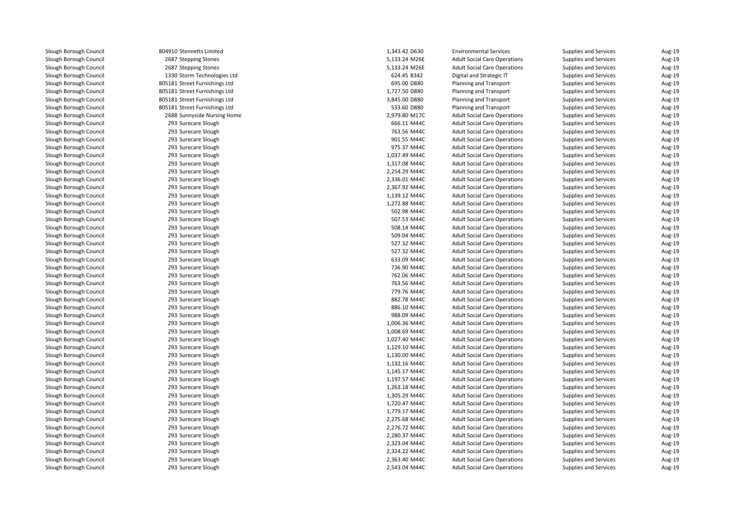| | | | | | | |
|---|---|---|---|---|---|---|
| Slough Borough Council | 804910 Stennetts Limited | 1,343.42 | D630 | Environmental Services | Supplies and Services | Aug-19 |
| Slough Borough Council | 2687 Stepping Stones | 5,133.24 | M26E | Adult Social Care Operations | Supplies and Services | Aug-19 |
| Slough Borough Council | 2687 Stepping Stones | 5,133.24 | M26E | Adult Social Care Operations | Supplies and Services | Aug-19 |
| Slough Borough Council | 1330 Storm Technologies Ltd | 624.45 | B342 | Digital and Strategic IT | Supplies and Services | Aug-19 |
| Slough Borough Council | 805181 Street Furnishings Ltd | 695.00 | D880 | Planning and Transport | Supplies and Services | Aug-19 |
| Slough Borough Council | 805181 Street Furnishings Ltd | 1,727.50 | D880 | Planning and Transport | Supplies and Services | Aug-19 |
| Slough Borough Council | 805181 Street Furnishings Ltd | 3,845.00 | D880 | Planning and Transport | Supplies and Services | Aug-19 |
| Slough Borough Council | 805181 Street Furnishings Ltd | 533.60 | D880 | Planning and Transport | Supplies and Services | Aug-19 |
| Slough Borough Council | 2688 Sunnyside Nursing Home | 2,979.80 | M17C | Adult Social Care Operations | Supplies and Services | Aug-19 |
| Slough Borough Council | 293 Surecare Slough | 666.11 | M44C | Adult Social Care Operations | Supplies and Services | Aug-19 |
| Slough Borough Council | 293 Surecare Slough | 763.56 | M44C | Adult Social Care Operations | Supplies and Services | Aug-19 |
| Slough Borough Council | 293 Surecare Slough | 901.55 | M44C | Adult Social Care Operations | Supplies and Services | Aug-19 |
| Slough Borough Council | 293 Surecare Slough | 975.37 | M44C | Adult Social Care Operations | Supplies and Services | Aug-19 |
| Slough Borough Council | 293 Surecare Slough | 1,037.49 | M44C | Adult Social Care Operations | Supplies and Services | Aug-19 |
| Slough Borough Council | 293 Surecare Slough | 1,317.08 | M44C | Adult Social Care Operations | Supplies and Services | Aug-19 |
| Slough Borough Council | 293 Surecare Slough | 2,254.29 | M44C | Adult Social Care Operations | Supplies and Services | Aug-19 |
| Slough Borough Council | 293 Surecare Slough | 2,336.01 | M44C | Adult Social Care Operations | Supplies and Services | Aug-19 |
| Slough Borough Council | 293 Surecare Slough | 2,367.92 | M44C | Adult Social Care Operations | Supplies and Services | Aug-19 |
| Slough Borough Council | 293 Surecare Slough | 1,139.12 | M44C | Adult Social Care Operations | Supplies and Services | Aug-19 |
| Slough Borough Council | 293 Surecare Slough | 1,272.88 | M44C | Adult Social Care Operations | Supplies and Services | Aug-19 |
| Slough Borough Council | 293 Surecare Slough | 502.98 | M44C | Adult Social Care Operations | Supplies and Services | Aug-19 |
| Slough Borough Council | 293 Surecare Slough | 507.53 | M44C | Adult Social Care Operations | Supplies and Services | Aug-19 |
| Slough Borough Council | 293 Surecare Slough | 508.14 | M44C | Adult Social Care Operations | Supplies and Services | Aug-19 |
| Slough Borough Council | 293 Surecare Slough | 509.04 | M44C | Adult Social Care Operations | Supplies and Services | Aug-19 |
| Slough Borough Council | 293 Surecare Slough | 527.32 | M44C | Adult Social Care Operations | Supplies and Services | Aug-19 |
| Slough Borough Council | 293 Surecare Slough | 527.32 | M44C | Adult Social Care Operations | Supplies and Services | Aug-19 |
| Slough Borough Council | 293 Surecare Slough | 633.09 | M44C | Adult Social Care Operations | Supplies and Services | Aug-19 |
| Slough Borough Council | 293 Surecare Slough | 736.90 | M44C | Adult Social Care Operations | Supplies and Services | Aug-19 |
| Slough Borough Council | 293 Surecare Slough | 762.06 | M44C | Adult Social Care Operations | Supplies and Services | Aug-19 |
| Slough Borough Council | 293 Surecare Slough | 763.56 | M44C | Adult Social Care Operations | Supplies and Services | Aug-19 |
| Slough Borough Council | 293 Surecare Slough | 779.76 | M44C | Adult Social Care Operations | Supplies and Services | Aug-19 |
| Slough Borough Council | 293 Surecare Slough | 882.78 | M44C | Adult Social Care Operations | Supplies and Services | Aug-19 |
| Slough Borough Council | 293 Surecare Slough | 886.10 | M44C | Adult Social Care Operations | Supplies and Services | Aug-19 |
| Slough Borough Council | 293 Surecare Slough | 988.09 | M44C | Adult Social Care Operations | Supplies and Services | Aug-19 |
| Slough Borough Council | 293 Surecare Slough | 1,006.36 | M44C | Adult Social Care Operations | Supplies and Services | Aug-19 |
| Slough Borough Council | 293 Surecare Slough | 1,008.69 | M44C | Adult Social Care Operations | Supplies and Services | Aug-19 |
| Slough Borough Council | 293 Surecare Slough | 1,027.40 | M44C | Adult Social Care Operations | Supplies and Services | Aug-19 |
| Slough Borough Council | 293 Surecare Slough | 1,129.10 | M44C | Adult Social Care Operations | Supplies and Services | Aug-19 |
| Slough Borough Council | 293 Surecare Slough | 1,130.00 | M44C | Adult Social Care Operations | Supplies and Services | Aug-19 |
| Slough Borough Council | 293 Surecare Slough | 1,132.16 | M44C | Adult Social Care Operations | Supplies and Services | Aug-19 |
| Slough Borough Council | 293 Surecare Slough | 1,145.17 | M44C | Adult Social Care Operations | Supplies and Services | Aug-19 |
| Slough Borough Council | 293 Surecare Slough | 1,197.57 | M44C | Adult Social Care Operations | Supplies and Services | Aug-19 |
| Slough Borough Council | 293 Surecare Slough | 1,263.18 | M44C | Adult Social Care Operations | Supplies and Services | Aug-19 |
| Slough Borough Council | 293 Surecare Slough | 1,305.29 | M44C | Adult Social Care Operations | Supplies and Services | Aug-19 |
| Slough Borough Council | 293 Surecare Slough | 1,720.47 | M44C | Adult Social Care Operations | Supplies and Services | Aug-19 |
| Slough Borough Council | 293 Surecare Slough | 1,779.17 | M44C | Adult Social Care Operations | Supplies and Services | Aug-19 |
| Slough Borough Council | 293 Surecare Slough | 2,275.68 | M44C | Adult Social Care Operations | Supplies and Services | Aug-19 |
| Slough Borough Council | 293 Surecare Slough | 2,276.72 | M44C | Adult Social Care Operations | Supplies and Services | Aug-19 |
| Slough Borough Council | 293 Surecare Slough | 2,280.37 | M44C | Adult Social Care Operations | Supplies and Services | Aug-19 |
| Slough Borough Council | 293 Surecare Slough | 2,323.04 | M44C | Adult Social Care Operations | Supplies and Services | Aug-19 |
| Slough Borough Council | 293 Surecare Slough | 2,324.22 | M44C | Adult Social Care Operations | Supplies and Services | Aug-19 |
| Slough Borough Council | 293 Surecare Slough | 2,363.40 | M44C | Adult Social Care Operations | Supplies and Services | Aug-19 |
| Slough Borough Council | 293 Surecare Slough | 2,543.04 | M44C | Adult Social Care Operations | Supplies and Services | Aug-19 |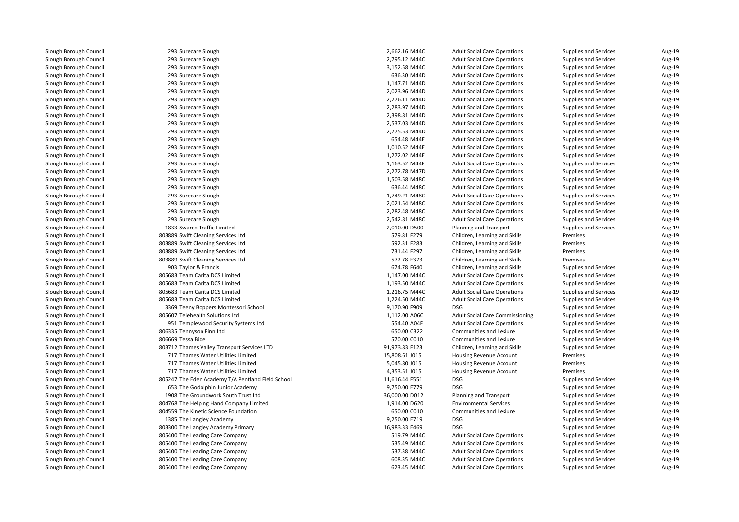| | | | | | | | |
|---|---|---|---|---|---|---|---|
| Slough Borough Council | 293 | Surecare Slough | 2,662.16 | M44C | Adult Social Care Operations | Supplies and Services | Aug-19 |
| Slough Borough Council | 293 | Surecare Slough | 2,795.12 | M44C | Adult Social Care Operations | Supplies and Services | Aug-19 |
| Slough Borough Council | 293 | Surecare Slough | 3,152.58 | M44C | Adult Social Care Operations | Supplies and Services | Aug-19 |
| Slough Borough Council | 293 | Surecare Slough | 636.30 | M44D | Adult Social Care Operations | Supplies and Services | Aug-19 |
| Slough Borough Council | 293 | Surecare Slough | 1,147.71 | M44D | Adult Social Care Operations | Supplies and Services | Aug-19 |
| Slough Borough Council | 293 | Surecare Slough | 2,023.96 | M44D | Adult Social Care Operations | Supplies and Services | Aug-19 |
| Slough Borough Council | 293 | Surecare Slough | 2,276.11 | M44D | Adult Social Care Operations | Supplies and Services | Aug-19 |
| Slough Borough Council | 293 | Surecare Slough | 2,283.97 | M44D | Adult Social Care Operations | Supplies and Services | Aug-19 |
| Slough Borough Council | 293 | Surecare Slough | 2,398.81 | M44D | Adult Social Care Operations | Supplies and Services | Aug-19 |
| Slough Borough Council | 293 | Surecare Slough | 2,537.03 | M44D | Adult Social Care Operations | Supplies and Services | Aug-19 |
| Slough Borough Council | 293 | Surecare Slough | 2,775.53 | M44D | Adult Social Care Operations | Supplies and Services | Aug-19 |
| Slough Borough Council | 293 | Surecare Slough | 654.48 | M44E | Adult Social Care Operations | Supplies and Services | Aug-19 |
| Slough Borough Council | 293 | Surecare Slough | 1,010.52 | M44E | Adult Social Care Operations | Supplies and Services | Aug-19 |
| Slough Borough Council | 293 | Surecare Slough | 1,272.02 | M44E | Adult Social Care Operations | Supplies and Services | Aug-19 |
| Slough Borough Council | 293 | Surecare Slough | 1,163.52 | M44F | Adult Social Care Operations | Supplies and Services | Aug-19 |
| Slough Borough Council | 293 | Surecare Slough | 2,272.78 | M47D | Adult Social Care Operations | Supplies and Services | Aug-19 |
| Slough Borough Council | 293 | Surecare Slough | 1,503.58 | M48C | Adult Social Care Operations | Supplies and Services | Aug-19 |
| Slough Borough Council | 293 | Surecare Slough | 636.44 | M48C | Adult Social Care Operations | Supplies and Services | Aug-19 |
| Slough Borough Council | 293 | Surecare Slough | 1,749.21 | M48C | Adult Social Care Operations | Supplies and Services | Aug-19 |
| Slough Borough Council | 293 | Surecare Slough | 2,021.54 | M48C | Adult Social Care Operations | Supplies and Services | Aug-19 |
| Slough Borough Council | 293 | Surecare Slough | 2,282.48 | M48C | Adult Social Care Operations | Supplies and Services | Aug-19 |
| Slough Borough Council | 293 | Surecare Slough | 2,542.81 | M48C | Adult Social Care Operations | Supplies and Services | Aug-19 |
| Slough Borough Council | 1833 | Swarco Traffic Limited | 2,010.00 | D500 | Planning and Transport | Supplies and Services | Aug-19 |
| Slough Borough Council | 803889 | Swift Cleaning Services Ltd | 579.81 | F279 | Children, Learning and Skills | Premises | Aug-19 |
| Slough Borough Council | 803889 | Swift Cleaning Services Ltd | 592.31 | F283 | Children, Learning and Skills | Premises | Aug-19 |
| Slough Borough Council | 803889 | Swift Cleaning Services Ltd | 731.44 | F297 | Children, Learning and Skills | Premises | Aug-19 |
| Slough Borough Council | 803889 | Swift Cleaning Services Ltd | 572.78 | F373 | Children, Learning and Skills | Premises | Aug-19 |
| Slough Borough Council | 903 | Taylor & Francis | 674.78 | F640 | Children, Learning and Skills | Supplies and Services | Aug-19 |
| Slough Borough Council | 805683 | Team Carita DCS Limited | 1,147.00 | M44C | Adult Social Care Operations | Supplies and Services | Aug-19 |
| Slough Borough Council | 805683 | Team Carita DCS Limited | 1,193.50 | M44C | Adult Social Care Operations | Supplies and Services | Aug-19 |
| Slough Borough Council | 805683 | Team Carita DCS Limited | 1,216.75 | M44C | Adult Social Care Operations | Supplies and Services | Aug-19 |
| Slough Borough Council | 805683 | Team Carita DCS Limited | 1,224.50 | M44C | Adult Social Care Operations | Supplies and Services | Aug-19 |
| Slough Borough Council | 3369 | Teeny Boppers Montessori School | 9,170.90 | F909 | DSG | Supplies and Services | Aug-19 |
| Slough Borough Council | 805607 | Telehealth Solutions Ltd | 1,112.00 | A06C | Adult Social Care Commissioning | Supplies and Services | Aug-19 |
| Slough Borough Council | 951 | Templewood Security Systems Ltd | 554.40 | A04F | Adult Social Care Operations | Supplies and Services | Aug-19 |
| Slough Borough Council | 806335 | Tennyson Finn Ltd | 650.00 | C322 | Communities and Lesiure | Supplies and Services | Aug-19 |
| Slough Borough Council | 806669 | Tessa Bide | 570.00 | C010 | Communities and Lesiure | Supplies and Services | Aug-19 |
| Slough Borough Council | 803712 | Thames Valley Transport Services LTD | 91,973.83 | F123 | Children, Learning and Skills | Supplies and Services | Aug-19 |
| Slough Borough Council | 717 | Thames Water Utilities Limited | 15,808.61 | J015 | Housing Revenue Account | Premises | Aug-19 |
| Slough Borough Council | 717 | Thames Water Utilities Limited | 5,045.80 | J015 | Housing Revenue Account | Premises | Aug-19 |
| Slough Borough Council | 717 | Thames Water Utilities Limited | 4,353.51 | J015 | Housing Revenue Account | Premises | Aug-19 |
| Slough Borough Council | 805247 | The Eden Academy T/A Pentland Field School | 11,616.44 | F551 | DSG | Supplies and Services | Aug-19 |
| Slough Borough Council | 653 | The Godolphin Junior Academy | 9,750.00 | E779 | DSG | Supplies and Services | Aug-19 |
| Slough Borough Council | 1908 | The Groundwork South Trust Ltd | 36,000.00 | D012 | Planning and Transport | Supplies and Services | Aug-19 |
| Slough Borough Council | 804768 | The Helping Hand Company Limited | 1,914.00 | D620 | Environmental Services | Supplies and Services | Aug-19 |
| Slough Borough Council | 804559 | The Kinetic Science Foundation | 650.00 | C010 | Communities and Lesiure | Supplies and Services | Aug-19 |
| Slough Borough Council | 1385 | The Langley Academy | 9,250.00 | E719 | DSG | Supplies and Services | Aug-19 |
| Slough Borough Council | 803300 | The Langley Academy Primary | 16,983.33 | E469 | DSG | Supplies and Services | Aug-19 |
| Slough Borough Council | 805400 | The Leading Care Company | 519.79 | M44C | Adult Social Care Operations | Supplies and Services | Aug-19 |
| Slough Borough Council | 805400 | The Leading Care Company | 535.49 | M44C | Adult Social Care Operations | Supplies and Services | Aug-19 |
| Slough Borough Council | 805400 | The Leading Care Company | 537.38 | M44C | Adult Social Care Operations | Supplies and Services | Aug-19 |
| Slough Borough Council | 805400 | The Leading Care Company | 608.35 | M44C | Adult Social Care Operations | Supplies and Services | Aug-19 |
| Slough Borough Council | 805400 | The Leading Care Company | 623.45 | M44C | Adult Social Care Operations | Supplies and Services | Aug-19 |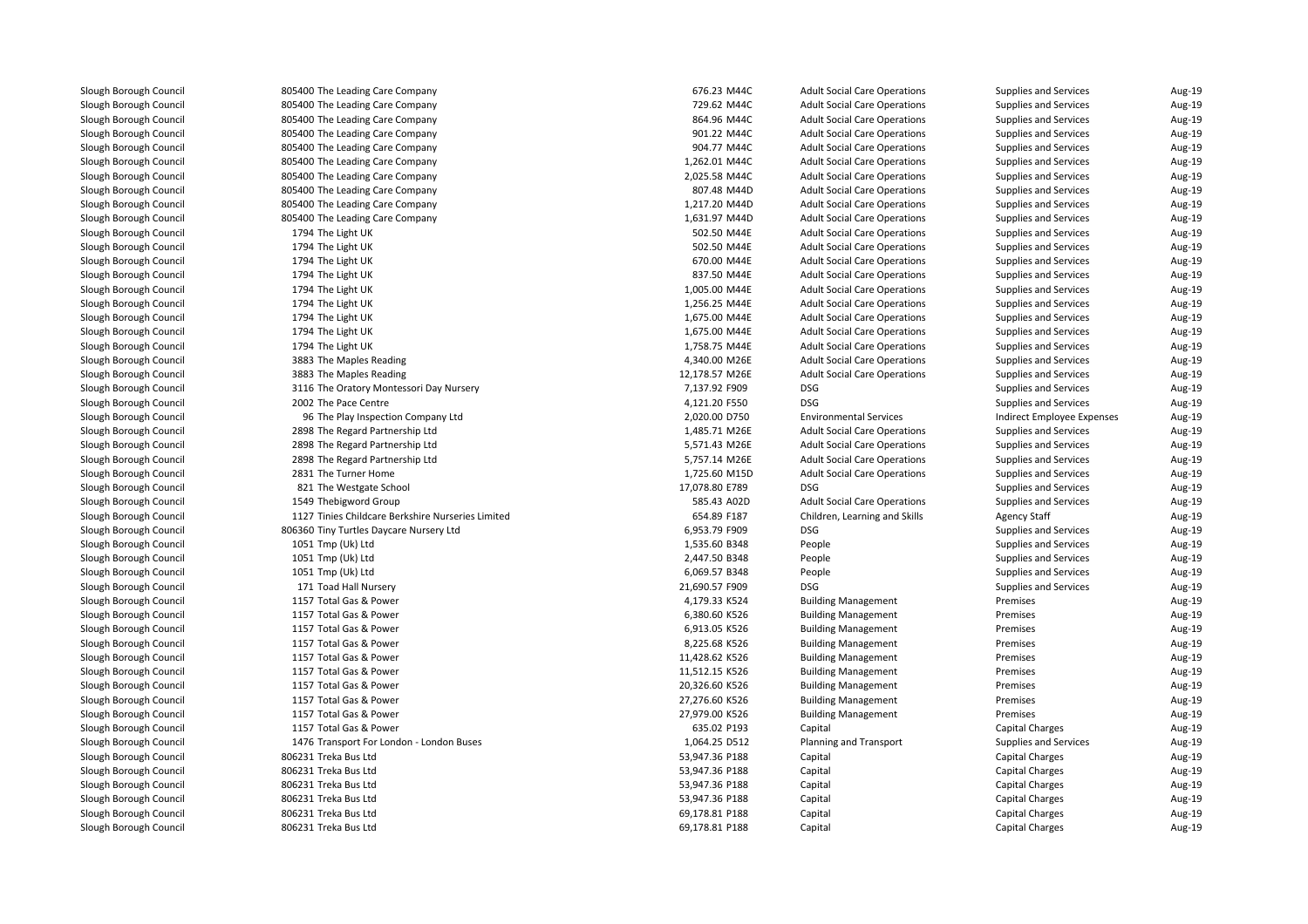| | | | | | | |
|---|---|---|---|---|---|---|
| Slough Borough Council | 805400 The Leading Care Company | 676.23 M44C | Adult Social Care Operations | Supplies and Services | Aug-19 |
| Slough Borough Council | 805400 The Leading Care Company | 729.62 M44C | Adult Social Care Operations | Supplies and Services | Aug-19 |
| Slough Borough Council | 805400 The Leading Care Company | 864.96 M44C | Adult Social Care Operations | Supplies and Services | Aug-19 |
| Slough Borough Council | 805400 The Leading Care Company | 901.22 M44C | Adult Social Care Operations | Supplies and Services | Aug-19 |
| Slough Borough Council | 805400 The Leading Care Company | 904.77 M44C | Adult Social Care Operations | Supplies and Services | Aug-19 |
| Slough Borough Council | 805400 The Leading Care Company | 1,262.01 M44C | Adult Social Care Operations | Supplies and Services | Aug-19 |
| Slough Borough Council | 805400 The Leading Care Company | 2,025.58 M44C | Adult Social Care Operations | Supplies and Services | Aug-19 |
| Slough Borough Council | 805400 The Leading Care Company | 807.48 M44D | Adult Social Care Operations | Supplies and Services | Aug-19 |
| Slough Borough Council | 805400 The Leading Care Company | 1,217.20 M44D | Adult Social Care Operations | Supplies and Services | Aug-19 |
| Slough Borough Council | 805400 The Leading Care Company | 1,631.97 M44D | Adult Social Care Operations | Supplies and Services | Aug-19 |
| Slough Borough Council | 1794 The Light UK | 502.50 M44E | Adult Social Care Operations | Supplies and Services | Aug-19 |
| Slough Borough Council | 1794 The Light UK | 502.50 M44E | Adult Social Care Operations | Supplies and Services | Aug-19 |
| Slough Borough Council | 1794 The Light UK | 670.00 M44E | Adult Social Care Operations | Supplies and Services | Aug-19 |
| Slough Borough Council | 1794 The Light UK | 837.50 M44E | Adult Social Care Operations | Supplies and Services | Aug-19 |
| Slough Borough Council | 1794 The Light UK | 1,005.00 M44E | Adult Social Care Operations | Supplies and Services | Aug-19 |
| Slough Borough Council | 1794 The Light UK | 1,256.25 M44E | Adult Social Care Operations | Supplies and Services | Aug-19 |
| Slough Borough Council | 1794 The Light UK | 1,675.00 M44E | Adult Social Care Operations | Supplies and Services | Aug-19 |
| Slough Borough Council | 1794 The Light UK | 1,675.00 M44E | Adult Social Care Operations | Supplies and Services | Aug-19 |
| Slough Borough Council | 1794 The Light UK | 1,758.75 M44E | Adult Social Care Operations | Supplies and Services | Aug-19 |
| Slough Borough Council | 3883 The Maples Reading | 4,340.00 M26E | Adult Social Care Operations | Supplies and Services | Aug-19 |
| Slough Borough Council | 3883 The Maples Reading | 12,178.57 M26E | Adult Social Care Operations | Supplies and Services | Aug-19 |
| Slough Borough Council | 3116 The Oratory Montessori Day Nursery | 7,137.92 F909 | DSG | Supplies and Services | Aug-19 |
| Slough Borough Council | 2002 The Pace Centre | 4,121.20 F550 | DSG | Supplies and Services | Aug-19 |
| Slough Borough Council | 96 The Play Inspection Company Ltd | 2,020.00 D750 | Environmental Services | Indirect Employee Expenses | Aug-19 |
| Slough Borough Council | 2898 The Regard Partnership Ltd | 1,485.71 M26E | Adult Social Care Operations | Supplies and Services | Aug-19 |
| Slough Borough Council | 2898 The Regard Partnership Ltd | 5,571.43 M26E | Adult Social Care Operations | Supplies and Services | Aug-19 |
| Slough Borough Council | 2898 The Regard Partnership Ltd | 5,757.14 M26E | Adult Social Care Operations | Supplies and Services | Aug-19 |
| Slough Borough Council | 2831 The Turner Home | 1,725.60 M15D | Adult Social Care Operations | Supplies and Services | Aug-19 |
| Slough Borough Council | 821 The Westgate School | 17,078.80 E789 | DSG | Supplies and Services | Aug-19 |
| Slough Borough Council | 1549 Thebigword Group | 585.43 A02D | Adult Social Care Operations | Supplies and Services | Aug-19 |
| Slough Borough Council | 1127 Tinies Childcare Berkshire Nurseries Limited | 654.89 F187 | Children, Learning and Skills | Agency Staff | Aug-19 |
| Slough Borough Council | 806360 Tiny Turtles Daycare Nursery Ltd | 6,953.79 F909 | DSG | Supplies and Services | Aug-19 |
| Slough Borough Council | 1051 Tmp (Uk) Ltd | 1,535.60 B348 | People | Supplies and Services | Aug-19 |
| Slough Borough Council | 1051 Tmp (Uk) Ltd | 2,447.50 B348 | People | Supplies and Services | Aug-19 |
| Slough Borough Council | 1051 Tmp (Uk) Ltd | 6,069.57 B348 | People | Supplies and Services | Aug-19 |
| Slough Borough Council | 171 Toad Hall Nursery | 21,690.57 F909 | DSG | Supplies and Services | Aug-19 |
| Slough Borough Council | 1157 Total Gas & Power | 4,179.33 K524 | Building Management | Premises | Aug-19 |
| Slough Borough Council | 1157 Total Gas & Power | 6,380.60 K526 | Building Management | Premises | Aug-19 |
| Slough Borough Council | 1157 Total Gas & Power | 6,913.05 K526 | Building Management | Premises | Aug-19 |
| Slough Borough Council | 1157 Total Gas & Power | 8,225.68 K526 | Building Management | Premises | Aug-19 |
| Slough Borough Council | 1157 Total Gas & Power | 11,428.62 K526 | Building Management | Premises | Aug-19 |
| Slough Borough Council | 1157 Total Gas & Power | 11,512.15 K526 | Building Management | Premises | Aug-19 |
| Slough Borough Council | 1157 Total Gas & Power | 20,326.60 K526 | Building Management | Premises | Aug-19 |
| Slough Borough Council | 1157 Total Gas & Power | 27,276.60 K526 | Building Management | Premises | Aug-19 |
| Slough Borough Council | 1157 Total Gas & Power | 27,979.00 K526 | Building Management | Premises | Aug-19 |
| Slough Borough Council | 1157 Total Gas & Power | 635.02 P193 | Capital | Capital Charges | Aug-19 |
| Slough Borough Council | 1476 Transport For London - London Buses | 1,064.25 D512 | Planning and Transport | Supplies and Services | Aug-19 |
| Slough Borough Council | 806231 Treka Bus Ltd | 53,947.36 P188 | Capital | Capital Charges | Aug-19 |
| Slough Borough Council | 806231 Treka Bus Ltd | 53,947.36 P188 | Capital | Capital Charges | Aug-19 |
| Slough Borough Council | 806231 Treka Bus Ltd | 53,947.36 P188 | Capital | Capital Charges | Aug-19 |
| Slough Borough Council | 806231 Treka Bus Ltd | 53,947.36 P188 | Capital | Capital Charges | Aug-19 |
| Slough Borough Council | 806231 Treka Bus Ltd | 69,178.81 P188 | Capital | Capital Charges | Aug-19 |
| Slough Borough Council | 806231 Treka Bus Ltd | 69,178.81 P188 | Capital | Capital Charges | Aug-19 |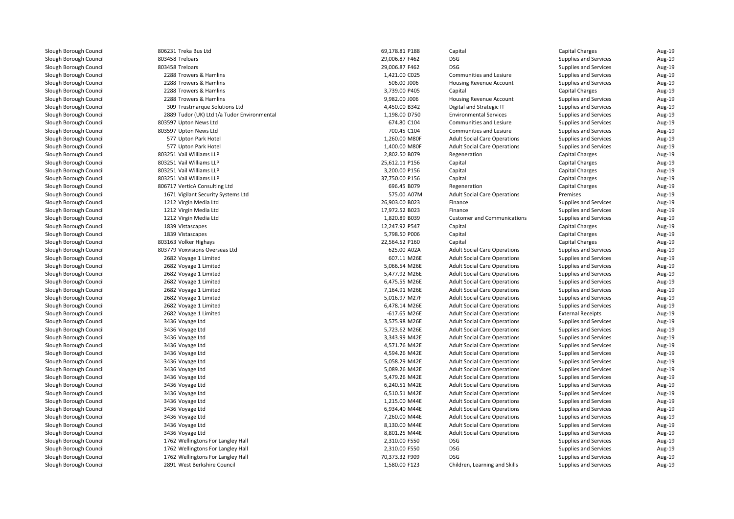| | | | | | | |
|---|---|---|---|---|---|---|
| Slough Borough Council | 806231 Treka Bus Ltd | 69,178.81 P188 | Capital | Capital Charges | Aug-19 |
| Slough Borough Council | 803458 Treloars | 29,006.87 F462 | DSG | Supplies and Services | Aug-19 |
| Slough Borough Council | 803458 Treloars | 29,006.87 F462 | DSG | Supplies and Services | Aug-19 |
| Slough Borough Council | 2288 Trowers & Hamlins | 1,421.00 C025 | Communities and Lesiure | Supplies and Services | Aug-19 |
| Slough Borough Council | 2288 Trowers & Hamlins | 506.00 J006 | Housing Revenue Account | Supplies and Services | Aug-19 |
| Slough Borough Council | 2288 Trowers & Hamlins | 3,739.00 P405 | Capital | Capital Charges | Aug-19 |
| Slough Borough Council | 2288 Trowers & Hamlins | 9,982.00 J006 | Housing Revenue Account | Supplies and Services | Aug-19 |
| Slough Borough Council | 309 Trustmarque Solutions Ltd | 4,450.00 B342 | Digital and Strategic IT | Supplies and Services | Aug-19 |
| Slough Borough Council | 2889 Tudor (UK) Ltd t/a Tudor Environmental | 1,198.00 D750 | Environmental Services | Supplies and Services | Aug-19 |
| Slough Borough Council | 803597 Upton News Ltd | 674.80 C104 | Communities and Lesiure | Supplies and Services | Aug-19 |
| Slough Borough Council | 803597 Upton News Ltd | 700.45 C104 | Communities and Lesiure | Supplies and Services | Aug-19 |
| Slough Borough Council | 577 Upton Park Hotel | 1,260.00 M80F | Adult Social Care Operations | Supplies and Services | Aug-19 |
| Slough Borough Council | 577 Upton Park Hotel | 1,400.00 M80F | Adult Social Care Operations | Supplies and Services | Aug-19 |
| Slough Borough Council | 803251 Vail Williams LLP | 2,802.50 B079 | Regeneration | Capital Charges | Aug-19 |
| Slough Borough Council | 803251 Vail Williams LLP | 25,612.11 P156 | Capital | Capital Charges | Aug-19 |
| Slough Borough Council | 803251 Vail Williams LLP | 3,200.00 P156 | Capital | Capital Charges | Aug-19 |
| Slough Borough Council | 803251 Vail Williams LLP | 37,750.00 P156 | Capital | Capital Charges | Aug-19 |
| Slough Borough Council | 806717 VerticA Consulting Ltd | 696.45 B079 | Regeneration | Capital Charges | Aug-19 |
| Slough Borough Council | 1671 Vigilant Security Systems Ltd | 575.00 A07M | Adult Social Care Operations | Premises | Aug-19 |
| Slough Borough Council | 1212 Virgin Media Ltd | 26,903.00 B023 | Finance | Supplies and Services | Aug-19 |
| Slough Borough Council | 1212 Virgin Media Ltd | 17,972.52 B023 | Finance | Supplies and Services | Aug-19 |
| Slough Borough Council | 1212 Virgin Media Ltd | 1,820.89 B039 | Customer and Communications | Supplies and Services | Aug-19 |
| Slough Borough Council | 1839 Vistascapes | 12,247.92 P547 | Capital | Capital Charges | Aug-19 |
| Slough Borough Council | 1839 Vistascapes | 5,798.50 P006 | Capital | Capital Charges | Aug-19 |
| Slough Borough Council | 803163 Volker Highays | 22,564.52 P160 | Capital | Capital Charges | Aug-19 |
| Slough Borough Council | 803779 Voxvisions Overseas Ltd | 625.00 A02A | Adult Social Care Operations | Supplies and Services | Aug-19 |
| Slough Borough Council | 2682 Voyage 1 Limited | 607.11 M26E | Adult Social Care Operations | Supplies and Services | Aug-19 |
| Slough Borough Council | 2682 Voyage 1 Limited | 5,066.54 M26E | Adult Social Care Operations | Supplies and Services | Aug-19 |
| Slough Borough Council | 2682 Voyage 1 Limited | 5,477.92 M26E | Adult Social Care Operations | Supplies and Services | Aug-19 |
| Slough Borough Council | 2682 Voyage 1 Limited | 6,475.55 M26E | Adult Social Care Operations | Supplies and Services | Aug-19 |
| Slough Borough Council | 2682 Voyage 1 Limited | 7,164.91 M26E | Adult Social Care Operations | Supplies and Services | Aug-19 |
| Slough Borough Council | 2682 Voyage 1 Limited | 5,016.97 M27F | Adult Social Care Operations | Supplies and Services | Aug-19 |
| Slough Borough Council | 2682 Voyage 1 Limited | 6,478.14 M26E | Adult Social Care Operations | Supplies and Services | Aug-19 |
| Slough Borough Council | 2682 Voyage 1 Limited | -617.65 M26E | Adult Social Care Operations | External Receipts | Aug-19 |
| Slough Borough Council | 3436 Voyage Ltd | 3,575.98 M26E | Adult Social Care Operations | Supplies and Services | Aug-19 |
| Slough Borough Council | 3436 Voyage Ltd | 5,723.62 M26E | Adult Social Care Operations | Supplies and Services | Aug-19 |
| Slough Borough Council | 3436 Voyage Ltd | 3,343.99 M42E | Adult Social Care Operations | Supplies and Services | Aug-19 |
| Slough Borough Council | 3436 Voyage Ltd | 4,571.76 M42E | Adult Social Care Operations | Supplies and Services | Aug-19 |
| Slough Borough Council | 3436 Voyage Ltd | 4,594.26 M42E | Adult Social Care Operations | Supplies and Services | Aug-19 |
| Slough Borough Council | 3436 Voyage Ltd | 5,058.29 M42E | Adult Social Care Operations | Supplies and Services | Aug-19 |
| Slough Borough Council | 3436 Voyage Ltd | 5,089.26 M42E | Adult Social Care Operations | Supplies and Services | Aug-19 |
| Slough Borough Council | 3436 Voyage Ltd | 5,479.26 M42E | Adult Social Care Operations | Supplies and Services | Aug-19 |
| Slough Borough Council | 3436 Voyage Ltd | 6,240.51 M42E | Adult Social Care Operations | Supplies and Services | Aug-19 |
| Slough Borough Council | 3436 Voyage Ltd | 6,510.51 M42E | Adult Social Care Operations | Supplies and Services | Aug-19 |
| Slough Borough Council | 3436 Voyage Ltd | 1,215.00 M44E | Adult Social Care Operations | Supplies and Services | Aug-19 |
| Slough Borough Council | 3436 Voyage Ltd | 6,934.40 M44E | Adult Social Care Operations | Supplies and Services | Aug-19 |
| Slough Borough Council | 3436 Voyage Ltd | 7,260.00 M44E | Adult Social Care Operations | Supplies and Services | Aug-19 |
| Slough Borough Council | 3436 Voyage Ltd | 8,130.00 M44E | Adult Social Care Operations | Supplies and Services | Aug-19 |
| Slough Borough Council | 3436 Voyage Ltd | 8,801.25 M44E | Adult Social Care Operations | Supplies and Services | Aug-19 |
| Slough Borough Council | 1762 Wellingtons For Langley Hall | 2,310.00 F550 | DSG | Supplies and Services | Aug-19 |
| Slough Borough Council | 1762 Wellingtons For Langley Hall | 2,310.00 F550 | DSG | Supplies and Services | Aug-19 |
| Slough Borough Council | 1762 Wellingtons For Langley Hall | 70,373.32 F909 | DSG | Supplies and Services | Aug-19 |
| Slough Borough Council | 2891 West Berkshire Council | 1,580.00 F123 | Children, Learning and Skills | Supplies and Services | Aug-19 |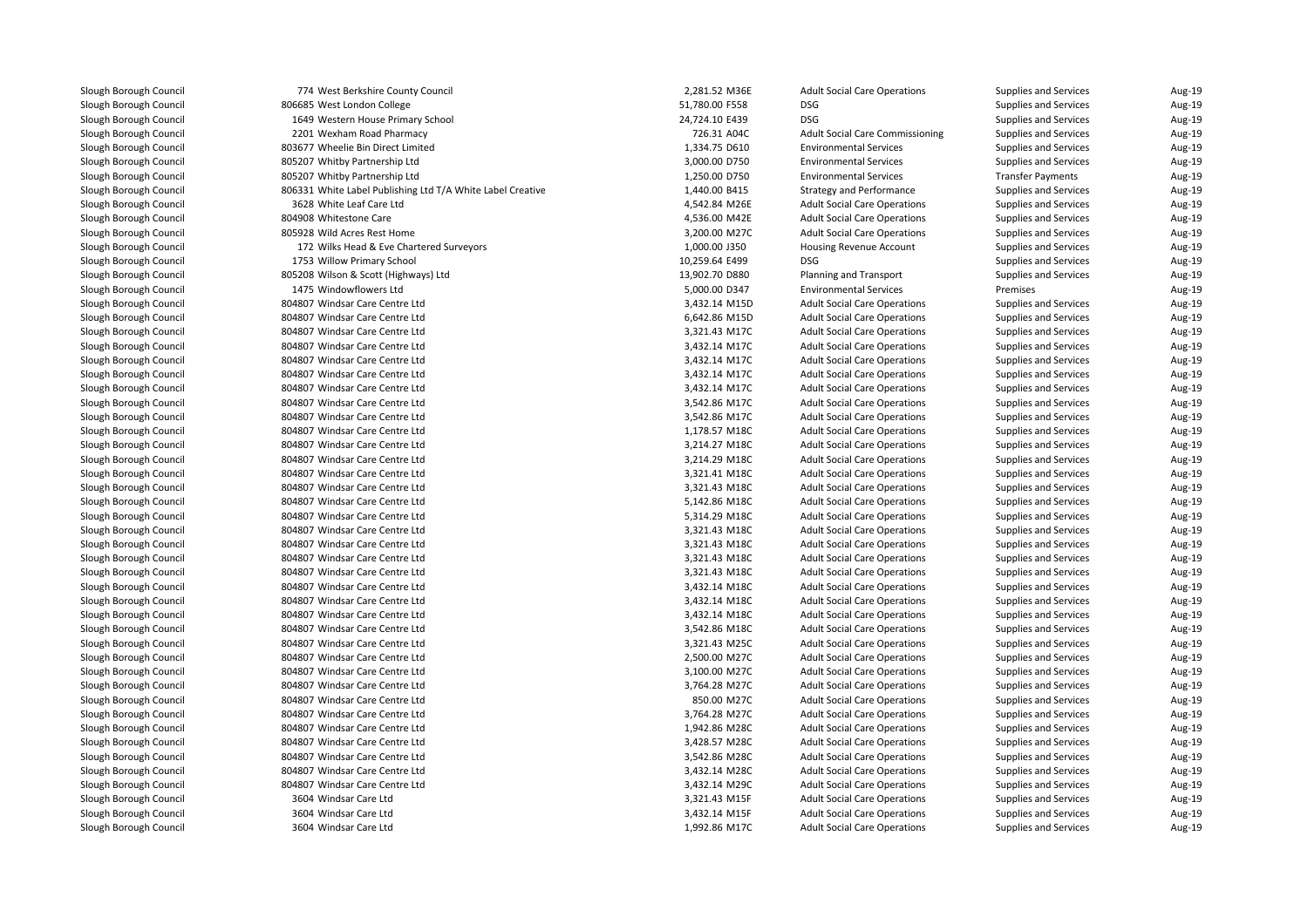| | | | | | | |
|---|---|---|---|---|---|---|
| Slough Borough Council | 774 West Berkshire County Council | 2,281.52 M36E | Adult Social Care Operations | Supplies and Services | Aug-19 |
| Slough Borough Council | 806685 West London College | 51,780.00 F558 | DSG | Supplies and Services | Aug-19 |
| Slough Borough Council | 1649 Western House Primary School | 24,724.10 E439 | DSG | Supplies and Services | Aug-19 |
| Slough Borough Council | 2201 Wexham Road Pharmacy | 726.31 A04C | Adult Social Care Commissioning | Supplies and Services | Aug-19 |
| Slough Borough Council | 803677 Wheelie Bin Direct Limited | 1,334.75 D610 | Environmental Services | Supplies and Services | Aug-19 |
| Slough Borough Council | 805207 Whitby Partnership Ltd | 3,000.00 D750 | Environmental Services | Supplies and Services | Aug-19 |
| Slough Borough Council | 805207 Whitby Partnership Ltd | 1,250.00 D750 | Environmental Services | Transfer Payments | Aug-19 |
| Slough Borough Council | 806331 White Label Publishing Ltd T/A White Label Creative | 1,440.00 B415 | Strategy and Performance | Supplies and Services | Aug-19 |
| Slough Borough Council | 3628 White Leaf Care Ltd | 4,542.84 M26E | Adult Social Care Operations | Supplies and Services | Aug-19 |
| Slough Borough Council | 804908 Whitestone Care | 4,536.00 M42E | Adult Social Care Operations | Supplies and Services | Aug-19 |
| Slough Borough Council | 805928 Wild Acres Rest Home | 3,200.00 M27C | Adult Social Care Operations | Supplies and Services | Aug-19 |
| Slough Borough Council | 172 Wilks Head & Eve Chartered Surveyors | 1,000.00 J350 | Housing Revenue Account | Supplies and Services | Aug-19 |
| Slough Borough Council | 1753 Willow Primary School | 10,259.64 E499 | DSG | Supplies and Services | Aug-19 |
| Slough Borough Council | 805208 Wilson & Scott (Highways) Ltd | 13,902.70 D880 | Planning and Transport | Supplies and Services | Aug-19 |
| Slough Borough Council | 1475 Windowflowers Ltd | 5,000.00 D347 | Environmental Services | Premises | Aug-19 |
| Slough Borough Council | 804807 Windsar Care Centre Ltd | 3,432.14 M15D | Adult Social Care Operations | Supplies and Services | Aug-19 |
| Slough Borough Council | 804807 Windsar Care Centre Ltd | 6,642.86 M15D | Adult Social Care Operations | Supplies and Services | Aug-19 |
| Slough Borough Council | 804807 Windsar Care Centre Ltd | 3,321.43 M17C | Adult Social Care Operations | Supplies and Services | Aug-19 |
| Slough Borough Council | 804807 Windsar Care Centre Ltd | 3,432.14 M17C | Adult Social Care Operations | Supplies and Services | Aug-19 |
| Slough Borough Council | 804807 Windsar Care Centre Ltd | 3,432.14 M17C | Adult Social Care Operations | Supplies and Services | Aug-19 |
| Slough Borough Council | 804807 Windsar Care Centre Ltd | 3,432.14 M17C | Adult Social Care Operations | Supplies and Services | Aug-19 |
| Slough Borough Council | 804807 Windsar Care Centre Ltd | 3,432.14 M17C | Adult Social Care Operations | Supplies and Services | Aug-19 |
| Slough Borough Council | 804807 Windsar Care Centre Ltd | 3,542.86 M17C | Adult Social Care Operations | Supplies and Services | Aug-19 |
| Slough Borough Council | 804807 Windsar Care Centre Ltd | 3,542.86 M17C | Adult Social Care Operations | Supplies and Services | Aug-19 |
| Slough Borough Council | 804807 Windsar Care Centre Ltd | 1,178.57 M18C | Adult Social Care Operations | Supplies and Services | Aug-19 |
| Slough Borough Council | 804807 Windsar Care Centre Ltd | 3,214.27 M18C | Adult Social Care Operations | Supplies and Services | Aug-19 |
| Slough Borough Council | 804807 Windsar Care Centre Ltd | 3,214.29 M18C | Adult Social Care Operations | Supplies and Services | Aug-19 |
| Slough Borough Council | 804807 Windsar Care Centre Ltd | 3,321.41 M18C | Adult Social Care Operations | Supplies and Services | Aug-19 |
| Slough Borough Council | 804807 Windsar Care Centre Ltd | 3,321.43 M18C | Adult Social Care Operations | Supplies and Services | Aug-19 |
| Slough Borough Council | 804807 Windsar Care Centre Ltd | 5,142.86 M18C | Adult Social Care Operations | Supplies and Services | Aug-19 |
| Slough Borough Council | 804807 Windsar Care Centre Ltd | 5,314.29 M18C | Adult Social Care Operations | Supplies and Services | Aug-19 |
| Slough Borough Council | 804807 Windsar Care Centre Ltd | 3,321.43 M18C | Adult Social Care Operations | Supplies and Services | Aug-19 |
| Slough Borough Council | 804807 Windsar Care Centre Ltd | 3,321.43 M18C | Adult Social Care Operations | Supplies and Services | Aug-19 |
| Slough Borough Council | 804807 Windsar Care Centre Ltd | 3,321.43 M18C | Adult Social Care Operations | Supplies and Services | Aug-19 |
| Slough Borough Council | 804807 Windsar Care Centre Ltd | 3,321.43 M18C | Adult Social Care Operations | Supplies and Services | Aug-19 |
| Slough Borough Council | 804807 Windsar Care Centre Ltd | 3,432.14 M18C | Adult Social Care Operations | Supplies and Services | Aug-19 |
| Slough Borough Council | 804807 Windsar Care Centre Ltd | 3,432.14 M18C | Adult Social Care Operations | Supplies and Services | Aug-19 |
| Slough Borough Council | 804807 Windsar Care Centre Ltd | 3,432.14 M18C | Adult Social Care Operations | Supplies and Services | Aug-19 |
| Slough Borough Council | 804807 Windsar Care Centre Ltd | 3,542.86 M18C | Adult Social Care Operations | Supplies and Services | Aug-19 |
| Slough Borough Council | 804807 Windsar Care Centre Ltd | 3,321.43 M25C | Adult Social Care Operations | Supplies and Services | Aug-19 |
| Slough Borough Council | 804807 Windsar Care Centre Ltd | 2,500.00 M27C | Adult Social Care Operations | Supplies and Services | Aug-19 |
| Slough Borough Council | 804807 Windsar Care Centre Ltd | 3,100.00 M27C | Adult Social Care Operations | Supplies and Services | Aug-19 |
| Slough Borough Council | 804807 Windsar Care Centre Ltd | 3,764.28 M27C | Adult Social Care Operations | Supplies and Services | Aug-19 |
| Slough Borough Council | 804807 Windsar Care Centre Ltd | 850.00 M27C | Adult Social Care Operations | Supplies and Services | Aug-19 |
| Slough Borough Council | 804807 Windsar Care Centre Ltd | 3,764.28 M27C | Adult Social Care Operations | Supplies and Services | Aug-19 |
| Slough Borough Council | 804807 Windsar Care Centre Ltd | 1,942.86 M28C | Adult Social Care Operations | Supplies and Services | Aug-19 |
| Slough Borough Council | 804807 Windsar Care Centre Ltd | 3,428.57 M28C | Adult Social Care Operations | Supplies and Services | Aug-19 |
| Slough Borough Council | 804807 Windsar Care Centre Ltd | 3,542.86 M28C | Adult Social Care Operations | Supplies and Services | Aug-19 |
| Slough Borough Council | 804807 Windsar Care Centre Ltd | 3,432.14 M28C | Adult Social Care Operations | Supplies and Services | Aug-19 |
| Slough Borough Council | 804807 Windsar Care Centre Ltd | 3,432.14 M29C | Adult Social Care Operations | Supplies and Services | Aug-19 |
| Slough Borough Council | 3604 Windsar Care Ltd | 3,321.43 M15F | Adult Social Care Operations | Supplies and Services | Aug-19 |
| Slough Borough Council | 3604 Windsar Care Ltd | 3,432.14 M15F | Adult Social Care Operations | Supplies and Services | Aug-19 |
| Slough Borough Council | 3604 Windsar Care Ltd | 1,992.86 M17C | Adult Social Care Operations | Supplies and Services | Aug-19 |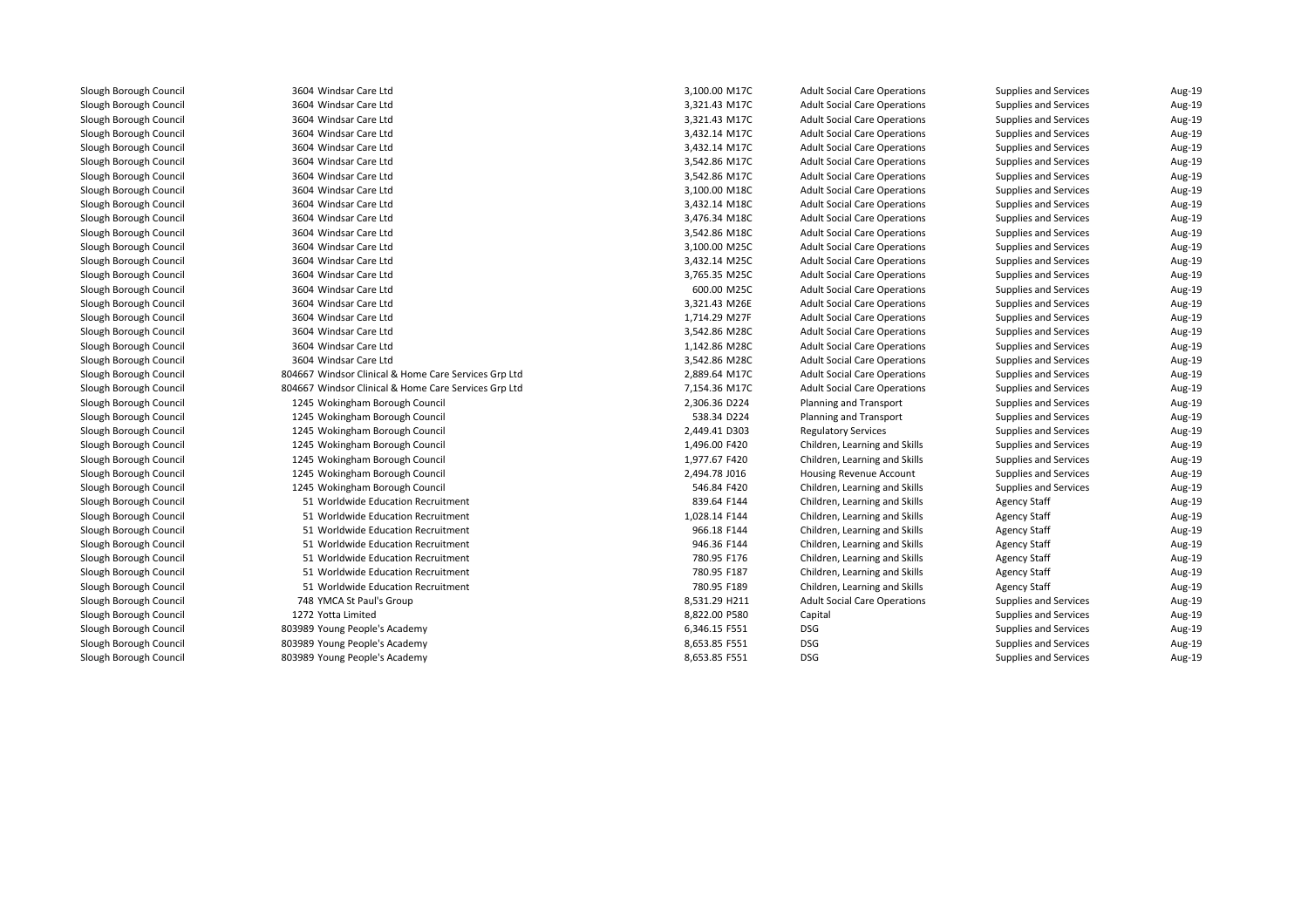| | | | | | | |
|---|---|---|---|---|---|---|
| Slough Borough Council | 3604 Windsar Care Ltd | 3,100.00 | M17C | Adult Social Care Operations | Supplies and Services | Aug-19 |
| Slough Borough Council | 3604 Windsar Care Ltd | 3,321.43 | M17C | Adult Social Care Operations | Supplies and Services | Aug-19 |
| Slough Borough Council | 3604 Windsar Care Ltd | 3,321.43 | M17C | Adult Social Care Operations | Supplies and Services | Aug-19 |
| Slough Borough Council | 3604 Windsar Care Ltd | 3,432.14 | M17C | Adult Social Care Operations | Supplies and Services | Aug-19 |
| Slough Borough Council | 3604 Windsar Care Ltd | 3,432.14 | M17C | Adult Social Care Operations | Supplies and Services | Aug-19 |
| Slough Borough Council | 3604 Windsar Care Ltd | 3,542.86 | M17C | Adult Social Care Operations | Supplies and Services | Aug-19 |
| Slough Borough Council | 3604 Windsar Care Ltd | 3,542.86 | M17C | Adult Social Care Operations | Supplies and Services | Aug-19 |
| Slough Borough Council | 3604 Windsar Care Ltd | 3,100.00 | M18C | Adult Social Care Operations | Supplies and Services | Aug-19 |
| Slough Borough Council | 3604 Windsar Care Ltd | 3,432.14 | M18C | Adult Social Care Operations | Supplies and Services | Aug-19 |
| Slough Borough Council | 3604 Windsar Care Ltd | 3,476.34 | M18C | Adult Social Care Operations | Supplies and Services | Aug-19 |
| Slough Borough Council | 3604 Windsar Care Ltd | 3,542.86 | M18C | Adult Social Care Operations | Supplies and Services | Aug-19 |
| Slough Borough Council | 3604 Windsar Care Ltd | 3,100.00 | M25C | Adult Social Care Operations | Supplies and Services | Aug-19 |
| Slough Borough Council | 3604 Windsar Care Ltd | 3,432.14 | M25C | Adult Social Care Operations | Supplies and Services | Aug-19 |
| Slough Borough Council | 3604 Windsar Care Ltd | 3,765.35 | M25C | Adult Social Care Operations | Supplies and Services | Aug-19 |
| Slough Borough Council | 3604 Windsar Care Ltd | 600.00 | M25C | Adult Social Care Operations | Supplies and Services | Aug-19 |
| Slough Borough Council | 3604 Windsar Care Ltd | 3,321.43 | M26E | Adult Social Care Operations | Supplies and Services | Aug-19 |
| Slough Borough Council | 3604 Windsar Care Ltd | 1,714.29 | M27F | Adult Social Care Operations | Supplies and Services | Aug-19 |
| Slough Borough Council | 3604 Windsar Care Ltd | 3,542.86 | M28C | Adult Social Care Operations | Supplies and Services | Aug-19 |
| Slough Borough Council | 3604 Windsar Care Ltd | 1,142.86 | M28C | Adult Social Care Operations | Supplies and Services | Aug-19 |
| Slough Borough Council | 3604 Windsar Care Ltd | 3,542.86 | M28C | Adult Social Care Operations | Supplies and Services | Aug-19 |
| Slough Borough Council | 804667 Windsor Clinical & Home Care Services Grp Ltd | 2,889.64 | M17C | Adult Social Care Operations | Supplies and Services | Aug-19 |
| Slough Borough Council | 804667 Windsor Clinical & Home Care Services Grp Ltd | 7,154.36 | M17C | Adult Social Care Operations | Supplies and Services | Aug-19 |
| Slough Borough Council | 1245 Wokingham Borough Council | 2,306.36 | D224 | Planning and Transport | Supplies and Services | Aug-19 |
| Slough Borough Council | 1245 Wokingham Borough Council | 538.34 | D224 | Planning and Transport | Supplies and Services | Aug-19 |
| Slough Borough Council | 1245 Wokingham Borough Council | 2,449.41 | D303 | Regulatory Services | Supplies and Services | Aug-19 |
| Slough Borough Council | 1245 Wokingham Borough Council | 1,496.00 | F420 | Children, Learning and Skills | Supplies and Services | Aug-19 |
| Slough Borough Council | 1245 Wokingham Borough Council | 1,977.67 | F420 | Children, Learning and Skills | Supplies and Services | Aug-19 |
| Slough Borough Council | 1245 Wokingham Borough Council | 2,494.78 | J016 | Housing Revenue Account | Supplies and Services | Aug-19 |
| Slough Borough Council | 1245 Wokingham Borough Council | 546.84 | F420 | Children, Learning and Skills | Supplies and Services | Aug-19 |
| Slough Borough Council | 51 Worldwide Education Recruitment | 839.64 | F144 | Children, Learning and Skills | Agency Staff | Aug-19 |
| Slough Borough Council | 51 Worldwide Education Recruitment | 1,028.14 | F144 | Children, Learning and Skills | Agency Staff | Aug-19 |
| Slough Borough Council | 51 Worldwide Education Recruitment | 966.18 | F144 | Children, Learning and Skills | Agency Staff | Aug-19 |
| Slough Borough Council | 51 Worldwide Education Recruitment | 946.36 | F144 | Children, Learning and Skills | Agency Staff | Aug-19 |
| Slough Borough Council | 51 Worldwide Education Recruitment | 780.95 | F176 | Children, Learning and Skills | Agency Staff | Aug-19 |
| Slough Borough Council | 51 Worldwide Education Recruitment | 780.95 | F187 | Children, Learning and Skills | Agency Staff | Aug-19 |
| Slough Borough Council | 51 Worldwide Education Recruitment | 780.95 | F189 | Children, Learning and Skills | Agency Staff | Aug-19 |
| Slough Borough Council | 748 YMCA St Paul's Group | 8,531.29 | H211 | Adult Social Care Operations | Supplies and Services | Aug-19 |
| Slough Borough Council | 1272 Yotta Limited | 8,822.00 | P580 | Capital | Supplies and Services | Aug-19 |
| Slough Borough Council | 803989 Young People's Academy | 6,346.15 | F551 | DSG | Supplies and Services | Aug-19 |
| Slough Borough Council | 803989 Young People's Academy | 8,653.85 | F551 | DSG | Supplies and Services | Aug-19 |
| Slough Borough Council | 803989 Young People's Academy | 8,653.85 | F551 | DSG | Supplies and Services | Aug-19 |